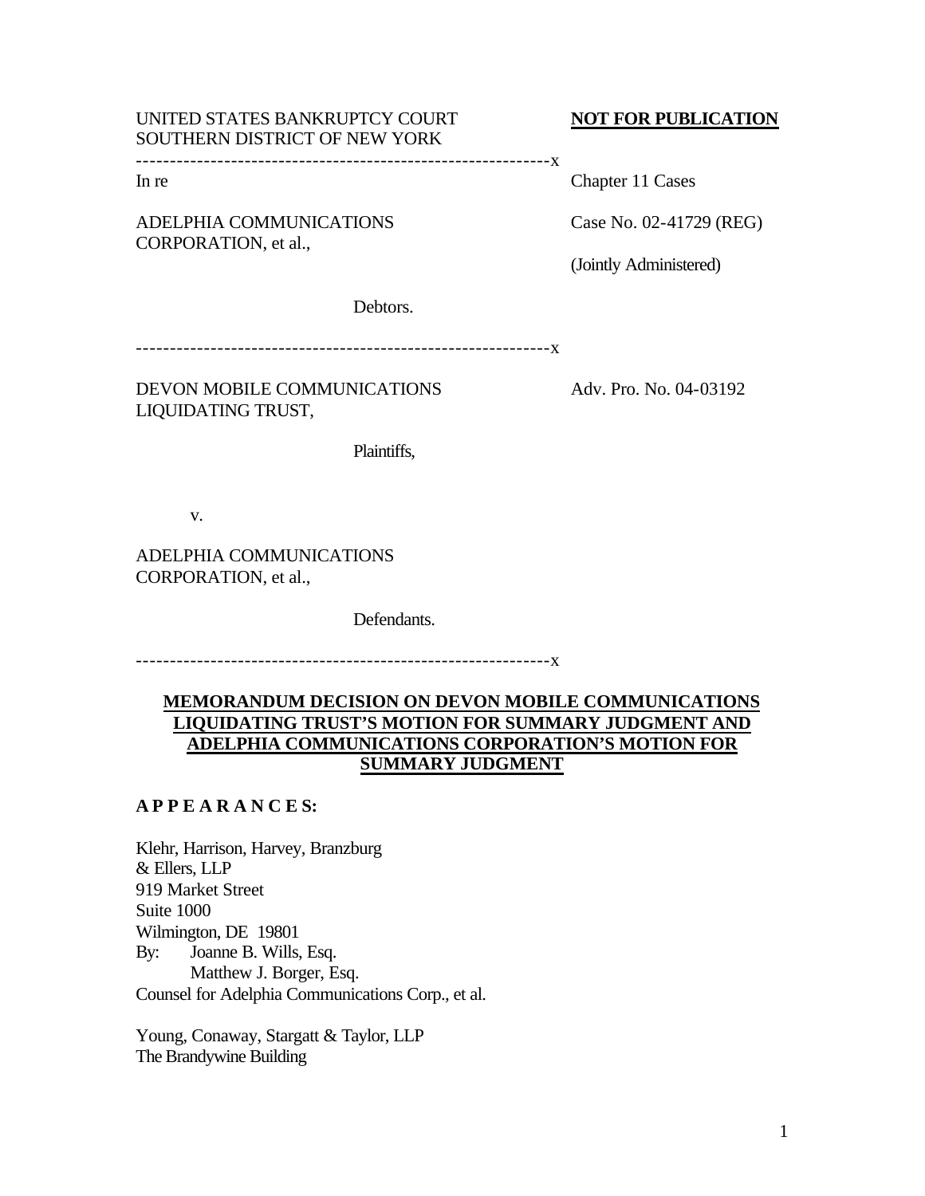UNITED STATES BANKRUPTCY COURT
SOUTHERN DISTRICT OF NEW YORK

**NOT FOR PUBLICATION**

---------------------------------------------------------------x

In re

ADELPHIA COMMUNICATIONS CORPORATION, et al.,

Debtors.

Chapter 11 Cases

Case No. 02-41729 (REG)

(Jointly Administered)

---------------------------------------------------------------x

DEVON MOBILE COMMUNICATIONS LIQUIDATING TRUST,

Plaintiffs,

v.

ADELPHIA COMMUNICATIONS CORPORATION, et al.,

Defendants.

Adv. Pro. No. 04-03192

---------------------------------------------------------------x

**MEMORANDUM DECISION ON DEVON MOBILE COMMUNICATIONS LIQUIDATING TRUST'S MOTION FOR SUMMARY JUDGMENT AND ADELPHIA COMMUNICATIONS CORPORATION'S MOTION FOR SUMMARY JUDGMENT**

**A P P E A R A N C E S:**

Klehr, Harrison, Harvey, Branzburg & Ellers, LLP
919 Market Street
Suite 1000
Wilmington, DE 19801
By: Joanne B. Wills, Esq.
Matthew J. Borger, Esq.
Counsel for Adelphia Communications Corp., et al.

Young, Conaway, Stargatt & Taylor, LLP
The Brandywine Building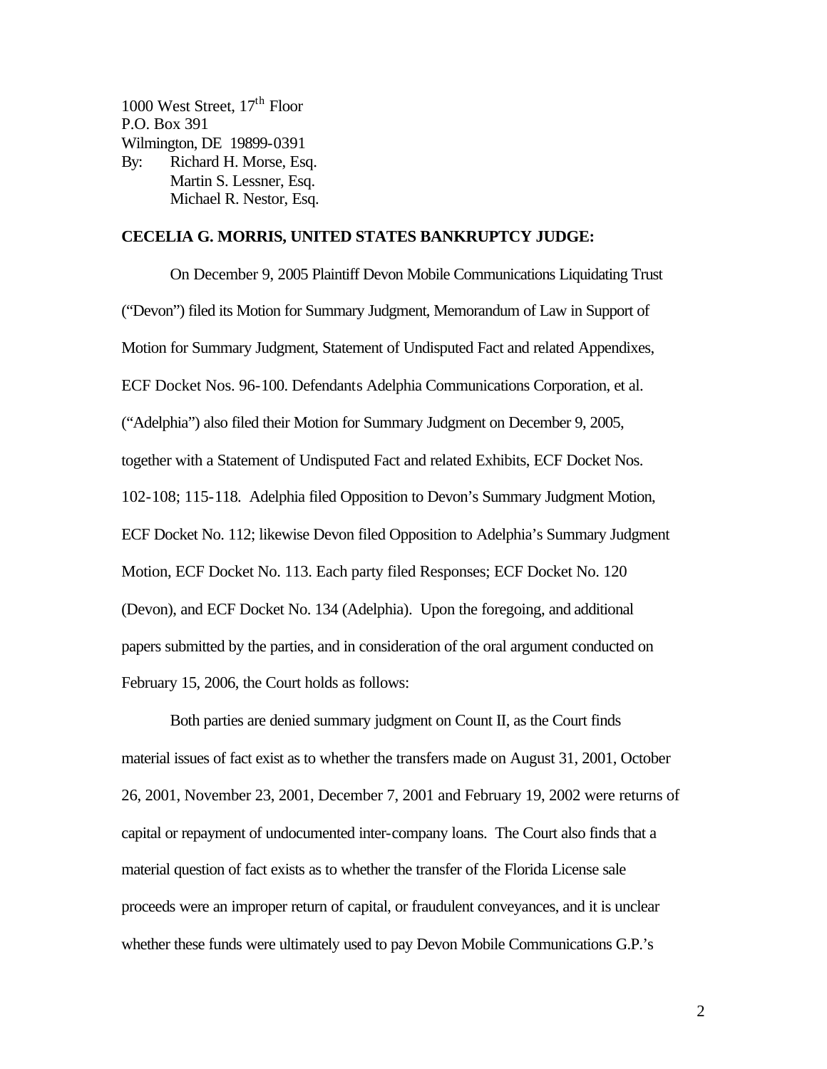1000 West Street, 17th Floor
P.O. Box 391
Wilmington, DE 19899-0391
By: Richard H. Morse, Esq.
Martin S. Lessner, Esq.
Michael R. Nestor, Esq.

**CECELIA G. MORRIS, UNITED STATES BANKRUPTCY JUDGE:**

On December 9, 2005 Plaintiff Devon Mobile Communications Liquidating Trust ("Devon") filed its Motion for Summary Judgment, Memorandum of Law in Support of Motion for Summary Judgment, Statement of Undisputed Fact and related Appendixes, ECF Docket Nos. 96-100. Defendants Adelphia Communications Corporation, et al. ("Adelphia") also filed their Motion for Summary Judgment on December 9, 2005, together with a Statement of Undisputed Fact and related Exhibits, ECF Docket Nos. 102-108; 115-118. Adelphia filed Opposition to Devon's Summary Judgment Motion, ECF Docket No. 112; likewise Devon filed Opposition to Adelphia's Summary Judgment Motion, ECF Docket No. 113. Each party filed Responses; ECF Docket No. 120 (Devon), and ECF Docket No. 134 (Adelphia). Upon the foregoing, and additional papers submitted by the parties, and in consideration of the oral argument conducted on February 15, 2006, the Court holds as follows:

Both parties are denied summary judgment on Count II, as the Court finds material issues of fact exist as to whether the transfers made on August 31, 2001, October 26, 2001, November 23, 2001, December 7, 2001 and February 19, 2002 were returns of capital or repayment of undocumented inter-company loans. The Court also finds that a material question of fact exists as to whether the transfer of the Florida License sale proceeds were an improper return of capital, or fraudulent conveyances, and it is unclear whether these funds were ultimately used to pay Devon Mobile Communications G.P.'s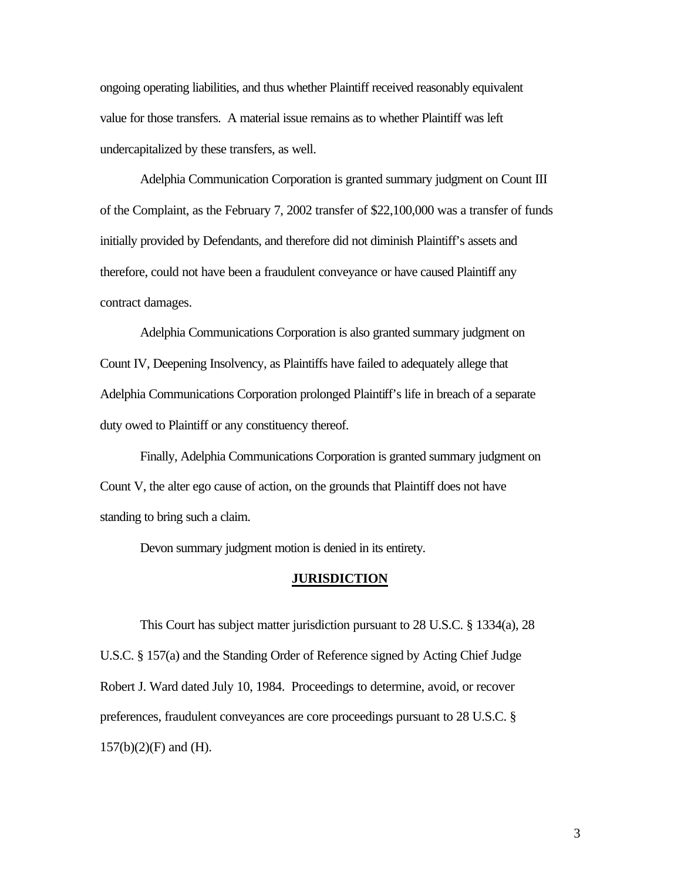ongoing operating liabilities, and thus whether Plaintiff received reasonably equivalent value for those transfers. A material issue remains as to whether Plaintiff was left undercapitalized by these transfers, as well.

Adelphia Communication Corporation is granted summary judgment on Count III of the Complaint, as the February 7, 2002 transfer of $22,100,000 was a transfer of funds initially provided by Defendants, and therefore did not diminish Plaintiff's assets and therefore, could not have been a fraudulent conveyance or have caused Plaintiff any contract damages.

Adelphia Communications Corporation is also granted summary judgment on Count IV, Deepening Insolvency, as Plaintiffs have failed to adequately allege that Adelphia Communications Corporation prolonged Plaintiff's life in breach of a separate duty owed to Plaintiff or any constituency thereof.

Finally, Adelphia Communications Corporation is granted summary judgment on Count V, the alter ego cause of action, on the grounds that Plaintiff does not have standing to bring such a claim.

Devon summary judgment motion is denied in its entirety.

## JURISDICTION

This Court has subject matter jurisdiction pursuant to 28 U.S.C. § 1334(a), 28 U.S.C. § 157(a) and the Standing Order of Reference signed by Acting Chief Judge Robert J. Ward dated July 10, 1984. Proceedings to determine, avoid, or recover preferences, fraudulent conveyances are core proceedings pursuant to 28 U.S.C. § 157(b)(2)(F) and (H).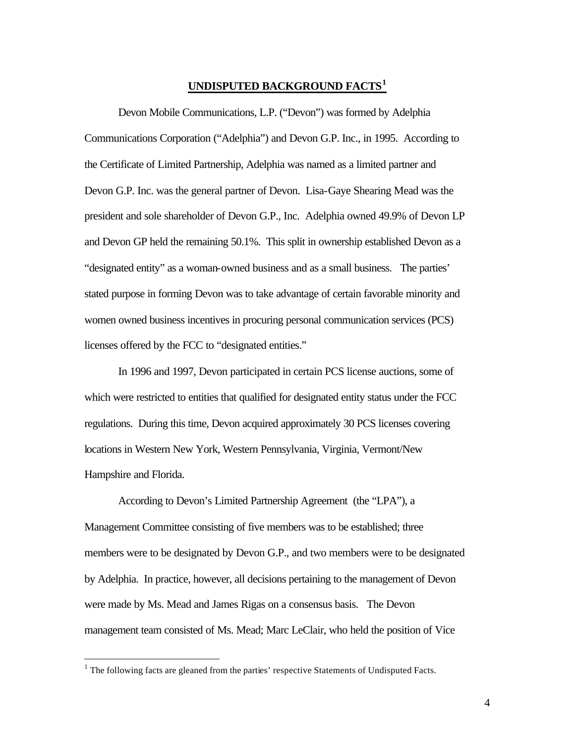## UNDISPUTED BACKGROUND FACTS[1]

Devon Mobile Communications, L.P. ("Devon") was formed by Adelphia Communications Corporation ("Adelphia") and Devon G.P. Inc., in 1995. According to the Certificate of Limited Partnership, Adelphia was named as a limited partner and Devon G.P. Inc. was the general partner of Devon. Lisa-Gaye Shearing Mead was the president and sole shareholder of Devon G.P., Inc. Adelphia owned 49.9% of Devon LP and Devon GP held the remaining 50.1%. This split in ownership established Devon as a "designated entity" as a woman-owned business and as a small business. The parties' stated purpose in forming Devon was to take advantage of certain favorable minority and women owned business incentives in procuring personal communication services (PCS) licenses offered by the FCC to "designated entities."

In 1996 and 1997, Devon participated in certain PCS license auctions, some of which were restricted to entities that qualified for designated entity status under the FCC regulations. During this time, Devon acquired approximately 30 PCS licenses covering locations in Western New York, Western Pennsylvania, Virginia, Vermont/New Hampshire and Florida.

According to Devon's Limited Partnership Agreement (the "LPA"), a Management Committee consisting of five members was to be established; three members were to be designated by Devon G.P., and two members were to be designated by Adelphia. In practice, however, all decisions pertaining to the management of Devon were made by Ms. Mead and James Rigas on a consensus basis. The Devon management team consisted of Ms. Mead; Marc LeClair, who held the position of Vice

---

[1] The following facts are gleaned from the parties' respective Statements of Undisputed Facts.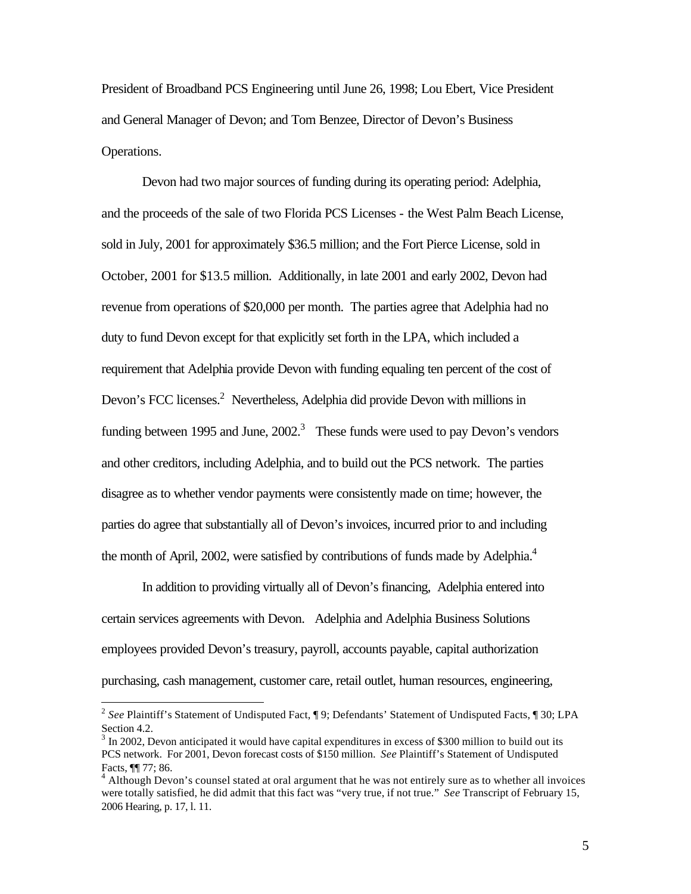President of Broadband PCS Engineering until June 26, 1998; Lou Ebert, Vice President and General Manager of Devon; and Tom Benzee, Director of Devon's Business Operations.

Devon had two major sources of funding during its operating period: Adelphia, and the proceeds of the sale of two Florida PCS Licenses - the West Palm Beach License, sold in July, 2001 for approximately $36.5 million; and the Fort Pierce License, sold in October, 2001 for $13.5 million. Additionally, in late 2001 and early 2002, Devon had revenue from operations of $20,000 per month. The parties agree that Adelphia had no duty to fund Devon except for that explicitly set forth in the LPA, which included a requirement that Adelphia provide Devon with funding equaling ten percent of the cost of Devon's FCC licenses.[2] Nevertheless, Adelphia did provide Devon with millions in funding between 1995 and June, 2002.[3] These funds were used to pay Devon's vendors and other creditors, including Adelphia, and to build out the PCS network. The parties disagree as to whether vendor payments were consistently made on time; however, the parties do agree that substantially all of Devon's invoices, incurred prior to and including the month of April, 2002, were satisfied by contributions of funds made by Adelphia.[4]

In addition to providing virtually all of Devon's financing, Adelphia entered into certain services agreements with Devon. Adelphia and Adelphia Business Solutions employees provided Devon's treasury, payroll, accounts payable, capital authorization purchasing, cash management, customer care, retail outlet, human resources, engineering,

---

[2] *See* Plaintiff's Statement of Undisputed Fact, ¶ 9; Defendants' Statement of Undisputed Facts, ¶ 30; LPA Section 4.2.

[3] In 2002, Devon anticipated it would have capital expenditures in excess of $300 million to build out its PCS network. For 2001, Devon forecast costs of $150 million. *See* Plaintiff's Statement of Undisputed Facts, ¶¶ 77; 86.

[4] Although Devon's counsel stated at oral argument that he was not entirely sure as to whether all invoices were totally satisfied, he did admit that this fact was "very true, if not true." *See* Transcript of February 15, 2006 Hearing, p. 17, l. 11.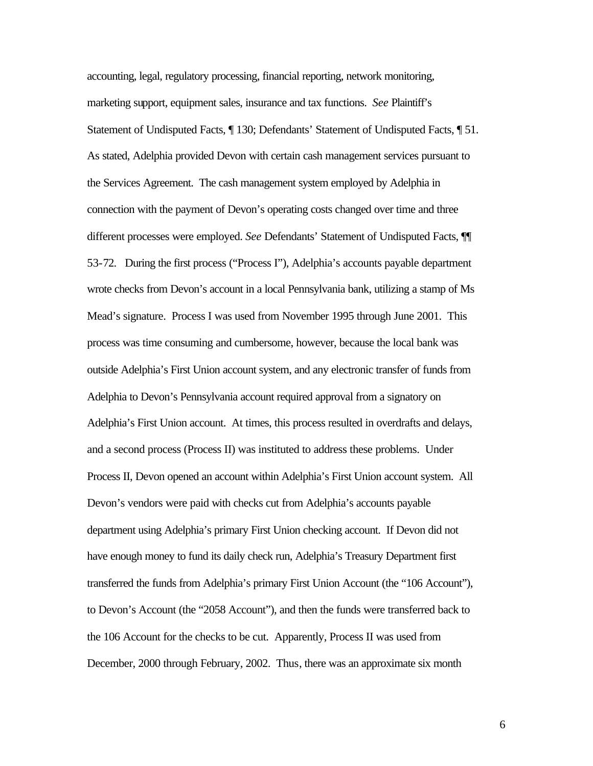accounting, legal, regulatory processing, financial reporting, network monitoring, marketing support, equipment sales, insurance and tax functions. *See* Plaintiff's Statement of Undisputed Facts, ¶ 130; Defendants' Statement of Undisputed Facts, ¶ 51. As stated, Adelphia provided Devon with certain cash management services pursuant to the Services Agreement. The cash management system employed by Adelphia in connection with the payment of Devon's operating costs changed over time and three different processes were employed. *See* Defendants' Statement of Undisputed Facts, ¶¶ 53-72. During the first process ("Process I"), Adelphia's accounts payable department wrote checks from Devon's account in a local Pennsylvania bank, utilizing a stamp of Ms Mead's signature. Process I was used from November 1995 through June 2001. This process was time consuming and cumbersome, however, because the local bank was outside Adelphia's First Union account system, and any electronic transfer of funds from Adelphia to Devon's Pennsylvania account required approval from a signatory on Adelphia's First Union account. At times, this process resulted in overdrafts and delays, and a second process (Process II) was instituted to address these problems. Under Process II, Devon opened an account within Adelphia's First Union account system. All Devon's vendors were paid with checks cut from Adelphia's accounts payable department using Adelphia's primary First Union checking account. If Devon did not have enough money to fund its daily check run, Adelphia's Treasury Department first transferred the funds from Adelphia's primary First Union Account (the "106 Account"), to Devon's Account (the "2058 Account"), and then the funds were transferred back to the 106 Account for the checks to be cut. Apparently, Process II was used from December, 2000 through February, 2002. Thus, there was an approximate six month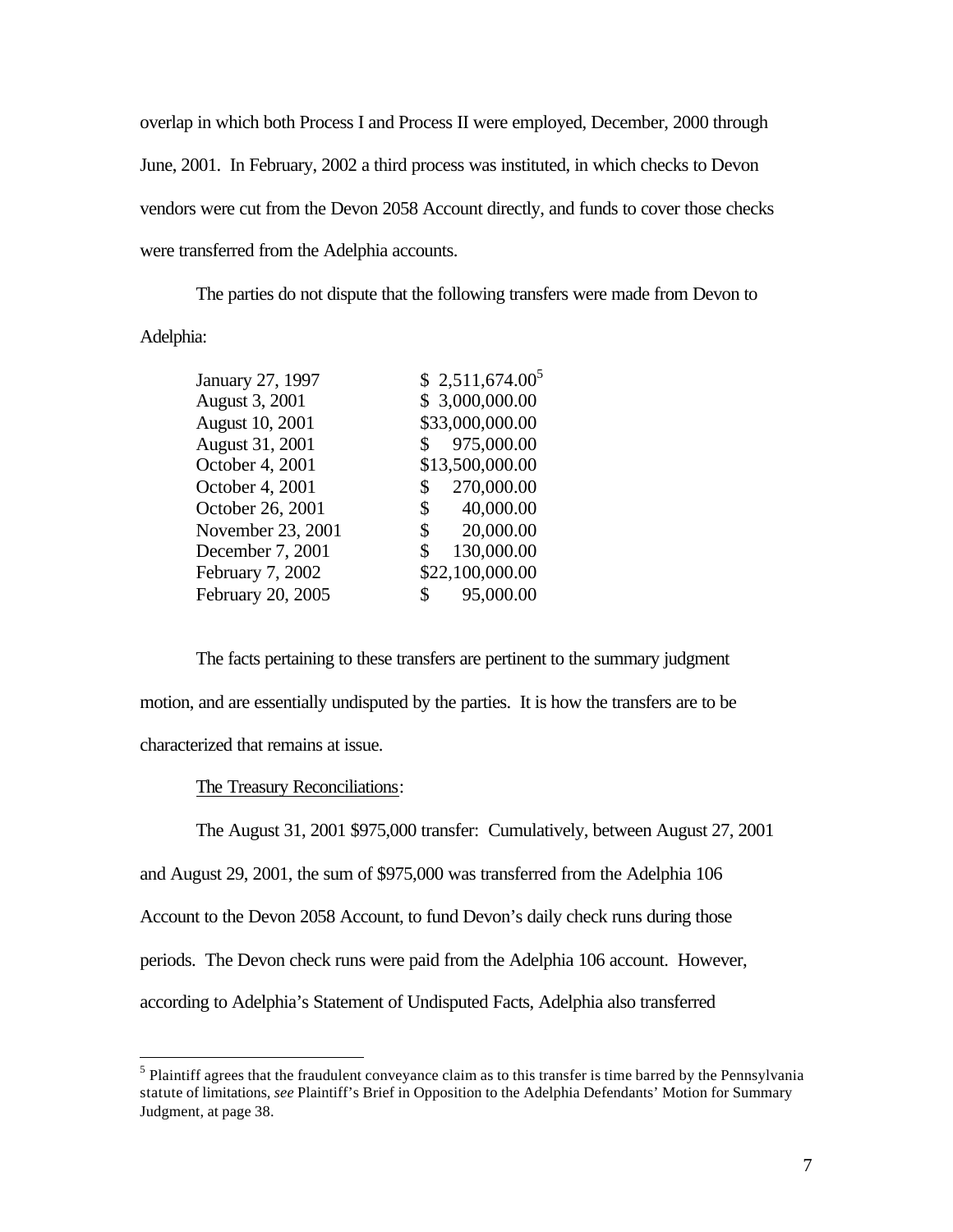overlap in which both Process I and Process II were employed, December, 2000 through June, 2001. In February, 2002 a third process was instituted, in which checks to Devon vendors were cut from the Devon 2058 Account directly, and funds to cover those checks were transferred from the Adelphia accounts.

The parties do not dispute that the following transfers were made from Devon to Adelphia:

| | |
|---|---|
| January 27, 1997 | $ 2,511,674.00[5] |
| August 3, 2001 | $ 3,000,000.00 |
| August 10, 2001 | $33,000,000.00 |
| August 31, 2001 | $ 975,000.00 |
| October 4, 2001 | $13,500,000.00 |
| October 4, 2001 | $ 270,000.00 |
| October 26, 2001 | $ 40,000.00 |
| November 23, 2001 | $ 20,000.00 |
| December 7, 2001 | $ 130,000.00 |
| February 7, 2002 | $22,100,000.00 |
| February 20, 2005 | $ 95,000.00 |

The facts pertaining to these transfers are pertinent to the summary judgment motion, and are essentially undisputed by the parties. It is how the transfers are to be characterized that remains at issue.

<u>The Treasury Reconciliations</u>:

The August 31, 2001 $975,000 transfer: Cumulatively, between August 27, 2001 and August 29, 2001, the sum of $975,000 was transferred from the Adelphia 106 Account to the Devon 2058 Account, to fund Devon's daily check runs during those periods. The Devon check runs were paid from the Adelphia 106 account. However, according to Adelphia's Statement of Undisputed Facts, Adelphia also transferred

---

[5] Plaintiff agrees that the fraudulent conveyance claim as to this transfer is time barred by the Pennsylvania statute of limitations, *see* Plaintiff's Brief in Opposition to the Adelphia Defendants' Motion for Summary Judgment, at page 38.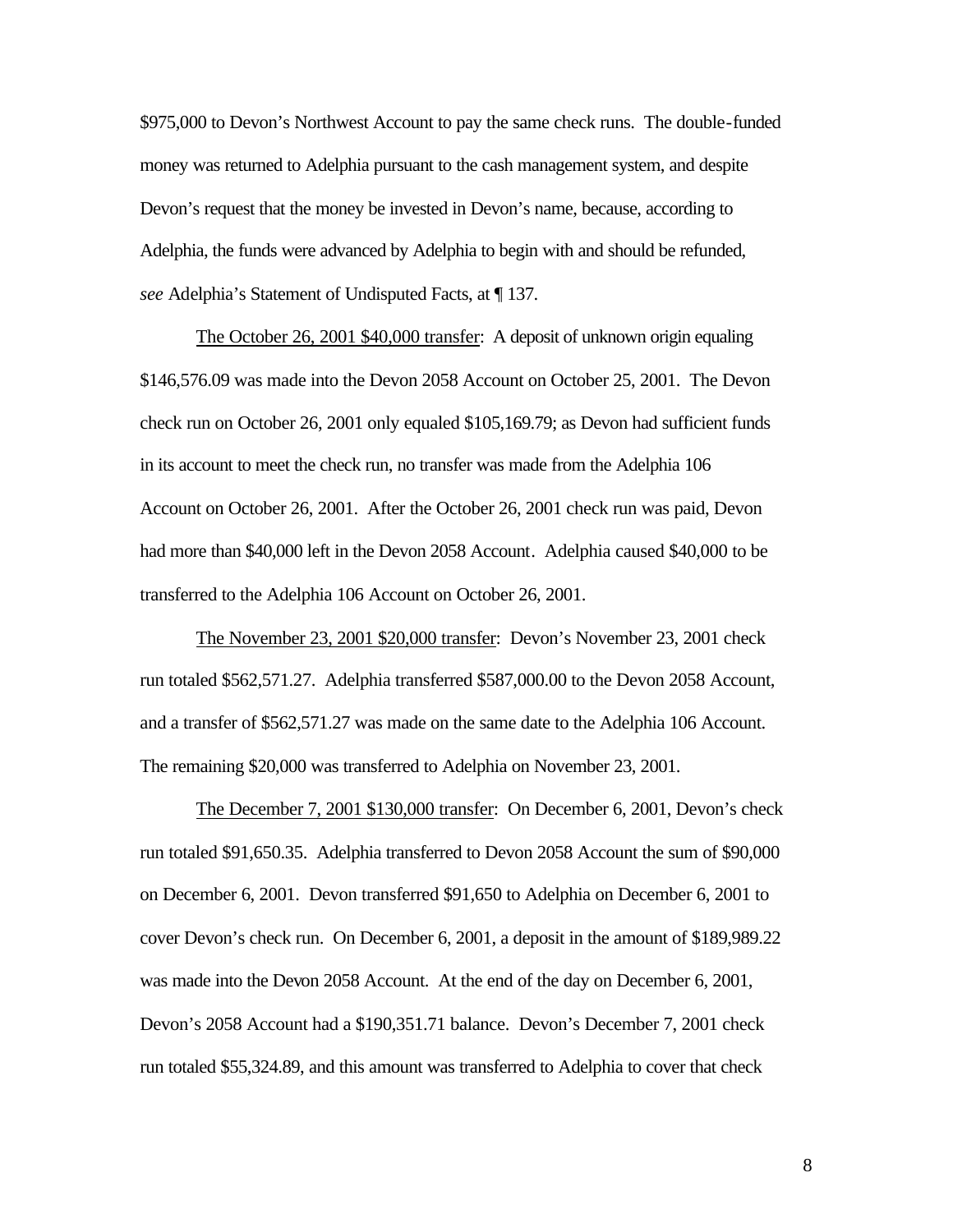$975,000 to Devon's Northwest Account to pay the same check runs. The double-funded money was returned to Adelphia pursuant to the cash management system, and despite Devon's request that the money be invested in Devon's name, because, according to Adelphia, the funds were advanced by Adelphia to begin with and should be refunded, *see* Adelphia's Statement of Undisputed Facts, at ¶ 137.

<u>The October 26, 2001 $40,000 transfer</u>: A deposit of unknown origin equaling $146,576.09 was made into the Devon 2058 Account on October 25, 2001. The Devon check run on October 26, 2001 only equaled $105,169.79; as Devon had sufficient funds in its account to meet the check run, no transfer was made from the Adelphia 106 Account on October 26, 2001. After the October 26, 2001 check run was paid, Devon had more than $40,000 left in the Devon 2058 Account. Adelphia caused $40,000 to be transferred to the Adelphia 106 Account on October 26, 2001.

<u>The November 23, 2001 $20,000 transfer</u>: Devon's November 23, 2001 check run totaled $562,571.27. Adelphia transferred $587,000.00 to the Devon 2058 Account, and a transfer of $562,571.27 was made on the same date to the Adelphia 106 Account. The remaining $20,000 was transferred to Adelphia on November 23, 2001.

<u>The December 7, 2001 $130,000 transfer</u>: On December 6, 2001, Devon's check run totaled $91,650.35. Adelphia transferred to Devon 2058 Account the sum of $90,000 on December 6, 2001. Devon transferred $91,650 to Adelphia on December 6, 2001 to cover Devon's check run. On December 6, 2001, a deposit in the amount of $189,989.22 was made into the Devon 2058 Account. At the end of the day on December 6, 2001, Devon's 2058 Account had a $190,351.71 balance. Devon's December 7, 2001 check run totaled $55,324.89, and this amount was transferred to Adelphia to cover that check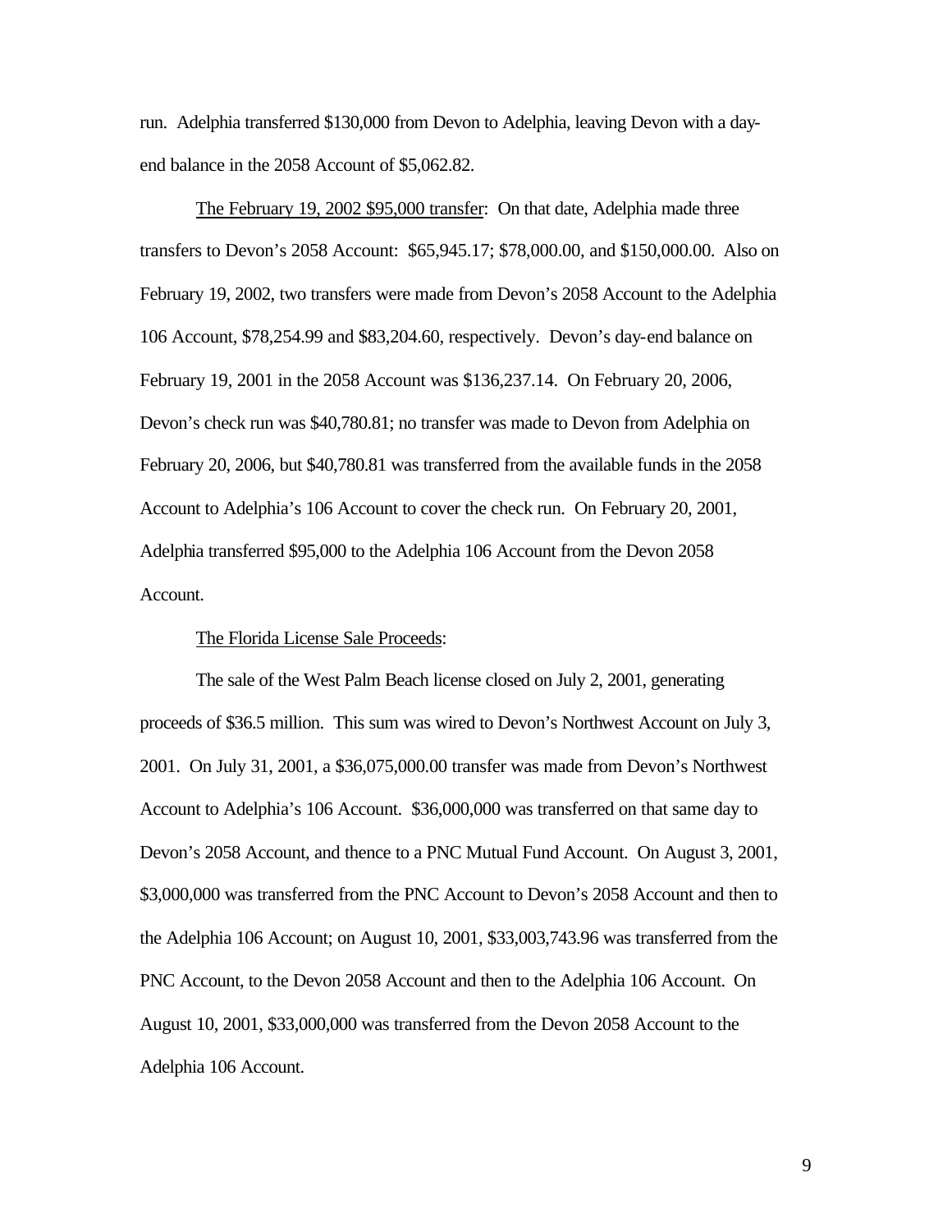run. Adelphia transferred $130,000 from Devon to Adelphia, leaving Devon with a day-end balance in the 2058 Account of $5,062.82.

<u>The February 19, 2002 $95,000 transfer</u>: On that date, Adelphia made three transfers to Devon's 2058 Account: $65,945.17; $78,000.00, and $150,000.00. Also on February 19, 2002, two transfers were made from Devon's 2058 Account to the Adelphia 106 Account, $78,254.99 and $83,204.60, respectively. Devon's day-end balance on February 19, 2001 in the 2058 Account was $136,237.14. On February 20, 2006, Devon's check run was $40,780.81; no transfer was made to Devon from Adelphia on February 20, 2006, but $40,780.81 was transferred from the available funds in the 2058 Account to Adelphia's 106 Account to cover the check run. On February 20, 2001, Adelphia transferred $95,000 to the Adelphia 106 Account from the Devon 2058 Account.

<u>The Florida License Sale Proceeds</u>:

The sale of the West Palm Beach license closed on July 2, 2001, generating proceeds of $36.5 million. This sum was wired to Devon's Northwest Account on July 3, 2001. On July 31, 2001, a $36,075,000.00 transfer was made from Devon's Northwest Account to Adelphia's 106 Account. $36,000,000 was transferred on that same day to Devon's 2058 Account, and thence to a PNC Mutual Fund Account. On August 3, 2001, $3,000,000 was transferred from the PNC Account to Devon's 2058 Account and then to the Adelphia 106 Account; on August 10, 2001, $33,003,743.96 was transferred from the PNC Account, to the Devon 2058 Account and then to the Adelphia 106 Account. On August 10, 2001, $33,000,000 was transferred from the Devon 2058 Account to the Adelphia 106 Account.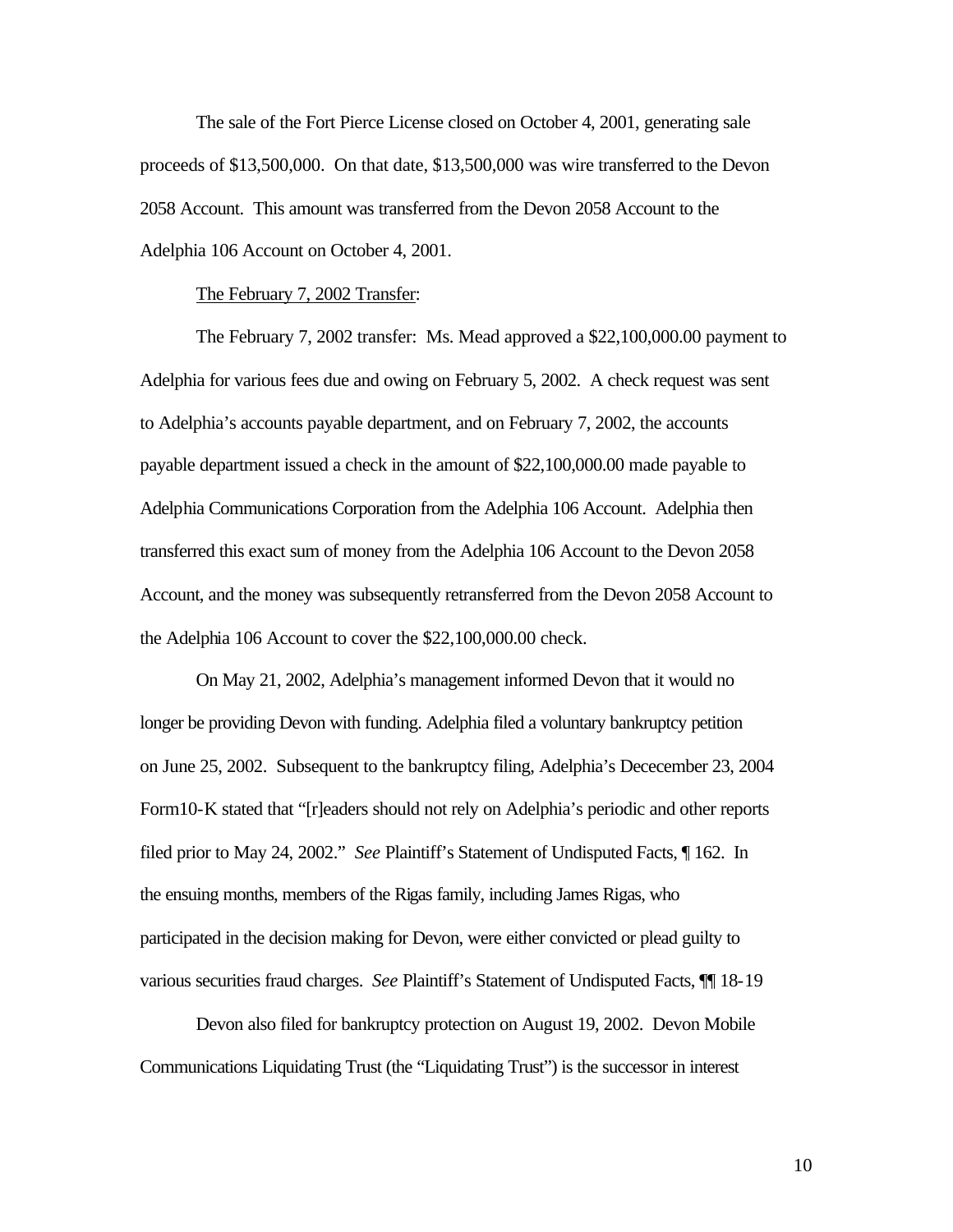The sale of the Fort Pierce License closed on October 4, 2001, generating sale proceeds of $13,500,000. On that date, $13,500,000 was wire transferred to the Devon 2058 Account. This amount was transferred from the Devon 2058 Account to the Adelphia 106 Account on October 4, 2001.

<u>The February 7, 2002 Transfer</u>:

The February 7, 2002 transfer: Ms. Mead approved a $22,100,000.00 payment to Adelphia for various fees due and owing on February 5, 2002. A check request was sent to Adelphia's accounts payable department, and on February 7, 2002, the accounts payable department issued a check in the amount of $22,100,000.00 made payable to Adelphia Communications Corporation from the Adelphia 106 Account. Adelphia then transferred this exact sum of money from the Adelphia 106 Account to the Devon 2058 Account, and the money was subsequently retransferred from the Devon 2058 Account to the Adelphia 106 Account to cover the $22,100,000.00 check.

On May 21, 2002, Adelphia's management informed Devon that it would no longer be providing Devon with funding. Adelphia filed a voluntary bankruptcy petition on June 25, 2002. Subsequent to the bankruptcy filing, Adelphia's Dececember 23, 2004 Form10-K stated that "[r]eaders should not rely on Adelphia's periodic and other reports filed prior to May 24, 2002." *See* Plaintiff's Statement of Undisputed Facts, ¶ 162. In the ensuing months, members of the Rigas family, including James Rigas, who participated in the decision making for Devon, were either convicted or plead guilty to various securities fraud charges. *See* Plaintiff's Statement of Undisputed Facts, ¶¶ 18-19

Devon also filed for bankruptcy protection on August 19, 2002. Devon Mobile Communications Liquidating Trust (the "Liquidating Trust") is the successor in interest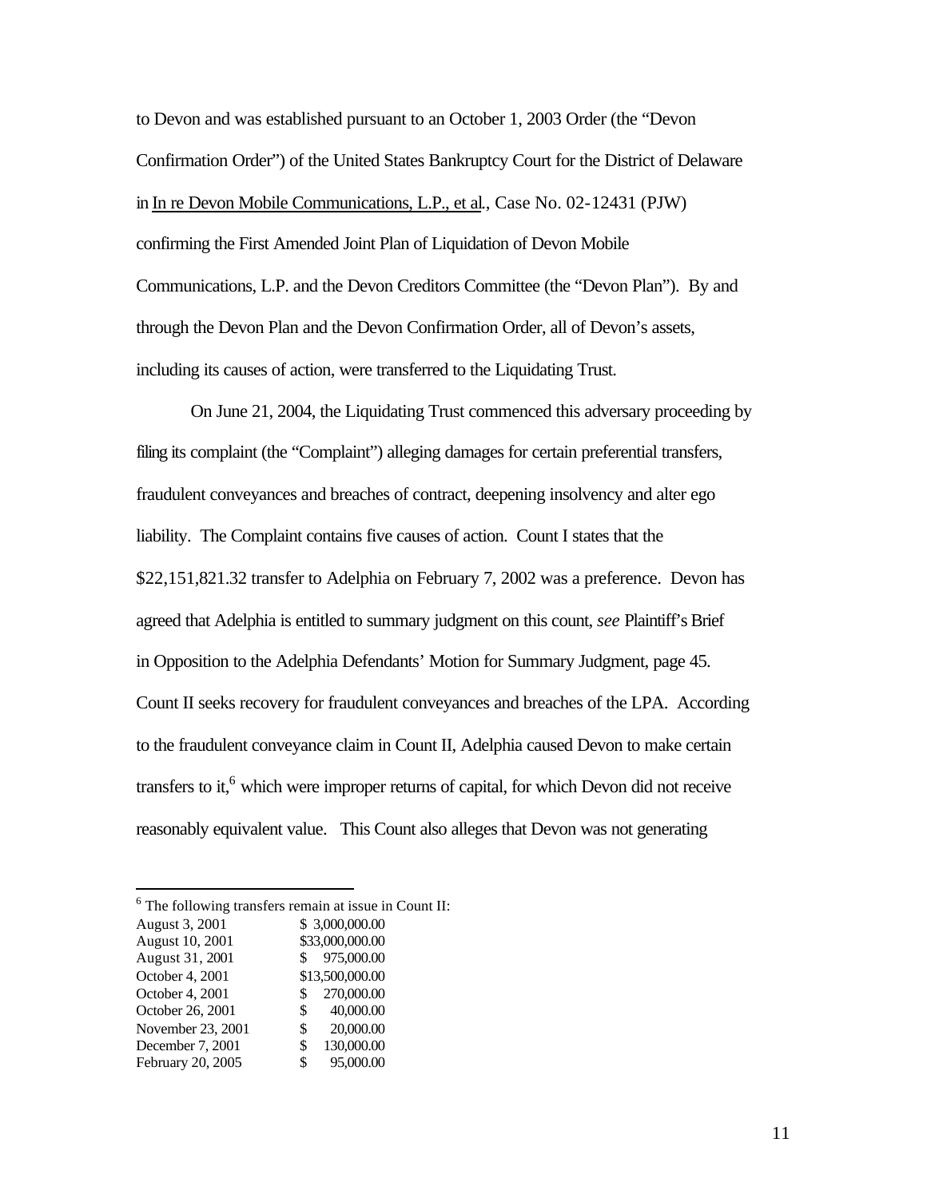to Devon and was established pursuant to an October 1, 2003 Order (the "Devon Confirmation Order") of the United States Bankruptcy Court for the District of Delaware in In re Devon Mobile Communications, L.P., et al., Case No. 02-12431 (PJW) confirming the First Amended Joint Plan of Liquidation of Devon Mobile Communications, L.P. and the Devon Creditors Committee (the "Devon Plan"). By and through the Devon Plan and the Devon Confirmation Order, all of Devon's assets, including its causes of action, were transferred to the Liquidating Trust.

On June 21, 2004, the Liquidating Trust commenced this adversary proceeding by filing its complaint (the "Complaint") alleging damages for certain preferential transfers, fraudulent conveyances and breaches of contract, deepening insolvency and alter ego liability. The Complaint contains five causes of action. Count I states that the $22,151,821.32 transfer to Adelphia on February 7, 2002 was a preference. Devon has agreed that Adelphia is entitled to summary judgment on this count, *see* Plaintiff's Brief in Opposition to the Adelphia Defendants' Motion for Summary Judgment, page 45. Count II seeks recovery for fraudulent conveyances and breaches of the LPA. According to the fraudulent conveyance claim in Count II, Adelphia caused Devon to make certain transfers to it,[6] which were improper returns of capital, for which Devon did not receive reasonably equivalent value. This Count also alleges that Devon was not generating

[6] The following transfers remain at issue in Count II:

| | |
|---|---|
| August 3, 2001 | $ 3,000,000.00 |
| August 10, 2001 | $33,000,000.00 |
| August 31, 2001 | $ 975,000.00 |
| October 4, 2001 | $13,500,000.00 |
| October 4, 2001 | $ 270,000.00 |
| October 26, 2001 | $ 40,000.00 |
| November 23, 2001 | $ 20,000.00 |
| December 7, 2001 | $ 130,000.00 |
| February 20, 2005 | $ 95,000.00 |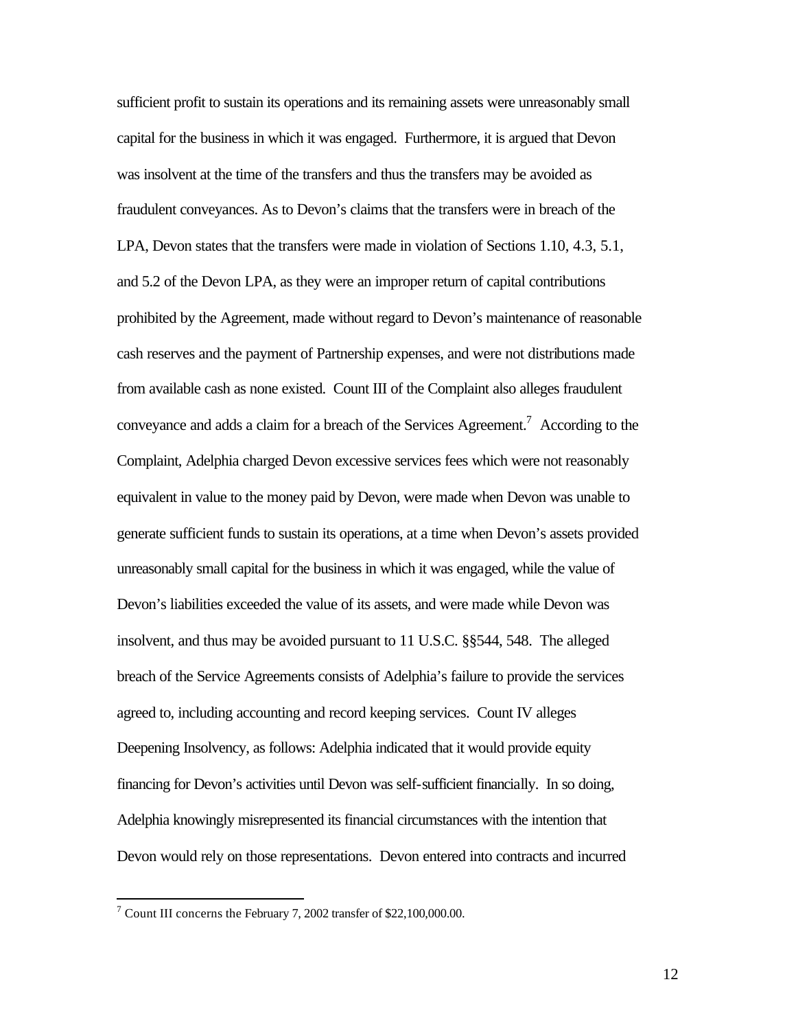sufficient profit to sustain its operations and its remaining assets were unreasonably small capital for the business in which it was engaged. Furthermore, it is argued that Devon was insolvent at the time of the transfers and thus the transfers may be avoided as fraudulent conveyances. As to Devon's claims that the transfers were in breach of the LPA, Devon states that the transfers were made in violation of Sections 1.10, 4.3, 5.1, and 5.2 of the Devon LPA, as they were an improper return of capital contributions prohibited by the Agreement, made without regard to Devon's maintenance of reasonable cash reserves and the payment of Partnership expenses, and were not distributions made from available cash as none existed. Count III of the Complaint also alleges fraudulent conveyance and adds a claim for a breach of the Services Agreement.[7] According to the Complaint, Adelphia charged Devon excessive services fees which were not reasonably equivalent in value to the money paid by Devon, were made when Devon was unable to generate sufficient funds to sustain its operations, at a time when Devon's assets provided unreasonably small capital for the business in which it was engaged, while the value of Devon's liabilities exceeded the value of its assets, and were made while Devon was insolvent, and thus may be avoided pursuant to 11 U.S.C. §§544, 548. The alleged breach of the Service Agreements consists of Adelphia's failure to provide the services agreed to, including accounting and record keeping services. Count IV alleges Deepening Insolvency, as follows: Adelphia indicated that it would provide equity financing for Devon's activities until Devon was self-sufficient financially. In so doing, Adelphia knowingly misrepresented its financial circumstances with the intention that Devon would rely on those representations. Devon entered into contracts and incurred

---

[7] Count III concerns the February 7, 2002 transfer of $22,100,000.00.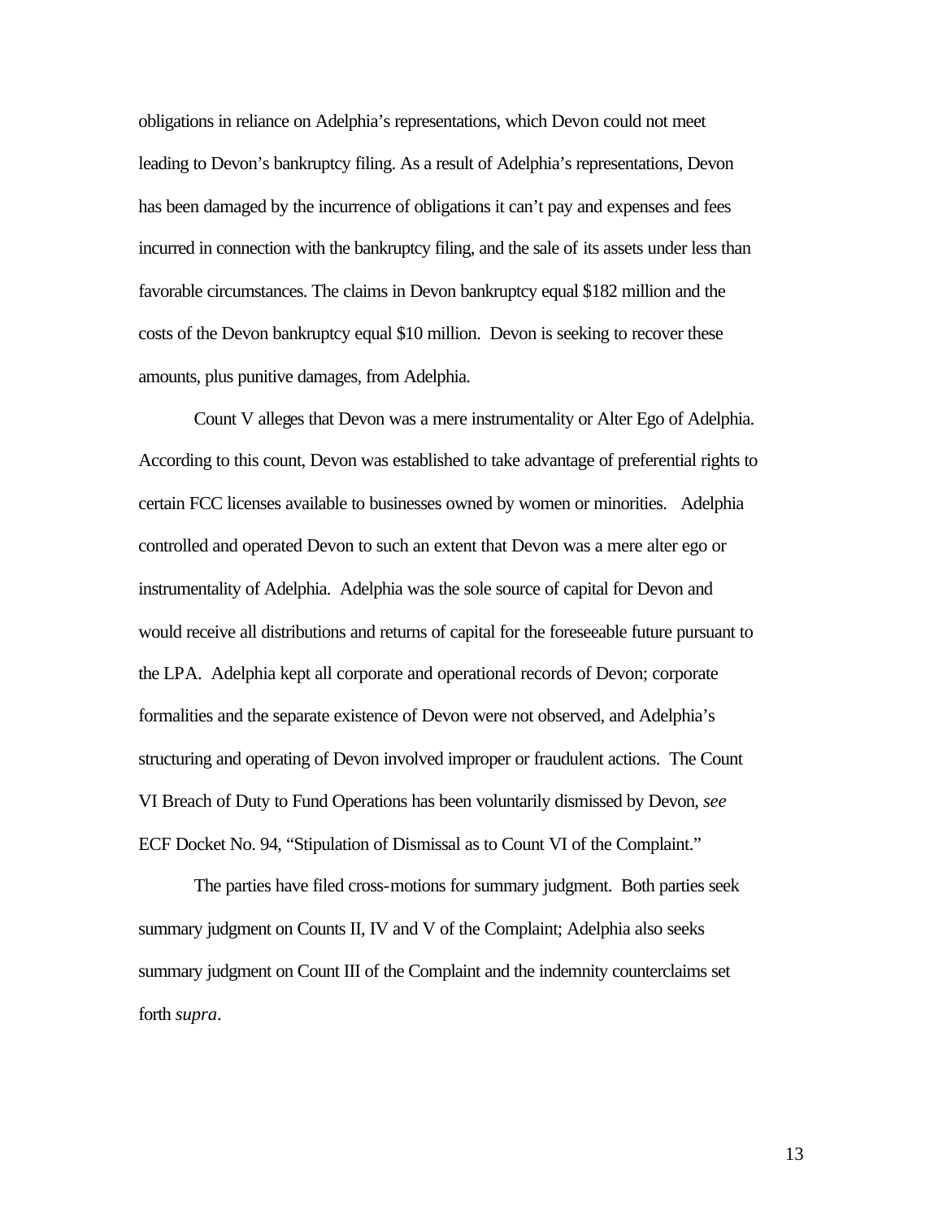obligations in reliance on Adelphia's representations, which Devon could not meet leading to Devon's bankruptcy filing. As a result of Adelphia's representations, Devon has been damaged by the incurrence of obligations it can't pay and expenses and fees incurred in connection with the bankruptcy filing, and the sale of its assets under less than favorable circumstances. The claims in Devon bankruptcy equal $182 million and the costs of the Devon bankruptcy equal $10 million. Devon is seeking to recover these amounts, plus punitive damages, from Adelphia.

Count V alleges that Devon was a mere instrumentality or Alter Ego of Adelphia. According to this count, Devon was established to take advantage of preferential rights to certain FCC licenses available to businesses owned by women or minorities. Adelphia controlled and operated Devon to such an extent that Devon was a mere alter ego or instrumentality of Adelphia. Adelphia was the sole source of capital for Devon and would receive all distributions and returns of capital for the foreseeable future pursuant to the LPA. Adelphia kept all corporate and operational records of Devon; corporate formalities and the separate existence of Devon were not observed, and Adelphia's structuring and operating of Devon involved improper or fraudulent actions. The Count VI Breach of Duty to Fund Operations has been voluntarily dismissed by Devon, *see* ECF Docket No. 94, "Stipulation of Dismissal as to Count VI of the Complaint."

The parties have filed cross-motions for summary judgment. Both parties seek summary judgment on Counts II, IV and V of the Complaint; Adelphia also seeks summary judgment on Count III of the Complaint and the indemnity counterclaims set forth *supra*.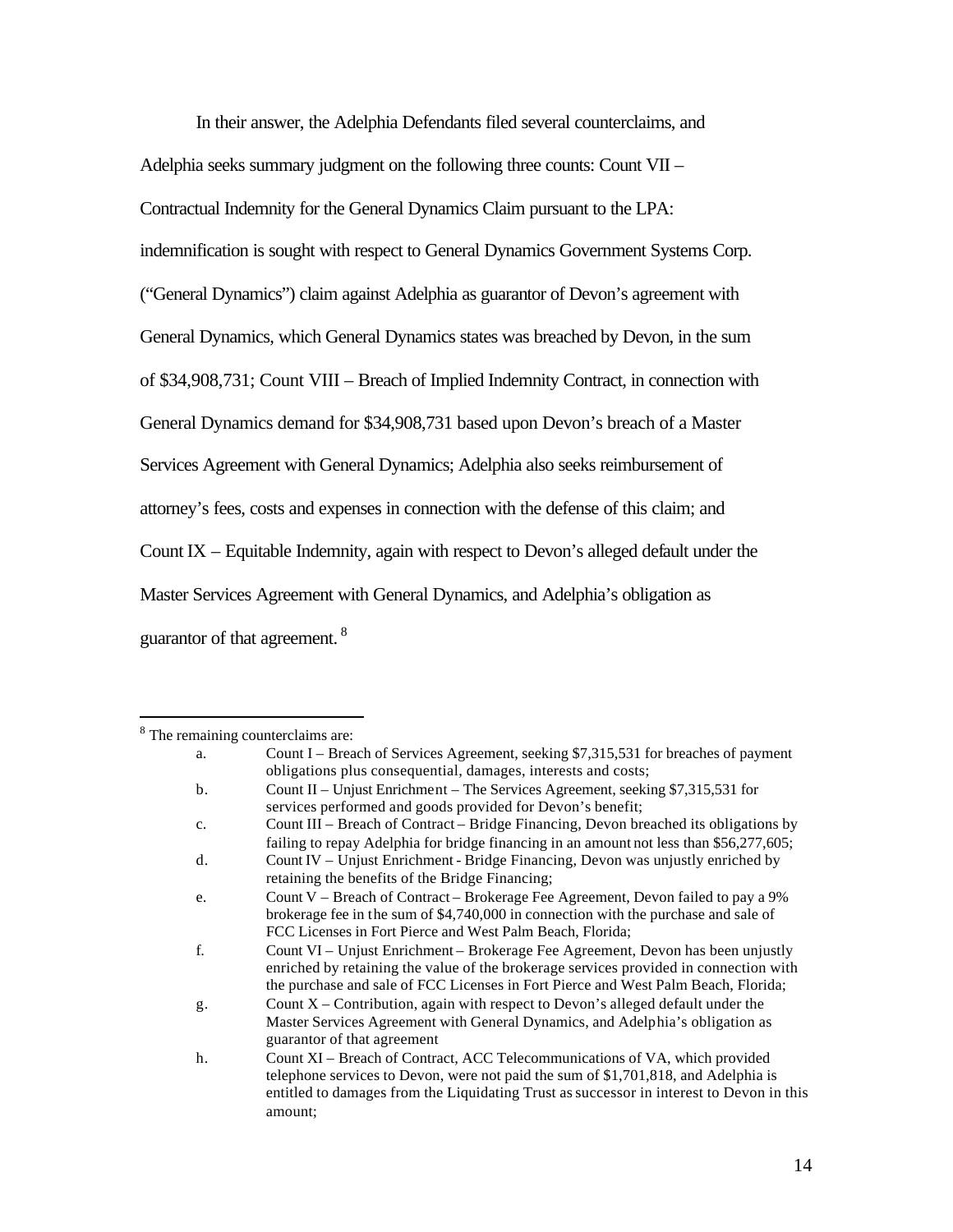In their answer, the Adelphia Defendants filed several counterclaims, and Adelphia seeks summary judgment on the following three counts: Count VII – Contractual Indemnity for the General Dynamics Claim pursuant to the LPA: indemnification is sought with respect to General Dynamics Government Systems Corp. ("General Dynamics") claim against Adelphia as guarantor of Devon's agreement with General Dynamics, which General Dynamics states was breached by Devon, in the sum of $34,908,731; Count VIII – Breach of Implied Indemnity Contract, in connection with General Dynamics demand for $34,908,731 based upon Devon's breach of a Master Services Agreement with General Dynamics; Adelphia also seeks reimbursement of attorney's fees, costs and expenses in connection with the defense of this claim; and Count IX – Equitable Indemnity, again with respect to Devon's alleged default under the Master Services Agreement with General Dynamics, and Adelphia's obligation as guarantor of that agreement. [8]

---

[8] The remaining counterclaims are:

a. Count I – Breach of Services Agreement, seeking $7,315,531 for breaches of payment obligations plus consequential, damages, interests and costs;

b. Count II – Unjust Enrichment – The Services Agreement, seeking $7,315,531 for services performed and goods provided for Devon's benefit;

c. Count III – Breach of Contract – Bridge Financing, Devon breached its obligations by failing to repay Adelphia for bridge financing in an amount not less than $56,277,605;

d. Count IV – Unjust Enrichment - Bridge Financing, Devon was unjustly enriched by retaining the benefits of the Bridge Financing;

e. Count V – Breach of Contract – Brokerage Fee Agreement, Devon failed to pay a 9% brokerage fee in the sum of $4,740,000 in connection with the purchase and sale of FCC Licenses in Fort Pierce and West Palm Beach, Florida;

f. Count VI – Unjust Enrichment – Brokerage Fee Agreement, Devon has been unjustly enriched by retaining the value of the brokerage services provided in connection with the purchase and sale of FCC Licenses in Fort Pierce and West Palm Beach, Florida;

g. Count X – Contribution, again with respect to Devon's alleged default under the Master Services Agreement with General Dynamics, and Adelphia's obligation as guarantor of that agreement

h. Count XI – Breach of Contract, ACC Telecommunications of VA, which provided telephone services to Devon, were not paid the sum of $1,701,818, and Adelphia is entitled to damages from the Liquidating Trust as successor in interest to Devon in this amount;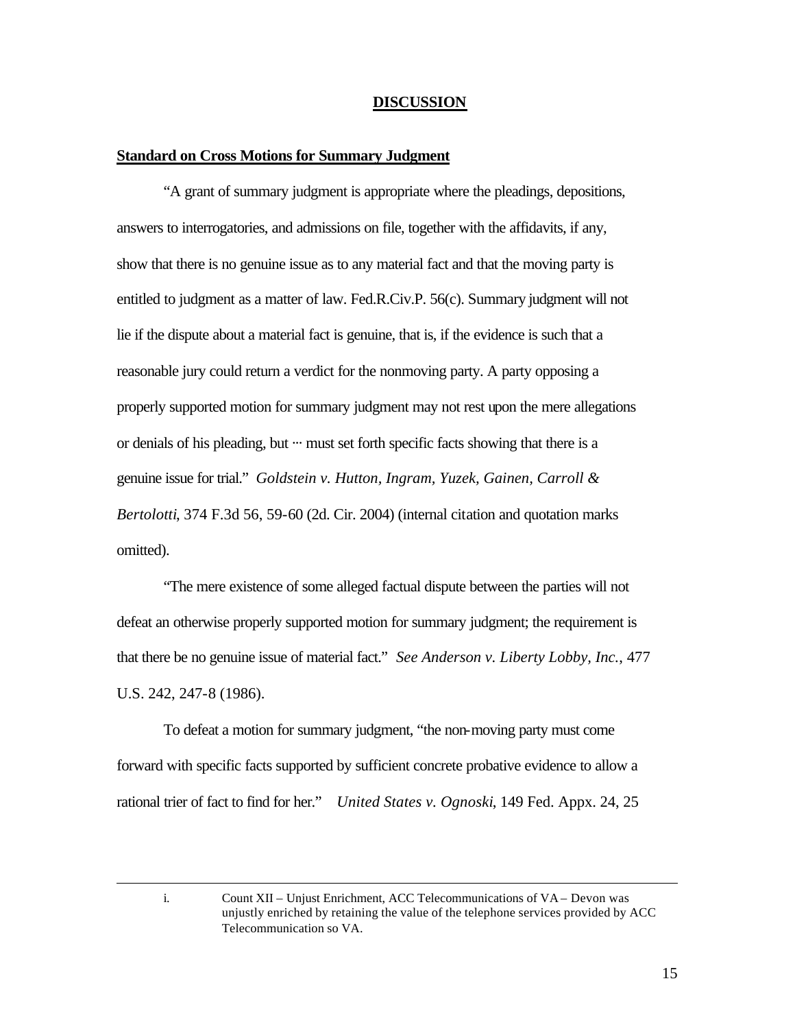## DISCUSSION

**Standard on Cross Motions for Summary Judgment**

"A grant of summary judgment is appropriate where the pleadings, depositions, answers to interrogatories, and admissions on file, together with the affidavits, if any, show that there is no genuine issue as to any material fact and that the moving party is entitled to judgment as a matter of law. Fed.R.Civ.P. 56(c). Summary judgment will not lie if the dispute about a material fact is genuine, that is, if the evidence is such that a reasonable jury could return a verdict for the nonmoving party. A party opposing a properly supported motion for summary judgment may not rest upon the mere allegations or denials of his pleading, but ··· must set forth specific facts showing that there is a genuine issue for trial." *Goldstein v. Hutton, Ingram, Yuzek, Gainen, Carroll & Bertolotti*, 374 F.3d 56, 59-60 (2d. Cir. 2004) (internal citation and quotation marks omitted).

"The mere existence of some alleged factual dispute between the parties will not defeat an otherwise properly supported motion for summary judgment; the requirement is that there be no genuine issue of material fact." *See Anderson v. Liberty Lobby, Inc.*, 477 U.S. 242, 247-8 (1986).

To defeat a motion for summary judgment, "the non-moving party must come forward with specific facts supported by sufficient concrete probative evidence to allow a rational trier of fact to find for her." *United States v. Ognoski*, 149 Fed. Appx. 24, 25

---

i. Count XII – Unjust Enrichment, ACC Telecommunications of VA – Devon was unjustly enriched by retaining the value of the telephone services provided by ACC Telecommunication so VA.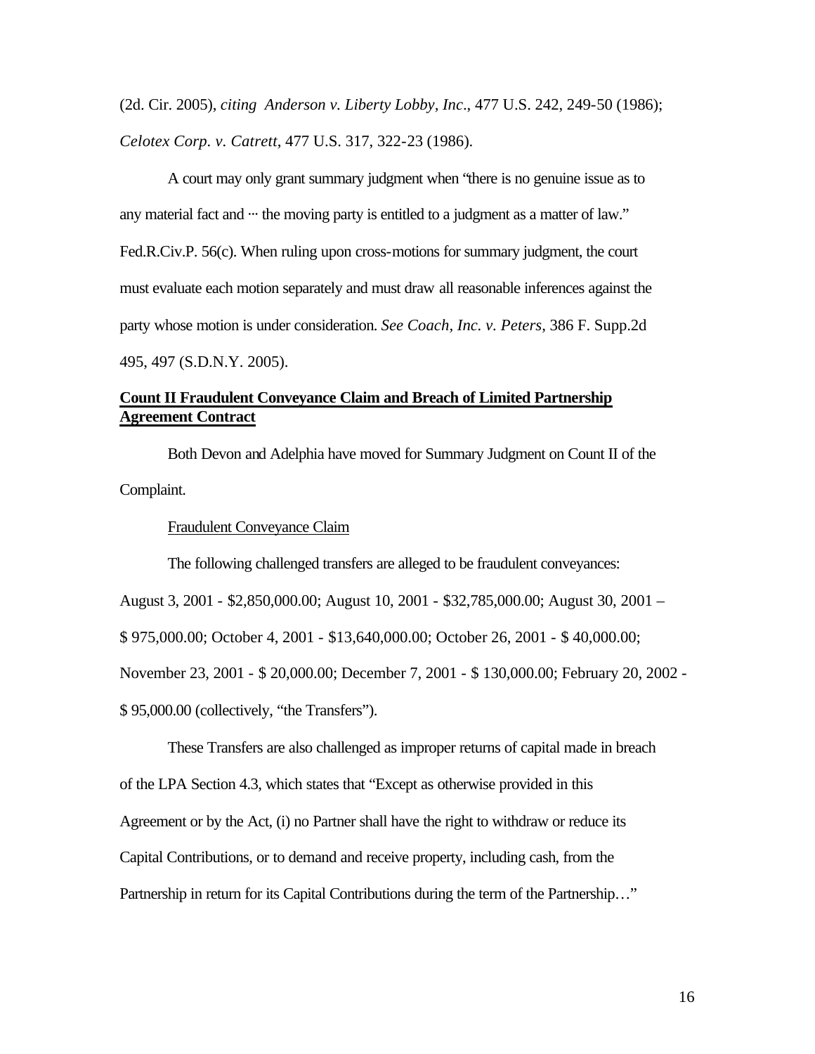(2d. Cir. 2005), *citing Anderson v. Liberty Lobby, Inc*., 477 U.S. 242, 249-50 (1986); *Celotex Corp. v. Catrett*, 477 U.S. 317, 322-23 (1986).

A court may only grant summary judgment when "there is no genuine issue as to any material fact and ··· the moving party is entitled to a judgment as a matter of law." Fed.R.Civ.P. 56(c). When ruling upon cross-motions for summary judgment, the court must evaluate each motion separately and must draw all reasonable inferences against the party whose motion is under consideration. *See Coach, Inc. v. Peters*, 386 F. Supp.2d 495, 497 (S.D.N.Y. 2005).

**Count II Fraudulent Conveyance Claim and Breach of Limited Partnership Agreement Contract**

Both Devon and Adelphia have moved for Summary Judgment on Count II of the Complaint.

Fraudulent Conveyance Claim

The following challenged transfers are alleged to be fraudulent conveyances: August 3, 2001 - $2,850,000.00; August 10, 2001 - $32,785,000.00; August 30, 2001 – $ 975,000.00; October 4, 2001 - $13,640,000.00; October 26, 2001 - $ 40,000.00; November 23, 2001 - $ 20,000.00; December 7, 2001 - $ 130,000.00; February 20, 2002 - $ 95,000.00 (collectively, "the Transfers").

These Transfers are also challenged as improper returns of capital made in breach of the LPA Section 4.3, which states that "Except as otherwise provided in this Agreement or by the Act, (i) no Partner shall have the right to withdraw or reduce its Capital Contributions, or to demand and receive property, including cash, from the Partnership in return for its Capital Contributions during the term of the Partnership…"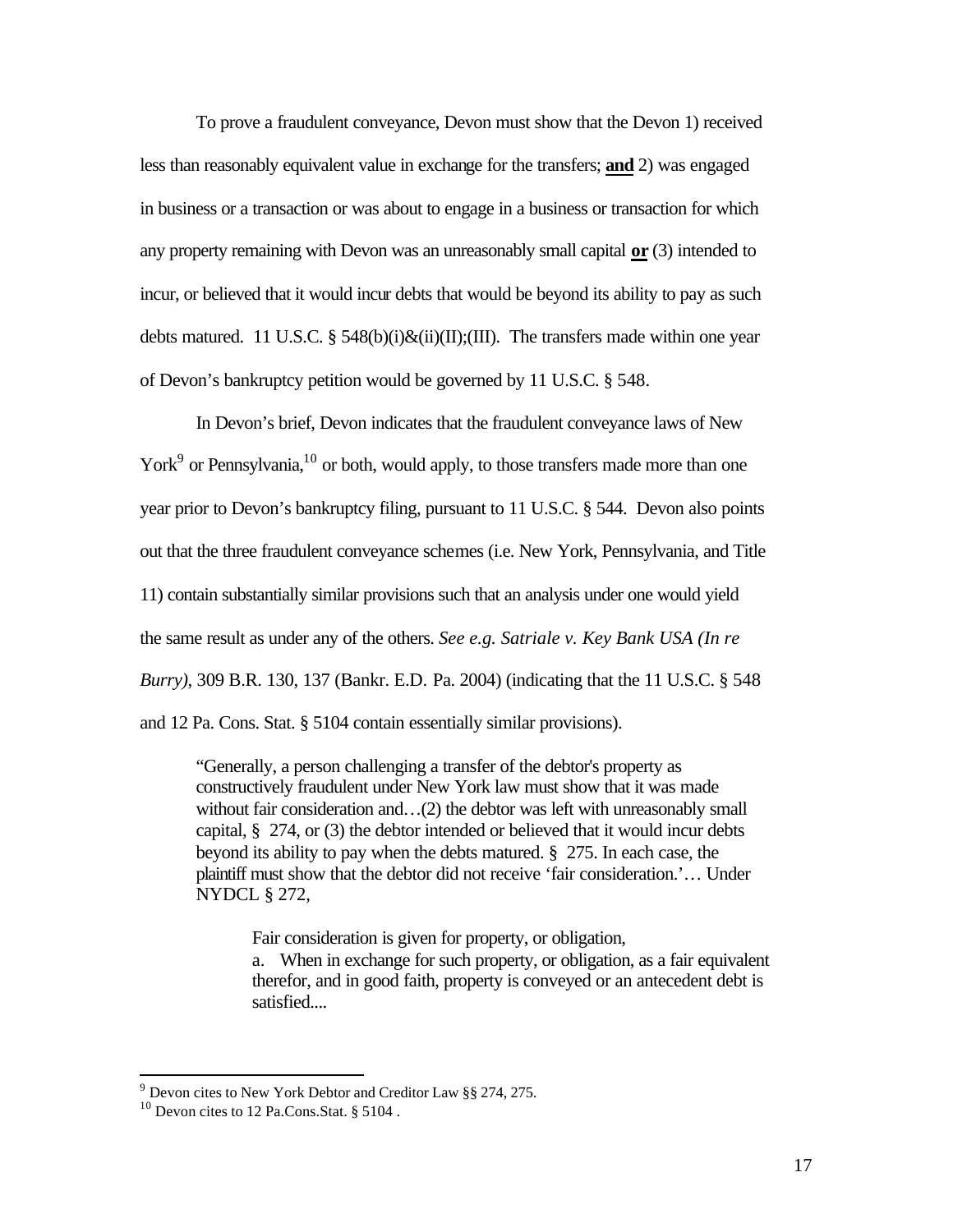To prove a fraudulent conveyance, Devon must show that the Devon 1) received less than reasonably equivalent value in exchange for the transfers; **and** 2) was engaged in business or a transaction or was about to engage in a business or transaction for which any property remaining with Devon was an unreasonably small capital **or** (3) intended to incur, or believed that it would incur debts that would be beyond its ability to pay as such debts matured. 11 U.S.C. § 548(b)(i)&(ii)(II);(III). The transfers made within one year of Devon's bankruptcy petition would be governed by 11 U.S.C. § 548.

In Devon's brief, Devon indicates that the fraudulent conveyance laws of New York[9] or Pennsylvania,[10] or both, would apply, to those transfers made more than one year prior to Devon's bankruptcy filing, pursuant to 11 U.S.C. § 544. Devon also points out that the three fraudulent conveyance schemes (i.e. New York, Pennsylvania, and Title 11) contain substantially similar provisions such that an analysis under one would yield the same result as under any of the others. *See e.g. Satriale v. Key Bank USA (In re Burry)*, 309 B.R. 130, 137 (Bankr. E.D. Pa. 2004) (indicating that the 11 U.S.C. § 548 and 12 Pa. Cons. Stat. § 5104 contain essentially similar provisions).

> "Generally, a person challenging a transfer of the debtor's property as constructively fraudulent under New York law must show that it was made without fair consideration and…(2) the debtor was left with unreasonably small capital, § 274, or (3) the debtor intended or believed that it would incur debts beyond its ability to pay when the debts matured. § 275. In each case, the plaintiff must show that the debtor did not receive 'fair consideration.'… Under NYDCL § 272,
>
> > Fair consideration is given for property, or obligation,
> > a. When in exchange for such property, or obligation, as a fair equivalent therefor, and in good faith, property is conveyed or an antecedent debt is satisfied....

---

[9] Devon cites to New York Debtor and Creditor Law §§ 274, 275.

[10] Devon cites to 12 Pa.Cons.Stat. § 5104 .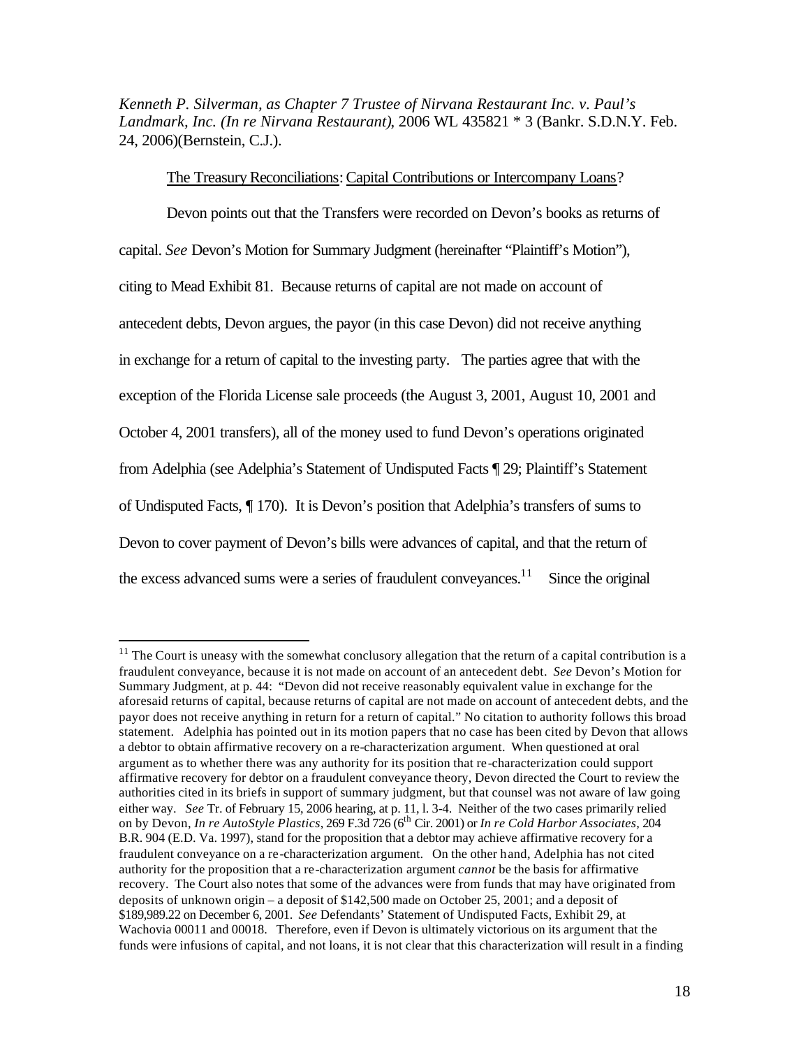*Kenneth P. Silverman, as Chapter 7 Trustee of Nirvana Restaurant Inc. v. Paul's Landmark, Inc. (In re Nirvana Restaurant)*, 2006 WL 435821 * 3 (Bankr. S.D.N.Y. Feb. 24, 2006)(Bernstein, C.J.).

The Treasury Reconciliations: Capital Contributions or Intercompany Loans?

Devon points out that the Transfers were recorded on Devon's books as returns of capital. *See* Devon's Motion for Summary Judgment (hereinafter "Plaintiff's Motion"), citing to Mead Exhibit 81. Because returns of capital are not made on account of antecedent debts, Devon argues, the payor (in this case Devon) did not receive anything in exchange for a return of capital to the investing party. The parties agree that with the exception of the Florida License sale proceeds (the August 3, 2001, August 10, 2001 and October 4, 2001 transfers), all of the money used to fund Devon's operations originated from Adelphia (see Adelphia's Statement of Undisputed Facts ¶ 29; Plaintiff's Statement of Undisputed Facts, ¶ 170). It is Devon's position that Adelphia's transfers of sums to Devon to cover payment of Devon's bills were advances of capital, and that the return of the excess advanced sums were a series of fraudulent conveyances.[11] Since the original

[11] The Court is uneasy with the somewhat conclusory allegation that the return of a capital contribution is a fraudulent conveyance, because it is not made on account of an antecedent debt. *See* Devon's Motion for Summary Judgment, at p. 44: "Devon did not receive reasonably equivalent value in exchange for the aforesaid returns of capital, because returns of capital are not made on account of antecedent debts, and the payor does not receive anything in return for a return of capital." No citation to authority follows this broad statement. Adelphia has pointed out in its motion papers that no case has been cited by Devon that allows a debtor to obtain affirmative recovery on a re-characterization argument. When questioned at oral argument as to whether there was any authority for its position that re-characterization could support affirmative recovery for debtor on a fraudulent conveyance theory, Devon directed the Court to review the authorities cited in its briefs in support of summary judgment, but that counsel was not aware of law going either way. *See* Tr. of February 15, 2006 hearing, at p. 11, l. 3-4. Neither of the two cases primarily relied on by Devon, *In re AutoStyle Plastics*, 269 F.3d 726 (6th Cir. 2001) or *In re Cold Harbor Associates*, 204 B.R. 904 (E.D. Va. 1997), stand for the proposition that a debtor may achieve affirmative recovery for a fraudulent conveyance on a re-characterization argument. On the other hand, Adelphia has not cited authority for the proposition that a re-characterization argument *cannot* be the basis for affirmative recovery. The Court also notes that some of the advances were from funds that may have originated from deposits of unknown origin – a deposit of $142,500 made on October 25, 2001; and a deposit of $189,989.22 on December 6, 2001. *See* Defendants' Statement of Undisputed Facts, Exhibit 29, at Wachovia 00011 and 00018. Therefore, even if Devon is ultimately victorious on its argument that the funds were infusions of capital, and not loans, it is not clear that this characterization will result in a finding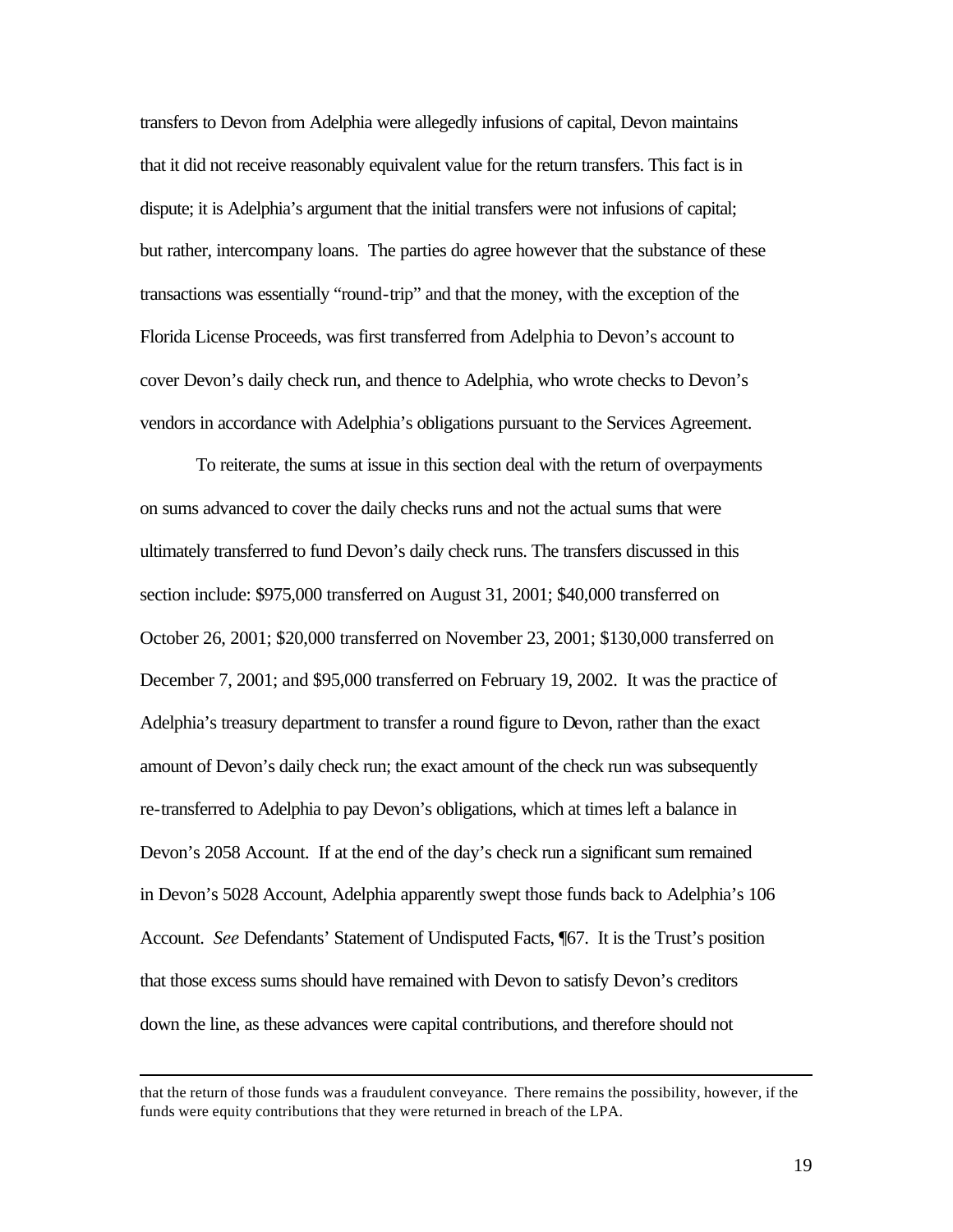transfers to Devon from Adelphia were allegedly infusions of capital, Devon maintains that it did not receive reasonably equivalent value for the return transfers. This fact is in dispute; it is Adelphia's argument that the initial transfers were not infusions of capital; but rather, intercompany loans. The parties do agree however that the substance of these transactions was essentially "round-trip" and that the money, with the exception of the Florida License Proceeds, was first transferred from Adelphia to Devon's account to cover Devon's daily check run, and thence to Adelphia, who wrote checks to Devon's vendors in accordance with Adelphia's obligations pursuant to the Services Agreement.

To reiterate, the sums at issue in this section deal with the return of overpayments on sums advanced to cover the daily checks runs and not the actual sums that were ultimately transferred to fund Devon's daily check runs. The transfers discussed in this section include: $975,000 transferred on August 31, 2001; $40,000 transferred on October 26, 2001; $20,000 transferred on November 23, 2001; $130,000 transferred on December 7, 2001; and $95,000 transferred on February 19, 2002. It was the practice of Adelphia's treasury department to transfer a round figure to Devon, rather than the exact amount of Devon's daily check run; the exact amount of the check run was subsequently re-transferred to Adelphia to pay Devon's obligations, which at times left a balance in Devon's 2058 Account. If at the end of the day's check run a significant sum remained in Devon's 5028 Account, Adelphia apparently swept those funds back to Adelphia's 106 Account. *See* Defendants' Statement of Undisputed Facts, ¶67. It is the Trust's position that those excess sums should have remained with Devon to satisfy Devon's creditors down the line, as these advances were capital contributions, and therefore should not

---

that the return of those funds was a fraudulent conveyance. There remains the possibility, however, if the funds were equity contributions that they were returned in breach of the LPA.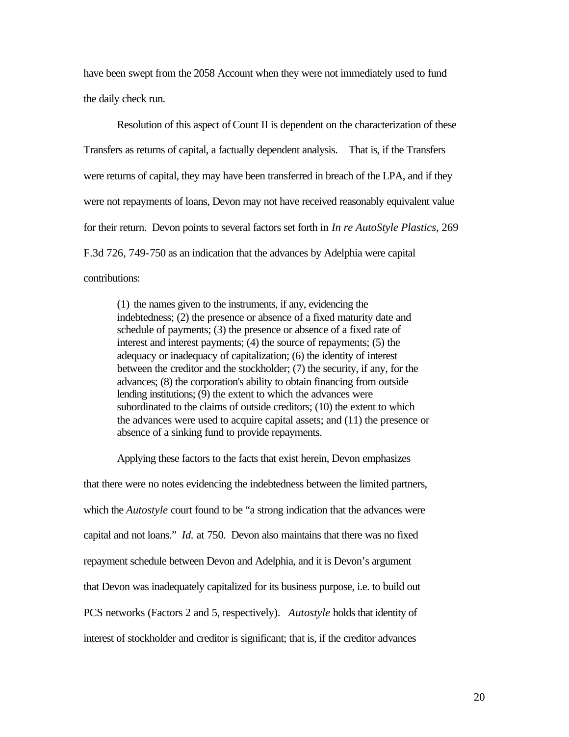have been swept from the 2058 Account when they were not immediately used to fund the daily check run.

Resolution of this aspect of Count II is dependent on the characterization of these Transfers as returns of capital, a factually dependent analysis. That is, if the Transfers were returns of capital, they may have been transferred in breach of the LPA, and if they were not repayments of loans, Devon may not have received reasonably equivalent value for their return. Devon points to several factors set forth in *In re AutoStyle Plastics*, 269 F.3d 726, 749-750 as an indication that the advances by Adelphia were capital contributions:

> (1) the names given to the instruments, if any, evidencing the indebtedness; (2) the presence or absence of a fixed maturity date and schedule of payments; (3) the presence or absence of a fixed rate of interest and interest payments; (4) the source of repayments; (5) the adequacy or inadequacy of capitalization; (6) the identity of interest between the creditor and the stockholder; (7) the security, if any, for the advances; (8) the corporation's ability to obtain financing from outside lending institutions; (9) the extent to which the advances were subordinated to the claims of outside creditors; (10) the extent to which the advances were used to acquire capital assets; and (11) the presence or absence of a sinking fund to provide repayments.

Applying these factors to the facts that exist herein, Devon emphasizes that there were no notes evidencing the indebtedness between the limited partners, which the *Autostyle* court found to be "a strong indication that the advances were capital and not loans." *Id.* at 750. Devon also maintains that there was no fixed repayment schedule between Devon and Adelphia, and it is Devon's argument that Devon was inadequately capitalized for its business purpose, i.e. to build out PCS networks (Factors 2 and 5, respectively). *Autostyle* holds that identity of interest of stockholder and creditor is significant; that is, if the creditor advances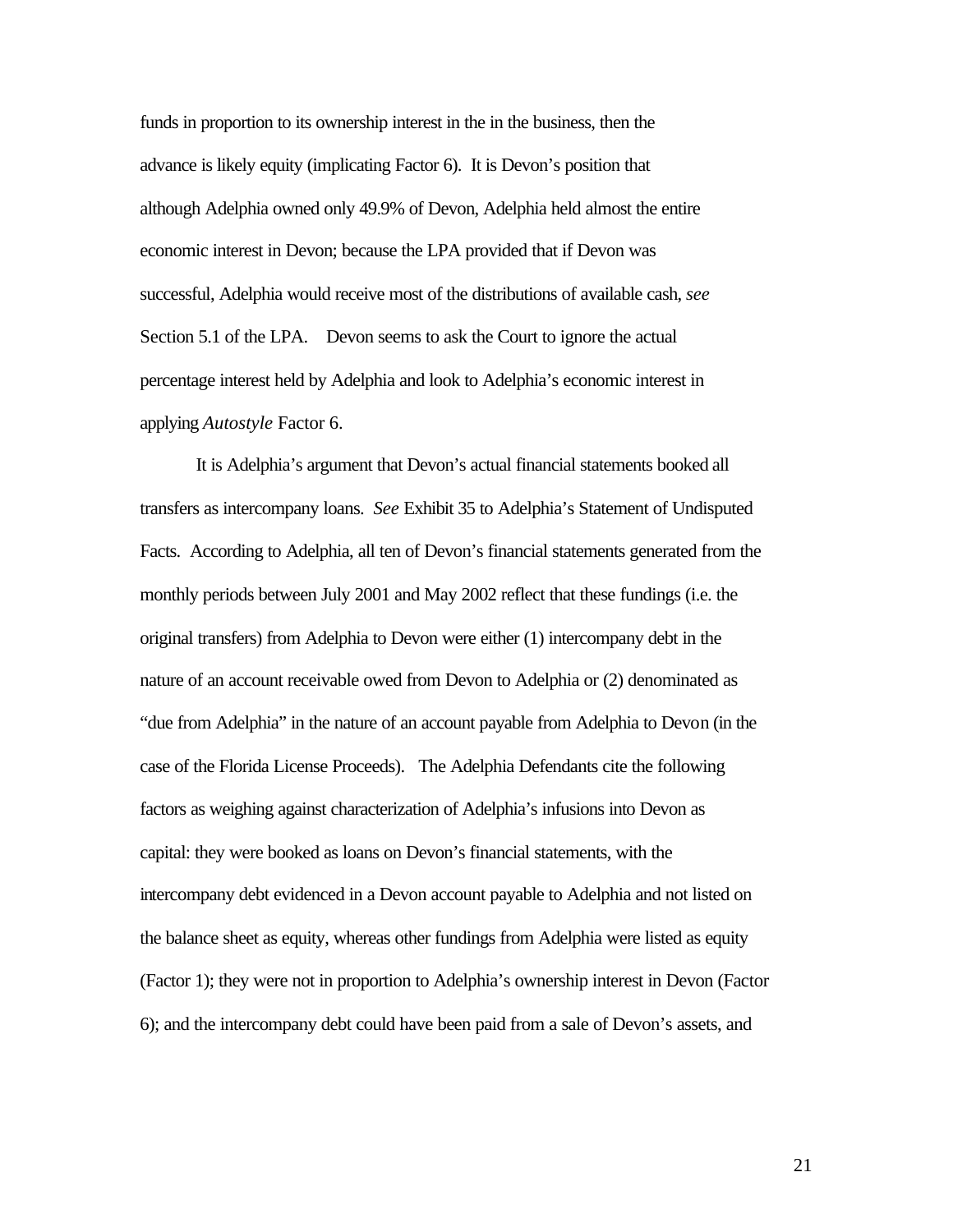funds in proportion to its ownership interest in the in the business, then the advance is likely equity (implicating Factor 6). It is Devon's position that although Adelphia owned only 49.9% of Devon, Adelphia held almost the entire economic interest in Devon; because the LPA provided that if Devon was successful, Adelphia would receive most of the distributions of available cash, *see* Section 5.1 of the LPA. Devon seems to ask the Court to ignore the actual percentage interest held by Adelphia and look to Adelphia's economic interest in applying *Autostyle* Factor 6.

It is Adelphia's argument that Devon's actual financial statements booked all transfers as intercompany loans. *See* Exhibit 35 to Adelphia's Statement of Undisputed Facts. According to Adelphia, all ten of Devon's financial statements generated from the monthly periods between July 2001 and May 2002 reflect that these fundings (i.e. the original transfers) from Adelphia to Devon were either (1) intercompany debt in the nature of an account receivable owed from Devon to Adelphia or (2) denominated as "due from Adelphia" in the nature of an account payable from Adelphia to Devon (in the case of the Florida License Proceeds). The Adelphia Defendants cite the following factors as weighing against characterization of Adelphia's infusions into Devon as capital: they were booked as loans on Devon's financial statements, with the intercompany debt evidenced in a Devon account payable to Adelphia and not listed on the balance sheet as equity, whereas other fundings from Adelphia were listed as equity (Factor 1); they were not in proportion to Adelphia's ownership interest in Devon (Factor 6); and the intercompany debt could have been paid from a sale of Devon's assets, and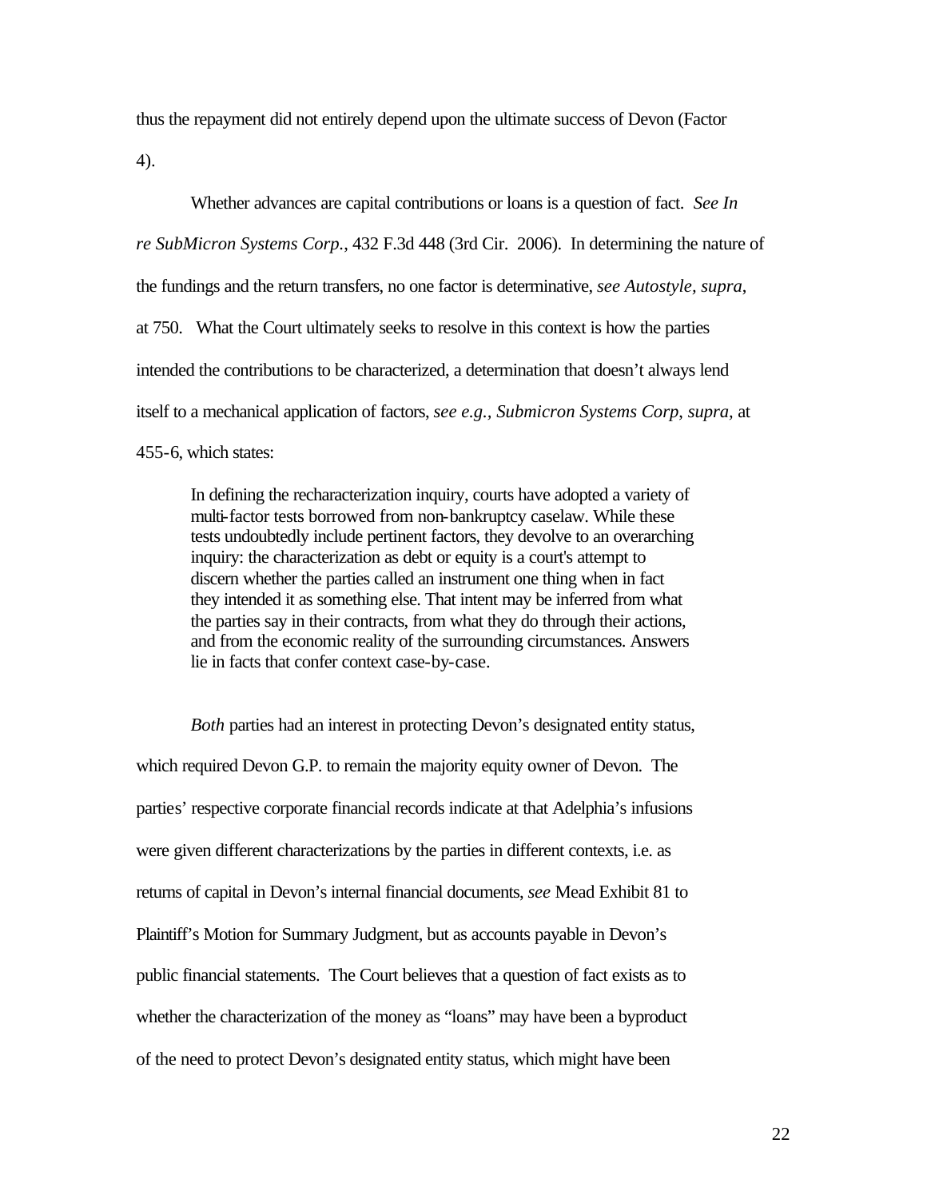thus the repayment did not entirely depend upon the ultimate success of Devon (Factor 4).

Whether advances are capital contributions or loans is a question of fact. *See In re SubMicron Systems Corp.*, 432 F.3d 448 (3rd Cir. 2006). In determining the nature of the fundings and the return transfers, no one factor is determinative, *see Autostyle*, *supra*, at 750. What the Court ultimately seeks to resolve in this context is how the parties intended the contributions to be characterized, a determination that doesn't always lend itself to a mechanical application of factors, *see e.g., Submicron Systems Corp, supra,* at 455-6, which states:

> In defining the recharacterization inquiry, courts have adopted a variety of multi-factor tests borrowed from non-bankruptcy caselaw. While these tests undoubtedly include pertinent factors, they devolve to an overarching inquiry: the characterization as debt or equity is a court's attempt to discern whether the parties called an instrument one thing when in fact they intended it as something else. That intent may be inferred from what the parties say in their contracts, from what they do through their actions, and from the economic reality of the surrounding circumstances. Answers lie in facts that confer context case-by-case.

*Both* parties had an interest in protecting Devon's designated entity status, which required Devon G.P. to remain the majority equity owner of Devon. The parties' respective corporate financial records indicate at that Adelphia's infusions were given different characterizations by the parties in different contexts, i.e. as returns of capital in Devon's internal financial documents, *see* Mead Exhibit 81 to Plaintiff's Motion for Summary Judgment, but as accounts payable in Devon's public financial statements. The Court believes that a question of fact exists as to whether the characterization of the money as "loans" may have been a byproduct of the need to protect Devon's designated entity status, which might have been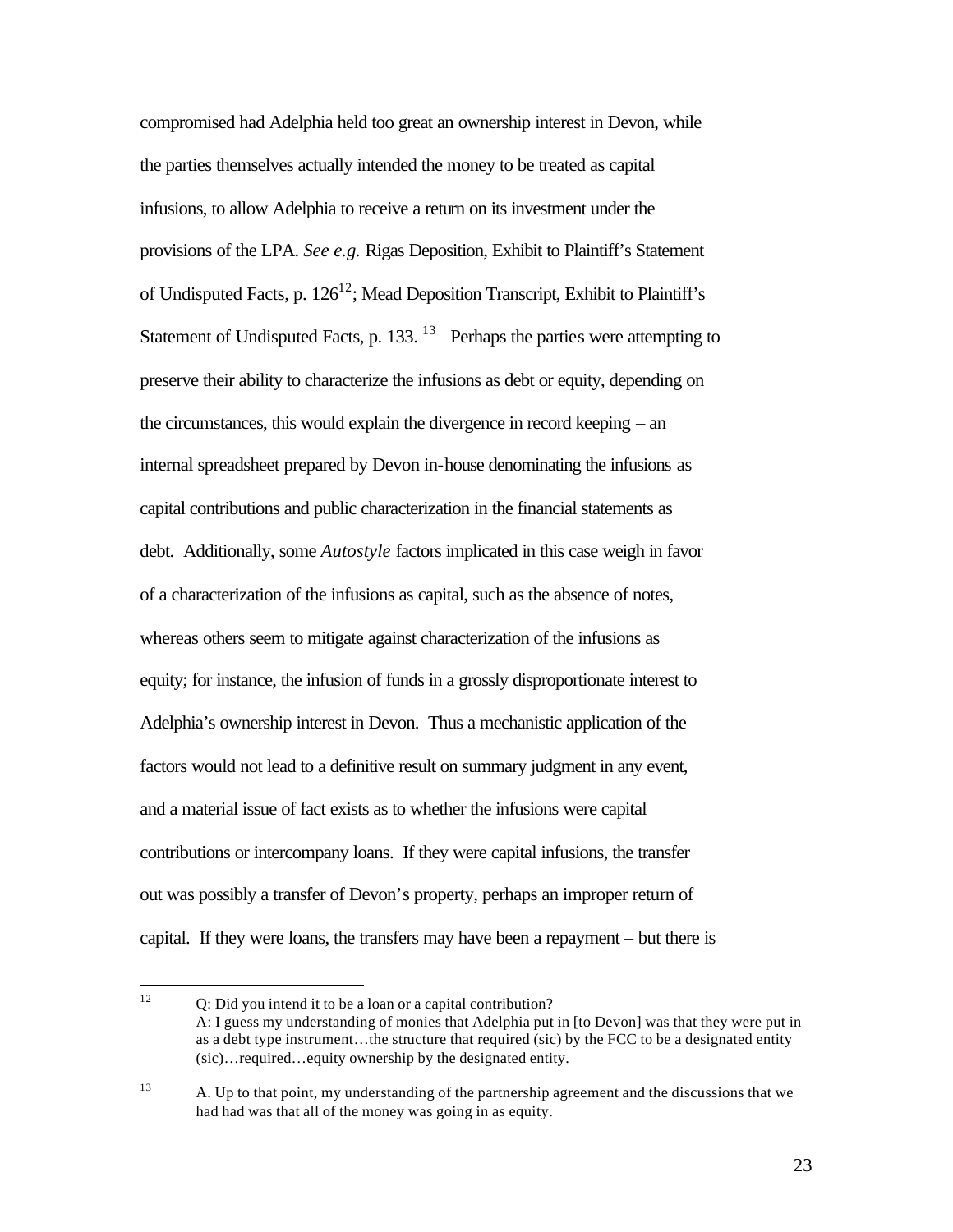compromised had Adelphia held too great an ownership interest in Devon, while the parties themselves actually intended the money to be treated as capital infusions, to allow Adelphia to receive a return on its investment under the provisions of the LPA. *See e.g.* Rigas Deposition, Exhibit to Plaintiff's Statement of Undisputed Facts, p. 126[12]; Mead Deposition Transcript, Exhibit to Plaintiff's Statement of Undisputed Facts, p. 133. [13] Perhaps the parties were attempting to preserve their ability to characterize the infusions as debt or equity, depending on the circumstances, this would explain the divergence in record keeping – an internal spreadsheet prepared by Devon in-house denominating the infusions as capital contributions and public characterization in the financial statements as debt. Additionally, some *Autostyle* factors implicated in this case weigh in favor of a characterization of the infusions as capital, such as the absence of notes, whereas others seem to mitigate against characterization of the infusions as equity; for instance, the infusion of funds in a grossly disproportionate interest to Adelphia's ownership interest in Devon. Thus a mechanistic application of the factors would not lead to a definitive result on summary judgment in any event, and a material issue of fact exists as to whether the infusions were capital contributions or intercompany loans. If they were capital infusions, the transfer out was possibly a transfer of Devon's property, perhaps an improper return of capital. If they were loans, the transfers may have been a repayment – but there is

---

[12] Q: Did you intend it to be a loan or a capital contribution?
A: I guess my understanding of monies that Adelphia put in [to Devon] was that they were put in as a debt type instrument…the structure that required (sic) by the FCC to be a designated entity (sic)…required…equity ownership by the designated entity.

[13] A. Up to that point, my understanding of the partnership agreement and the discussions that we had had was that all of the money was going in as equity.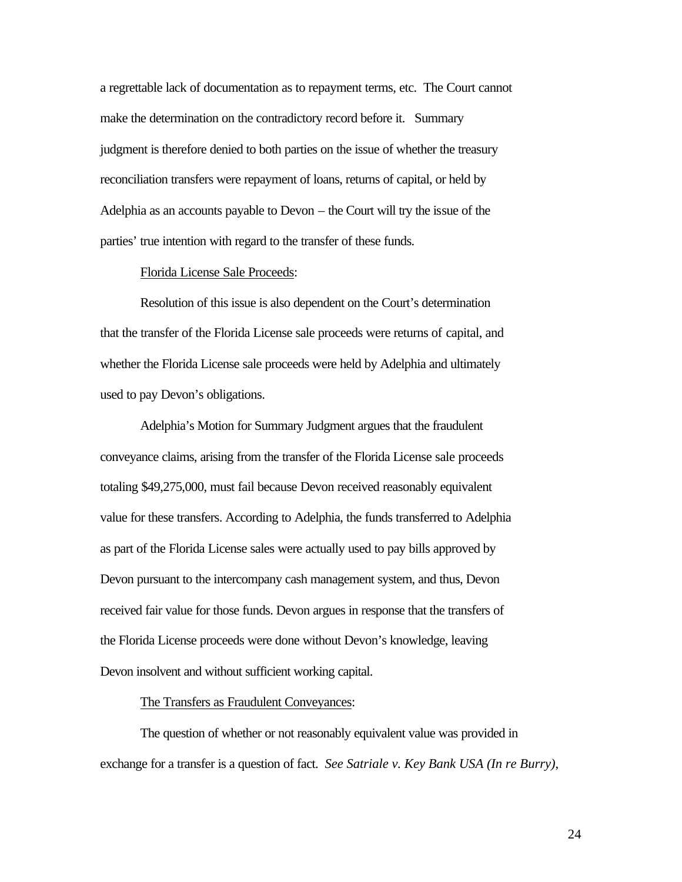a regrettable lack of documentation as to repayment terms, etc. The Court cannot make the determination on the contradictory record before it. Summary judgment is therefore denied to both parties on the issue of whether the treasury reconciliation transfers were repayment of loans, returns of capital, or held by Adelphia as an accounts payable to Devon – the Court will try the issue of the parties' true intention with regard to the transfer of these funds.

Florida License Sale Proceeds:

Resolution of this issue is also dependent on the Court's determination that the transfer of the Florida License sale proceeds were returns of capital, and whether the Florida License sale proceeds were held by Adelphia and ultimately used to pay Devon's obligations.

Adelphia's Motion for Summary Judgment argues that the fraudulent conveyance claims, arising from the transfer of the Florida License sale proceeds totaling $49,275,000, must fail because Devon received reasonably equivalent value for these transfers. According to Adelphia, the funds transferred to Adelphia as part of the Florida License sales were actually used to pay bills approved by Devon pursuant to the intercompany cash management system, and thus, Devon received fair value for those funds. Devon argues in response that the transfers of the Florida License proceeds were done without Devon's knowledge, leaving Devon insolvent and without sufficient working capital.

The Transfers as Fraudulent Conveyances:

The question of whether or not reasonably equivalent value was provided in exchange for a transfer is a question of fact. *See Satriale v. Key Bank USA (In re Burry)*,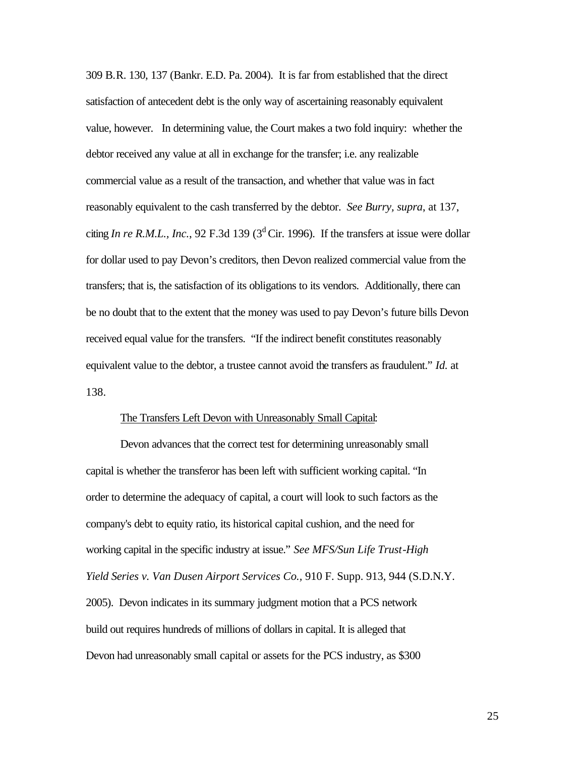309 B.R. 130, 137 (Bankr. E.D. Pa. 2004). It is far from established that the direct satisfaction of antecedent debt is the only way of ascertaining reasonably equivalent value, however. In determining value, the Court makes a two fold inquiry: whether the debtor received any value at all in exchange for the transfer; i.e. any realizable commercial value as a result of the transaction, and whether that value was in fact reasonably equivalent to the cash transferred by the debtor. *See Burry, supra,* at 137, citing *In re R.M.L., Inc.*, 92 F.3d 139 (3d Cir. 1996). If the transfers at issue were dollar for dollar used to pay Devon's creditors, then Devon realized commercial value from the transfers; that is, the satisfaction of its obligations to its vendors. Additionally, there can be no doubt that to the extent that the money was used to pay Devon's future bills Devon received equal value for the transfers. "If the indirect benefit constitutes reasonably equivalent value to the debtor, a trustee cannot avoid the transfers as fraudulent." *Id.* at 138.

<u>The Transfers Left Devon with Unreasonably Small Capital</u>:

Devon advances that the correct test for determining unreasonably small capital is whether the transferor has been left with sufficient working capital. "In order to determine the adequacy of capital, a court will look to such factors as the company's debt to equity ratio, its historical capital cushion, and the need for working capital in the specific industry at issue." *See MFS/Sun Life Trust-High Yield Series v. Van Dusen Airport Services Co.,* 910 F. Supp. 913, 944 (S.D.N.Y. 2005). Devon indicates in its summary judgment motion that a PCS network build out requires hundreds of millions of dollars in capital. It is alleged that Devon had unreasonably small capital or assets for the PCS industry, as $300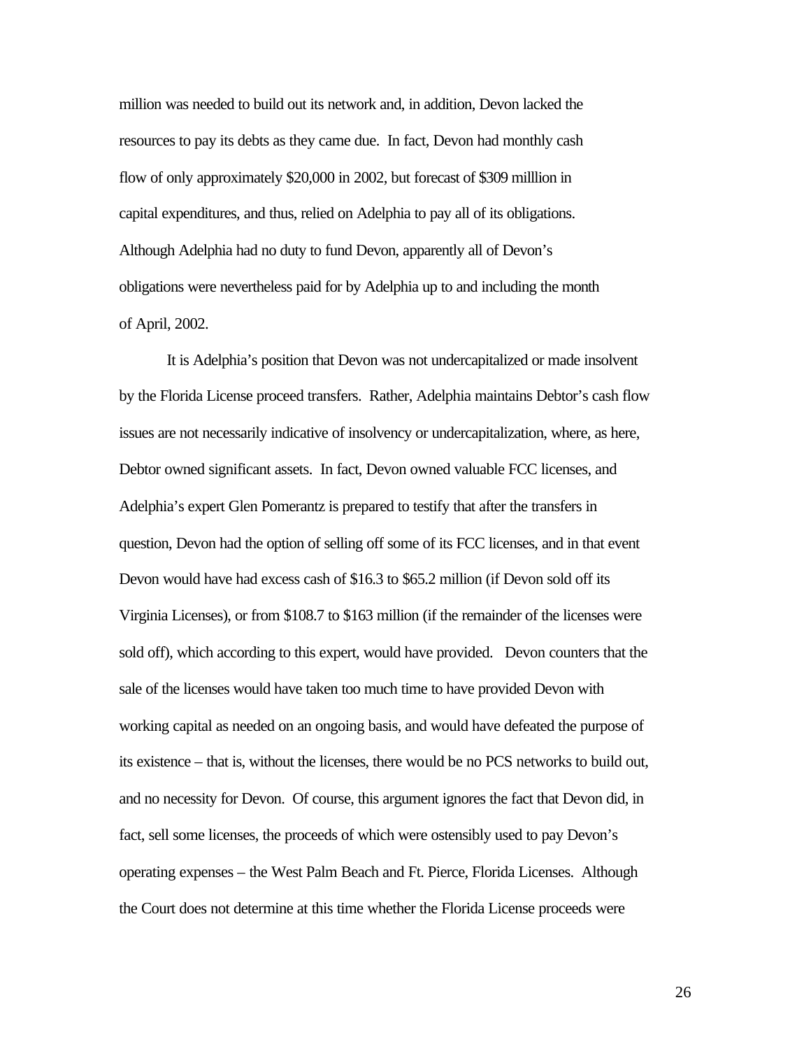million was needed to build out its network and, in addition, Devon lacked the resources to pay its debts as they came due. In fact, Devon had monthly cash flow of only approximately $20,000 in 2002, but forecast of $309 milllion in capital expenditures, and thus, relied on Adelphia to pay all of its obligations. Although Adelphia had no duty to fund Devon, apparently all of Devon's obligations were nevertheless paid for by Adelphia up to and including the month of April, 2002.

It is Adelphia's position that Devon was not undercapitalized or made insolvent by the Florida License proceed transfers. Rather, Adelphia maintains Debtor's cash flow issues are not necessarily indicative of insolvency or undercapitalization, where, as here, Debtor owned significant assets. In fact, Devon owned valuable FCC licenses, and Adelphia's expert Glen Pomerantz is prepared to testify that after the transfers in question, Devon had the option of selling off some of its FCC licenses, and in that event Devon would have had excess cash of $16.3 to $65.2 million (if Devon sold off its Virginia Licenses), or from $108.7 to $163 million (if the remainder of the licenses were sold off), which according to this expert, would have provided. Devon counters that the sale of the licenses would have taken too much time to have provided Devon with working capital as needed on an ongoing basis, and would have defeated the purpose of its existence – that is, without the licenses, there would be no PCS networks to build out, and no necessity for Devon. Of course, this argument ignores the fact that Devon did, in fact, sell some licenses, the proceeds of which were ostensibly used to pay Devon's operating expenses – the West Palm Beach and Ft. Pierce, Florida Licenses. Although the Court does not determine at this time whether the Florida License proceeds were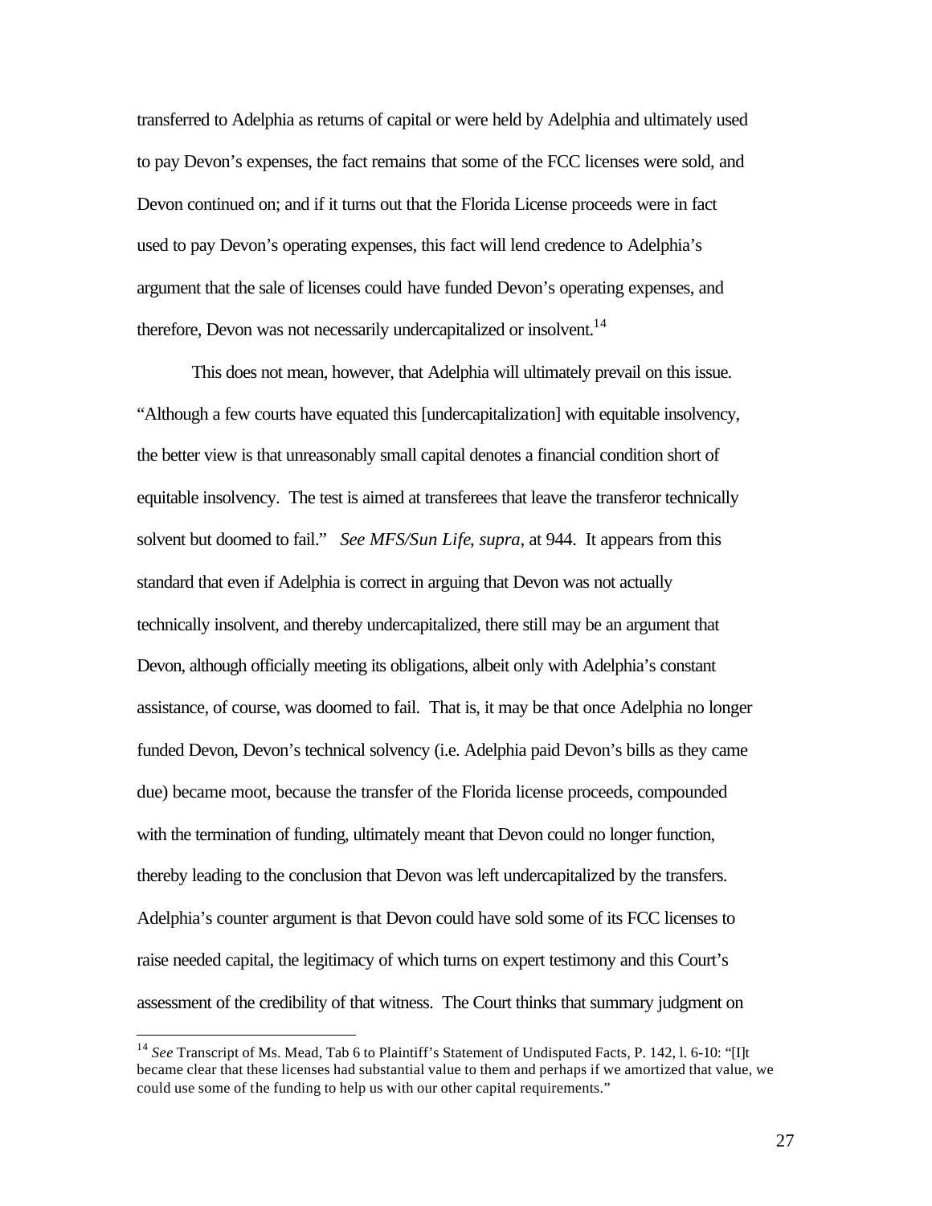transferred to Adelphia as returns of capital or were held by Adelphia and ultimately used to pay Devon's expenses, the fact remains that some of the FCC licenses were sold, and Devon continued on; and if it turns out that the Florida License proceeds were in fact used to pay Devon's operating expenses, this fact will lend credence to Adelphia's argument that the sale of licenses could have funded Devon's operating expenses, and therefore, Devon was not necessarily undercapitalized or insolvent.[14]

This does not mean, however, that Adelphia will ultimately prevail on this issue. "Although a few courts have equated this [undercapitalization] with equitable insolvency, the better view is that unreasonably small capital denotes a financial condition short of equitable insolvency. The test is aimed at transferees that leave the transferor technically solvent but doomed to fail." *See MFS/Sun Life*, *supra*, at 944. It appears from this standard that even if Adelphia is correct in arguing that Devon was not actually technically insolvent, and thereby undercapitalized, there still may be an argument that Devon, although officially meeting its obligations, albeit only with Adelphia's constant assistance, of course, was doomed to fail. That is, it may be that once Adelphia no longer funded Devon, Devon's technical solvency (i.e. Adelphia paid Devon's bills as they came due) became moot, because the transfer of the Florida license proceeds, compounded with the termination of funding, ultimately meant that Devon could no longer function, thereby leading to the conclusion that Devon was left undercapitalized by the transfers. Adelphia's counter argument is that Devon could have sold some of its FCC licenses to raise needed capital, the legitimacy of which turns on expert testimony and this Court's assessment of the credibility of that witness. The Court thinks that summary judgment on

[14] *See* Transcript of Ms. Mead, Tab 6 to Plaintiff's Statement of Undisputed Facts, P. 142, l. 6-10: "[I]t became clear that these licenses had substantial value to them and perhaps if we amortized that value, we could use some of the funding to help us with our other capital requirements."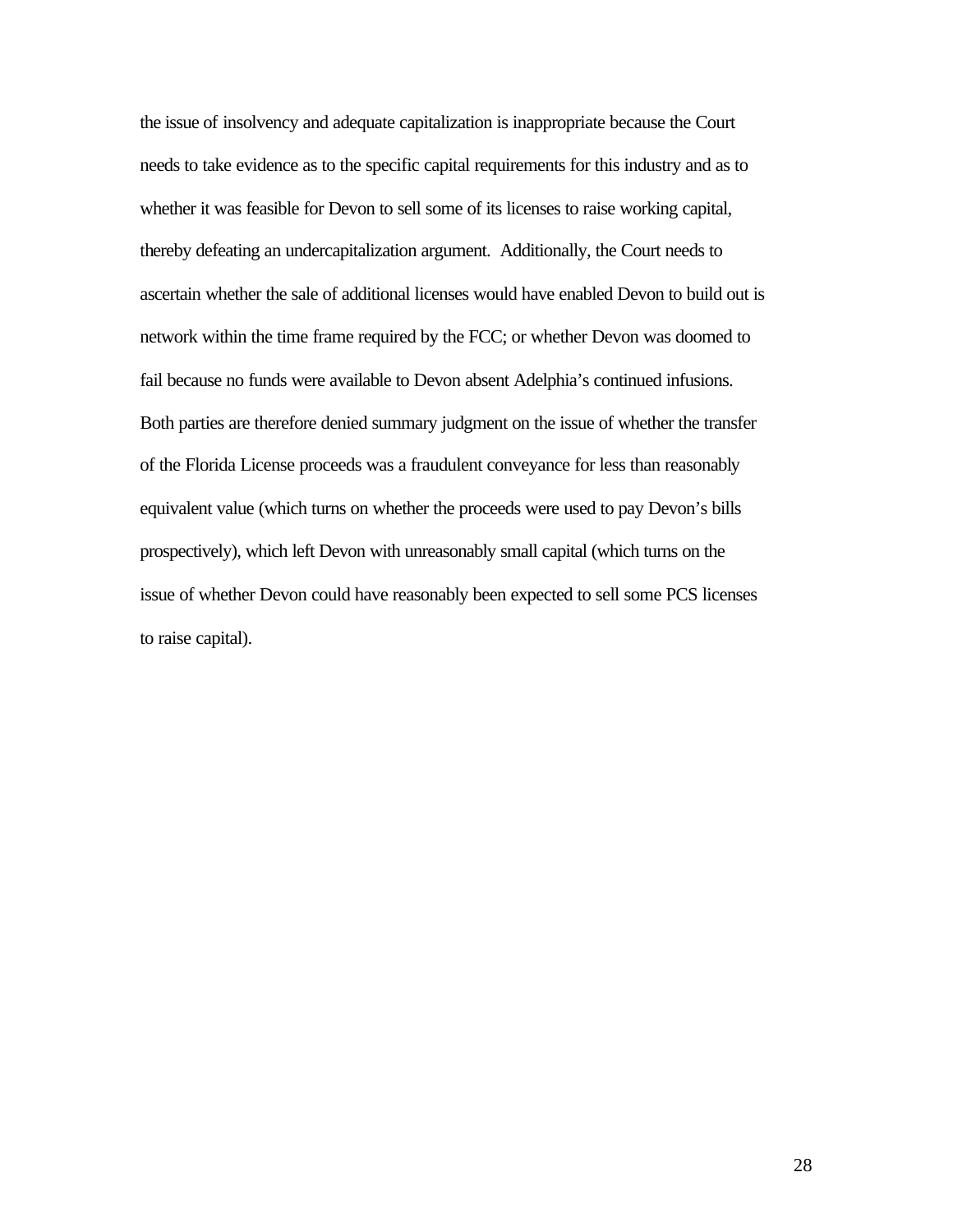the issue of insolvency and adequate capitalization is inappropriate because the Court needs to take evidence as to the specific capital requirements for this industry and as to whether it was feasible for Devon to sell some of its licenses to raise working capital, thereby defeating an undercapitalization argument. Additionally, the Court needs to ascertain whether the sale of additional licenses would have enabled Devon to build out is network within the time frame required by the FCC; or whether Devon was doomed to fail because no funds were available to Devon absent Adelphia's continued infusions. Both parties are therefore denied summary judgment on the issue of whether the transfer of the Florida License proceeds was a fraudulent conveyance for less than reasonably equivalent value (which turns on whether the proceeds were used to pay Devon's bills prospectively), which left Devon with unreasonably small capital (which turns on the issue of whether Devon could have reasonably been expected to sell some PCS licenses to raise capital).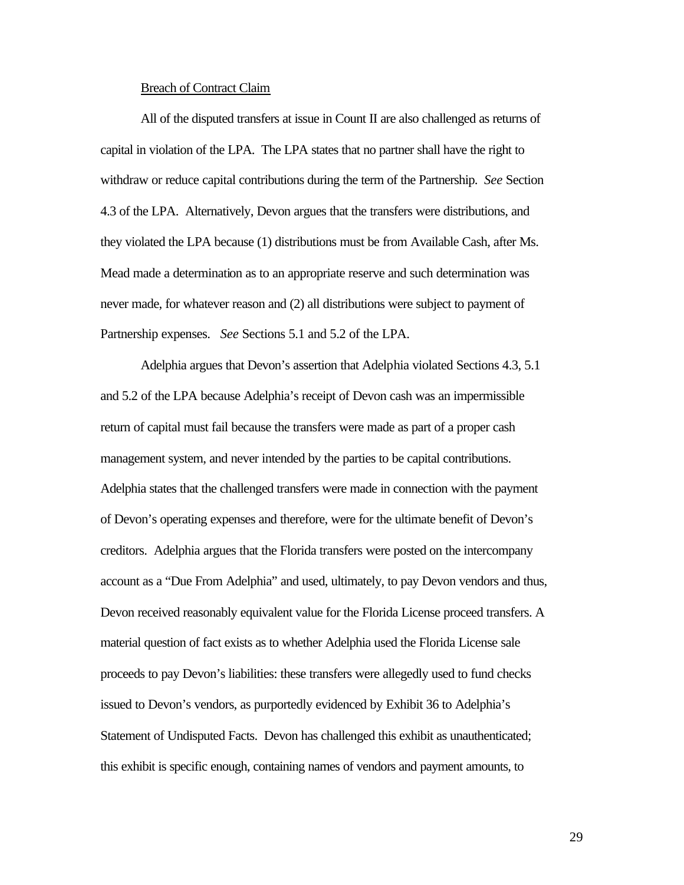Breach of Contract Claim

All of the disputed transfers at issue in Count II are also challenged as returns of capital in violation of the LPA. The LPA states that no partner shall have the right to withdraw or reduce capital contributions during the term of the Partnership. *See* Section 4.3 of the LPA. Alternatively, Devon argues that the transfers were distributions, and they violated the LPA because (1) distributions must be from Available Cash, after Ms. Mead made a determination as to an appropriate reserve and such determination was never made, for whatever reason and (2) all distributions were subject to payment of Partnership expenses. *See* Sections 5.1 and 5.2 of the LPA.

Adelphia argues that Devon's assertion that Adelphia violated Sections 4.3, 5.1 and 5.2 of the LPA because Adelphia's receipt of Devon cash was an impermissible return of capital must fail because the transfers were made as part of a proper cash management system, and never intended by the parties to be capital contributions. Adelphia states that the challenged transfers were made in connection with the payment of Devon's operating expenses and therefore, were for the ultimate benefit of Devon's creditors. Adelphia argues that the Florida transfers were posted on the intercompany account as a "Due From Adelphia" and used, ultimately, to pay Devon vendors and thus, Devon received reasonably equivalent value for the Florida License proceed transfers. A material question of fact exists as to whether Adelphia used the Florida License sale proceeds to pay Devon's liabilities: these transfers were allegedly used to fund checks issued to Devon's vendors, as purportedly evidenced by Exhibit 36 to Adelphia's Statement of Undisputed Facts. Devon has challenged this exhibit as unauthenticated; this exhibit is specific enough, containing names of vendors and payment amounts, to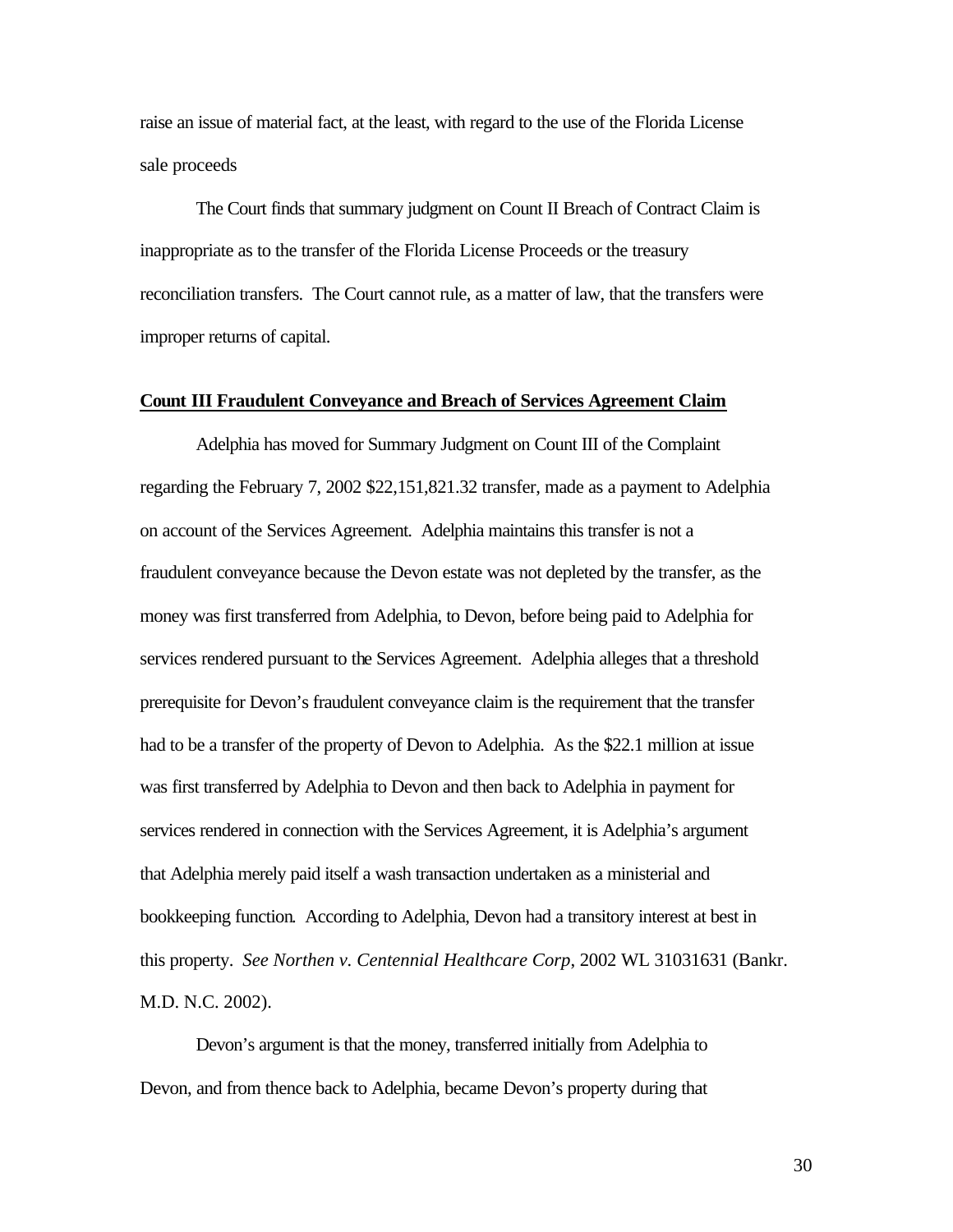raise an issue of material fact, at the least, with regard to the use of the Florida License sale proceeds

The Court finds that summary judgment on Count II Breach of Contract Claim is inappropriate as to the transfer of the Florida License Proceeds or the treasury reconciliation transfers. The Court cannot rule, as a matter of law, that the transfers were improper returns of capital.

**Count III Fraudulent Conveyance and Breach of Services Agreement Claim**

Adelphia has moved for Summary Judgment on Count III of the Complaint regarding the February 7, 2002 $22,151,821.32 transfer, made as a payment to Adelphia on account of the Services Agreement. Adelphia maintains this transfer is not a fraudulent conveyance because the Devon estate was not depleted by the transfer, as the money was first transferred from Adelphia, to Devon, before being paid to Adelphia for services rendered pursuant to the Services Agreement. Adelphia alleges that a threshold prerequisite for Devon's fraudulent conveyance claim is the requirement that the transfer had to be a transfer of the property of Devon to Adelphia. As the $22.1 million at issue was first transferred by Adelphia to Devon and then back to Adelphia in payment for services rendered in connection with the Services Agreement, it is Adelphia's argument that Adelphia merely paid itself a wash transaction undertaken as a ministerial and bookkeeping function. According to Adelphia, Devon had a transitory interest at best in this property. *See Northen v. Centennial Healthcare Corp*, 2002 WL 31031631 (Bankr. M.D. N.C. 2002).

Devon's argument is that the money, transferred initially from Adelphia to Devon, and from thence back to Adelphia, became Devon's property during that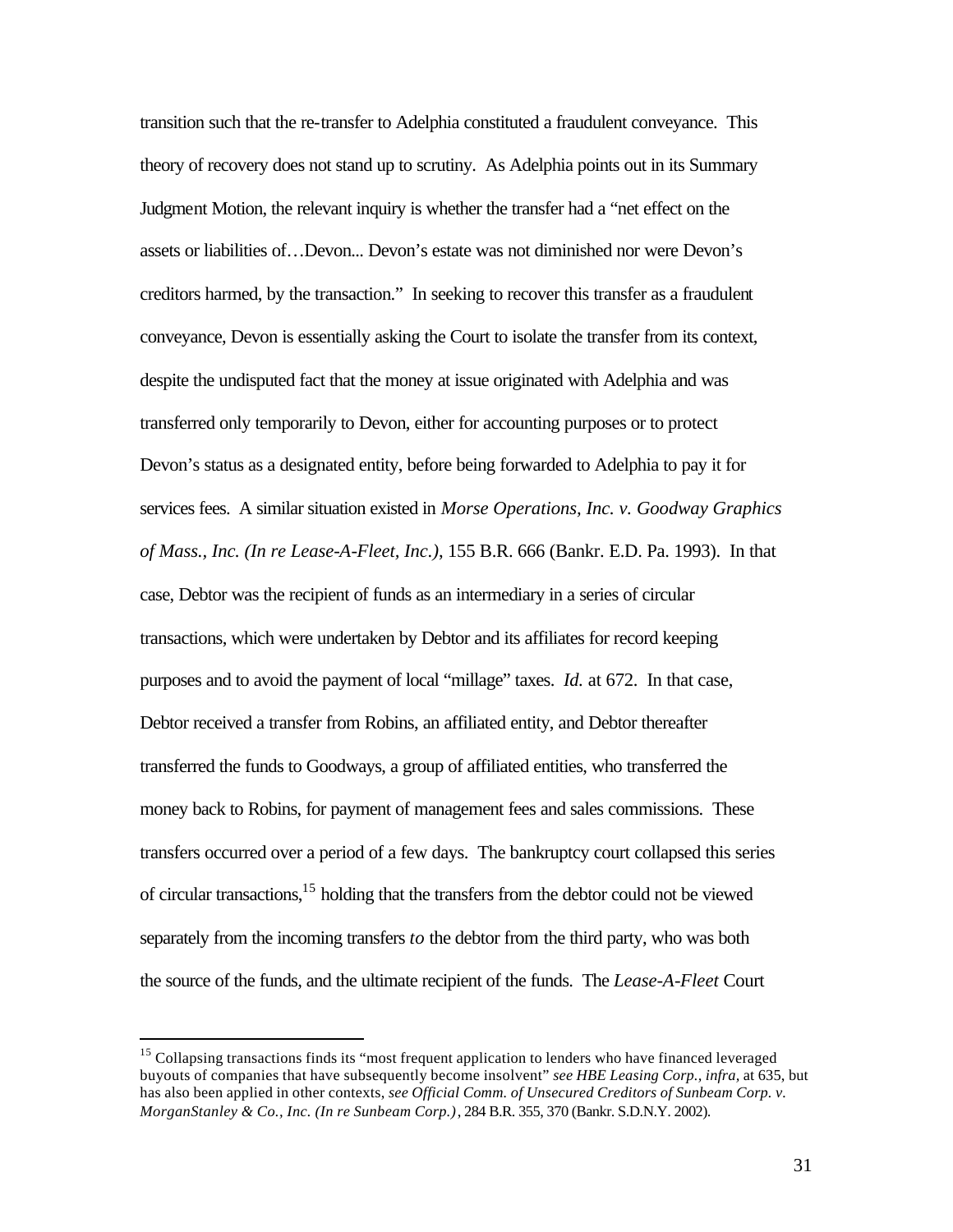transition such that the re-transfer to Adelphia constituted a fraudulent conveyance. This theory of recovery does not stand up to scrutiny. As Adelphia points out in its Summary Judgment Motion, the relevant inquiry is whether the transfer had a "net effect on the assets or liabilities of…Devon... Devon's estate was not diminished nor were Devon's creditors harmed, by the transaction." In seeking to recover this transfer as a fraudulent conveyance, Devon is essentially asking the Court to isolate the transfer from its context, despite the undisputed fact that the money at issue originated with Adelphia and was transferred only temporarily to Devon, either for accounting purposes or to protect Devon's status as a designated entity, before being forwarded to Adelphia to pay it for services fees. A similar situation existed in *Morse Operations, Inc. v. Goodway Graphics of Mass., Inc. (In re Lease-A-Fleet, Inc.)*, 155 B.R. 666 (Bankr. E.D. Pa. 1993). In that case, Debtor was the recipient of funds as an intermediary in a series of circular transactions, which were undertaken by Debtor and its affiliates for record keeping purposes and to avoid the payment of local "millage" taxes. *Id.* at 672. In that case, Debtor received a transfer from Robins, an affiliated entity, and Debtor thereafter transferred the funds to Goodways, a group of affiliated entities, who transferred the money back to Robins, for payment of management fees and sales commissions. These transfers occurred over a period of a few days. The bankruptcy court collapsed this series of circular transactions,[15] holding that the transfers from the debtor could not be viewed separately from the incoming transfers *to* the debtor from the third party, who was both the source of the funds, and the ultimate recipient of the funds. The *Lease-A-Fleet* Court

[15] Collapsing transactions finds its "most frequent application to lenders who have financed leveraged buyouts of companies that have subsequently become insolvent" *see HBE Leasing Corp., infra*, at 635, but has also been applied in other contexts, *see Official Comm. of Unsecured Creditors of Sunbeam Corp. v. MorganStanley & Co., Inc. (In re Sunbeam Corp.)*, 284 B.R. 355, 370 (Bankr. S.D.N.Y. 2002).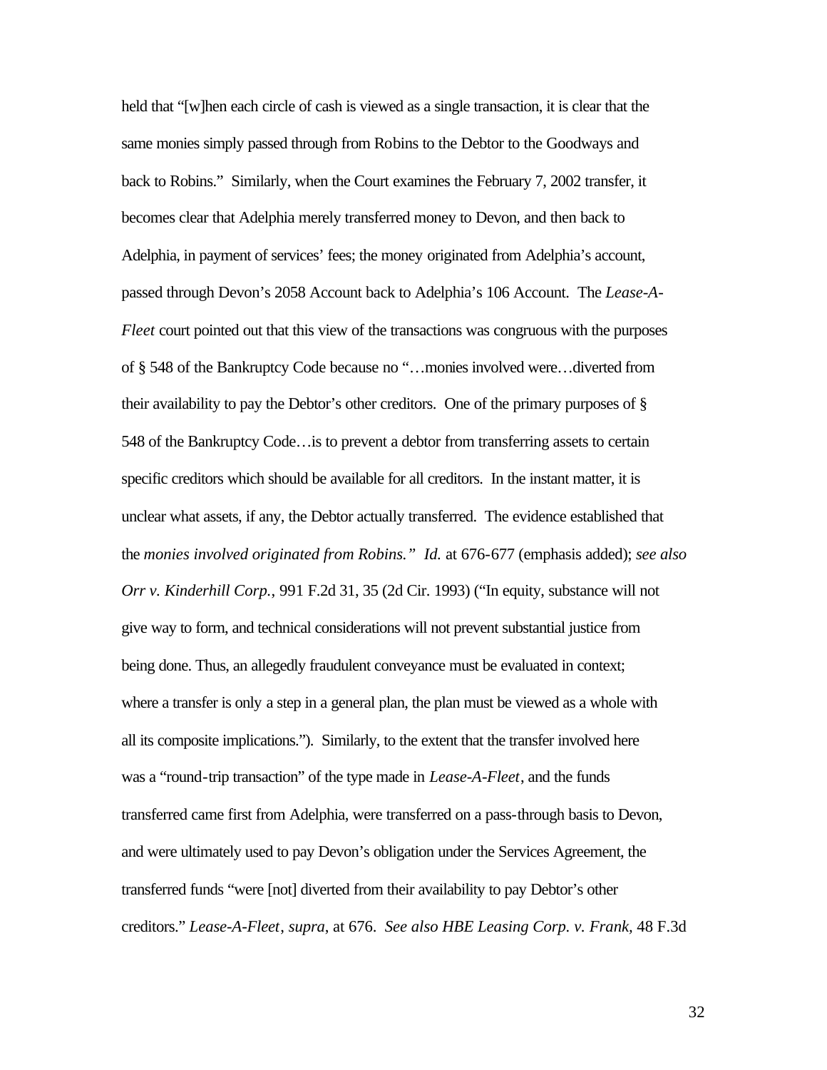held that "[w]hen each circle of cash is viewed as a single transaction, it is clear that the same monies simply passed through from Robins to the Debtor to the Goodways and back to Robins." Similarly, when the Court examines the February 7, 2002 transfer, it becomes clear that Adelphia merely transferred money to Devon, and then back to Adelphia, in payment of services' fees; the money originated from Adelphia's account, passed through Devon's 2058 Account back to Adelphia's 106 Account. The *Lease-A-Fleet* court pointed out that this view of the transactions was congruous with the purposes of § 548 of the Bankruptcy Code because no "…monies involved were…diverted from their availability to pay the Debtor's other creditors. One of the primary purposes of § 548 of the Bankruptcy Code…is to prevent a debtor from transferring assets to certain specific creditors which should be available for all creditors. In the instant matter, it is unclear what assets, if any, the Debtor actually transferred. The evidence established that the *monies involved originated from Robins." Id.* at 676-677 (emphasis added); *see also Orr v. Kinderhill Corp.*, 991 F.2d 31, 35 (2d Cir. 1993) ("In equity, substance will not give way to form, and technical considerations will not prevent substantial justice from being done. Thus, an allegedly fraudulent conveyance must be evaluated in context; where a transfer is only a step in a general plan, the plan must be viewed as a whole with all its composite implications."). Similarly, to the extent that the transfer involved here was a "round-trip transaction" of the type made in *Lease-A-Fleet*, and the funds transferred came first from Adelphia, were transferred on a pass-through basis to Devon, and were ultimately used to pay Devon's obligation under the Services Agreement, the transferred funds "were [not] diverted from their availability to pay Debtor's other creditors." *Lease-A-Fleet*, *supra*, at 676. *See also HBE Leasing Corp. v. Frank*, 48 F.3d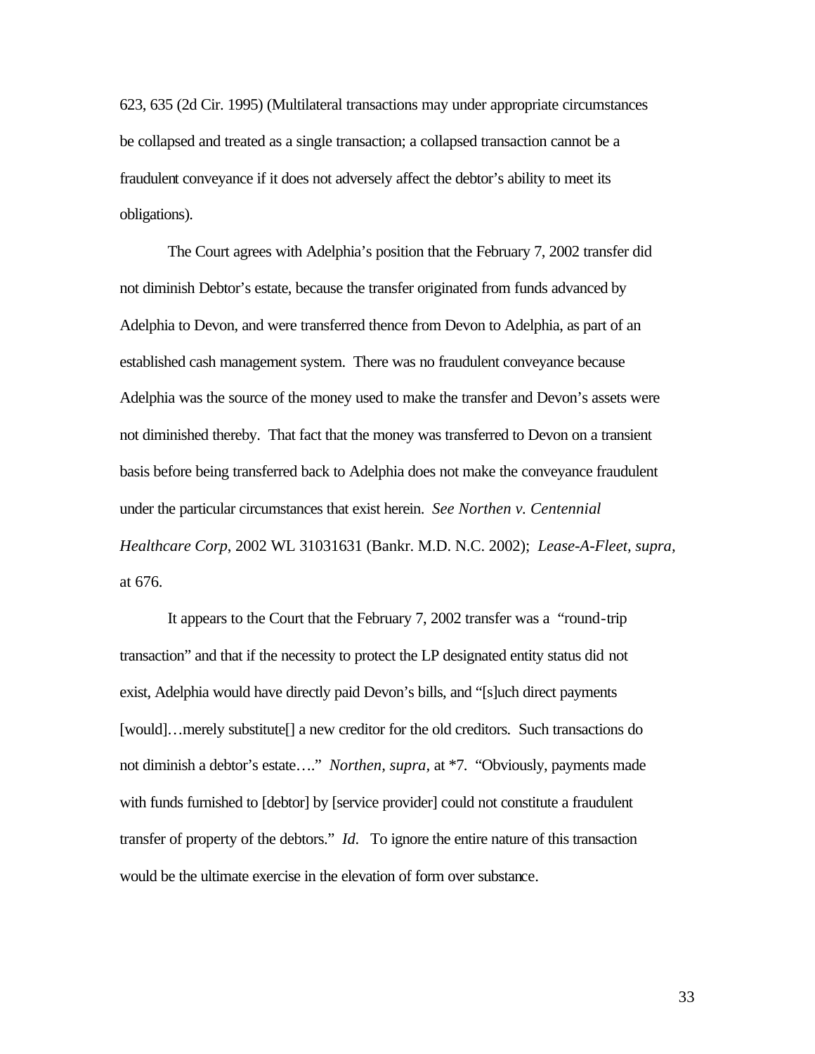623, 635 (2d Cir. 1995) (Multilateral transactions may under appropriate circumstances be collapsed and treated as a single transaction; a collapsed transaction cannot be a fraudulent conveyance if it does not adversely affect the debtor's ability to meet its obligations).

The Court agrees with Adelphia's position that the February 7, 2002 transfer did not diminish Debtor's estate, because the transfer originated from funds advanced by Adelphia to Devon, and were transferred thence from Devon to Adelphia, as part of an established cash management system. There was no fraudulent conveyance because Adelphia was the source of the money used to make the transfer and Devon's assets were not diminished thereby. That fact that the money was transferred to Devon on a transient basis before being transferred back to Adelphia does not make the conveyance fraudulent under the particular circumstances that exist herein. *See Northen v. Centennial Healthcare Corp*, 2002 WL 31031631 (Bankr. M.D. N.C. 2002); *Lease-A-Fleet, supra,* at 676.

It appears to the Court that the February 7, 2002 transfer was a "round-trip transaction" and that if the necessity to protect the LP designated entity status did not exist, Adelphia would have directly paid Devon's bills, and "[s]uch direct payments [would]…merely substitute[] a new creditor for the old creditors. Such transactions do not diminish a debtor's estate…." *Northen, supra*, at *7. "Obviously, payments made with funds furnished to [debtor] by [service provider] could not constitute a fraudulent transfer of property of the debtors." *Id.* To ignore the entire nature of this transaction would be the ultimate exercise in the elevation of form over substance.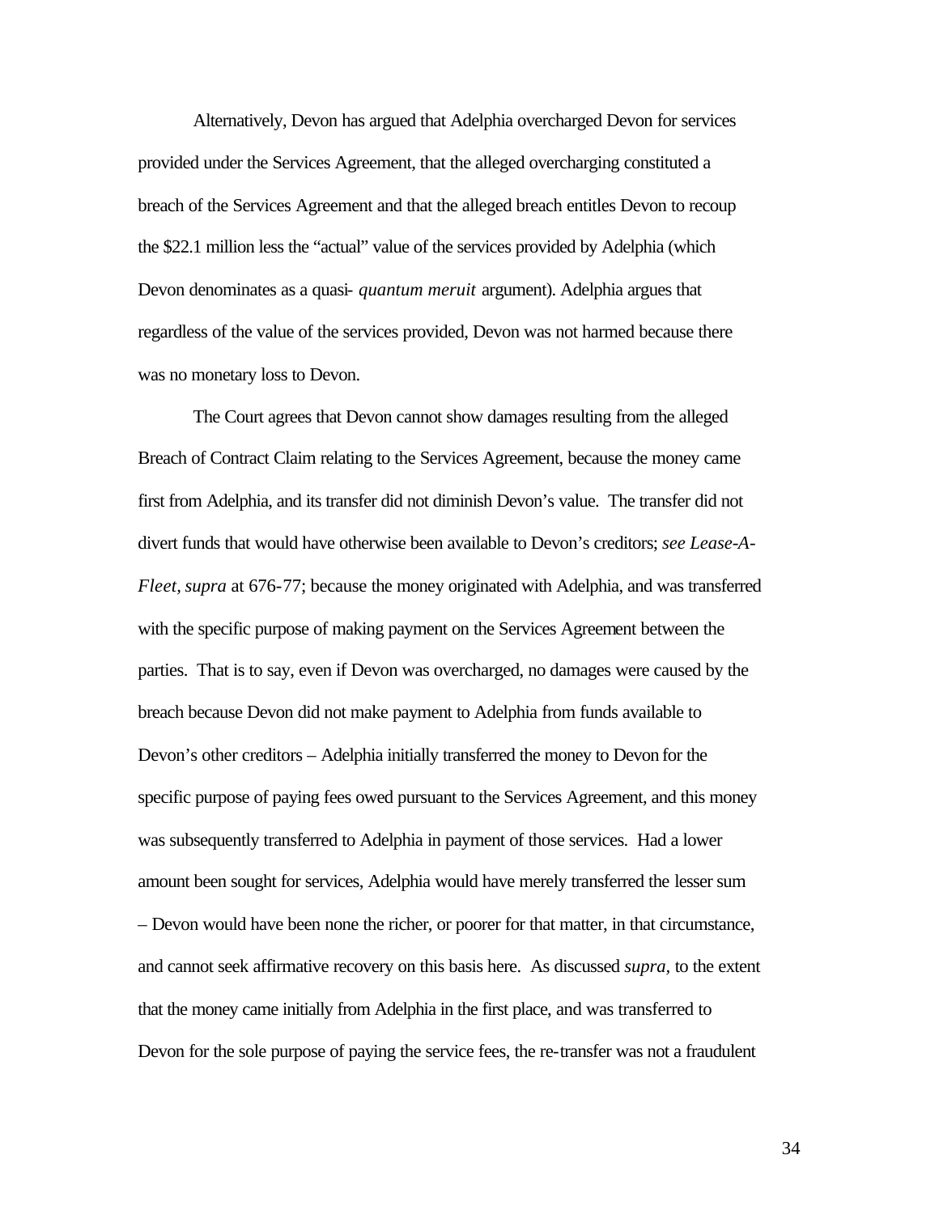Alternatively, Devon has argued that Adelphia overcharged Devon for services provided under the Services Agreement, that the alleged overcharging constituted a breach of the Services Agreement and that the alleged breach entitles Devon to recoup the $22.1 million less the "actual" value of the services provided by Adelphia (which Devon denominates as a quasi- *quantum meruit* argument). Adelphia argues that regardless of the value of the services provided, Devon was not harmed because there was no monetary loss to Devon.

The Court agrees that Devon cannot show damages resulting from the alleged Breach of Contract Claim relating to the Services Agreement, because the money came first from Adelphia, and its transfer did not diminish Devon's value. The transfer did not divert funds that would have otherwise been available to Devon's creditors; *see Lease-A-Fleet, supra* at 676-77; because the money originated with Adelphia, and was transferred with the specific purpose of making payment on the Services Agreement between the parties. That is to say, even if Devon was overcharged, no damages were caused by the breach because Devon did not make payment to Adelphia from funds available to Devon's other creditors – Adelphia initially transferred the money to Devon for the specific purpose of paying fees owed pursuant to the Services Agreement, and this money was subsequently transferred to Adelphia in payment of those services. Had a lower amount been sought for services, Adelphia would have merely transferred the lesser sum – Devon would have been none the richer, or poorer for that matter, in that circumstance, and cannot seek affirmative recovery on this basis here. As discussed *supra,* to the extent that the money came initially from Adelphia in the first place, and was transferred to Devon for the sole purpose of paying the service fees, the re-transfer was not a fraudulent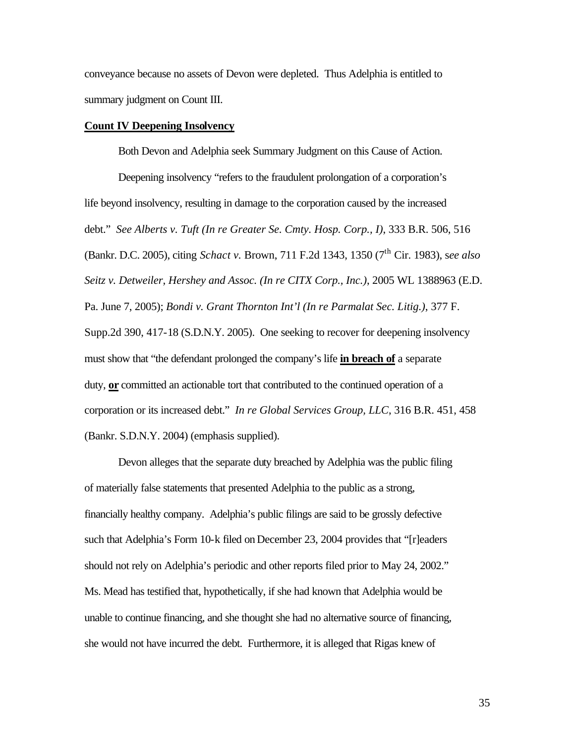conveyance because no assets of Devon were depleted. Thus Adelphia is entitled to summary judgment on Count III.

**Count IV Deepening Insolvency**

Both Devon and Adelphia seek Summary Judgment on this Cause of Action.

Deepening insolvency "refers to the fraudulent prolongation of a corporation's life beyond insolvency, resulting in damage to the corporation caused by the increased debt." *See Alberts v. Tuft (In re Greater Se. Cmty. Hosp. Corp., I)*, 333 B.R. 506, 516 (Bankr. D.C. 2005), citing *Schact v.* Brown, 711 F.2d 1343, 1350 (7th Cir. 1983), s*ee also Seitz v. Detweiler, Hershey and Assoc. (In re CITX Corp., Inc.)*, 2005 WL 1388963 (E.D. Pa. June 7, 2005); *Bondi v. Grant Thornton Int'l (In re Parmalat Sec. Litig.)*, 377 F. Supp.2d 390, 417-18 (S.D.N.Y. 2005). One seeking to recover for deepening insolvency must show that "the defendant prolonged the company's life **in breach of** a separate duty, **or** committed an actionable tort that contributed to the continued operation of a corporation or its increased debt." *In re Global Services Group, LLC*, 316 B.R. 451, 458 (Bankr. S.D.N.Y. 2004) (emphasis supplied).

Devon alleges that the separate duty breached by Adelphia was the public filing of materially false statements that presented Adelphia to the public as a strong, financially healthy company. Adelphia's public filings are said to be grossly defective such that Adelphia's Form 10-k filed on December 23, 2004 provides that "[r]eaders should not rely on Adelphia's periodic and other reports filed prior to May 24, 2002." Ms. Mead has testified that, hypothetically, if she had known that Adelphia would be unable to continue financing, and she thought she had no alternative source of financing, she would not have incurred the debt. Furthermore, it is alleged that Rigas knew of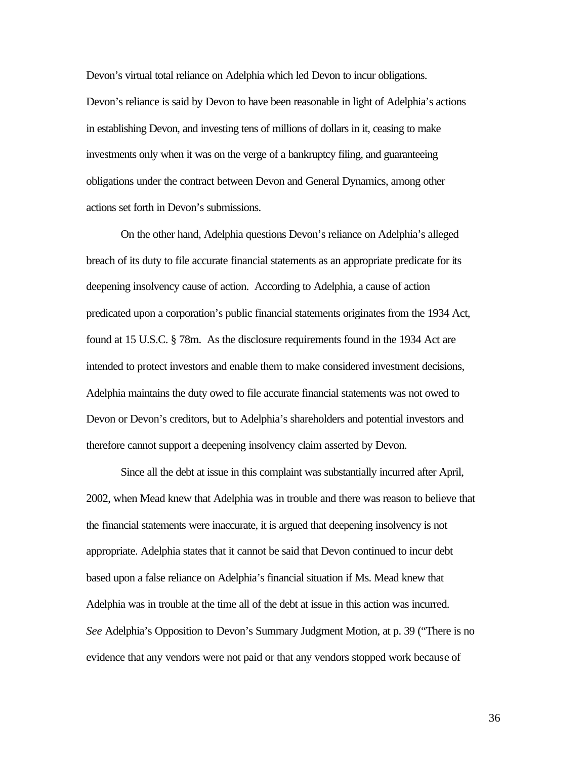Devon's virtual total reliance on Adelphia which led Devon to incur obligations. Devon's reliance is said by Devon to have been reasonable in light of Adelphia's actions in establishing Devon, and investing tens of millions of dollars in it, ceasing to make investments only when it was on the verge of a bankruptcy filing, and guaranteeing obligations under the contract between Devon and General Dynamics, among other actions set forth in Devon's submissions.

On the other hand, Adelphia questions Devon's reliance on Adelphia's alleged breach of its duty to file accurate financial statements as an appropriate predicate for its deepening insolvency cause of action. According to Adelphia, a cause of action predicated upon a corporation's public financial statements originates from the 1934 Act, found at 15 U.S.C. § 78m. As the disclosure requirements found in the 1934 Act are intended to protect investors and enable them to make considered investment decisions, Adelphia maintains the duty owed to file accurate financial statements was not owed to Devon or Devon's creditors, but to Adelphia's shareholders and potential investors and therefore cannot support a deepening insolvency claim asserted by Devon.

Since all the debt at issue in this complaint was substantially incurred after April, 2002, when Mead knew that Adelphia was in trouble and there was reason to believe that the financial statements were inaccurate, it is argued that deepening insolvency is not appropriate. Adelphia states that it cannot be said that Devon continued to incur debt based upon a false reliance on Adelphia's financial situation if Ms. Mead knew that Adelphia was in trouble at the time all of the debt at issue in this action was incurred. *See* Adelphia's Opposition to Devon's Summary Judgment Motion, at p. 39 ("There is no evidence that any vendors were not paid or that any vendors stopped work because of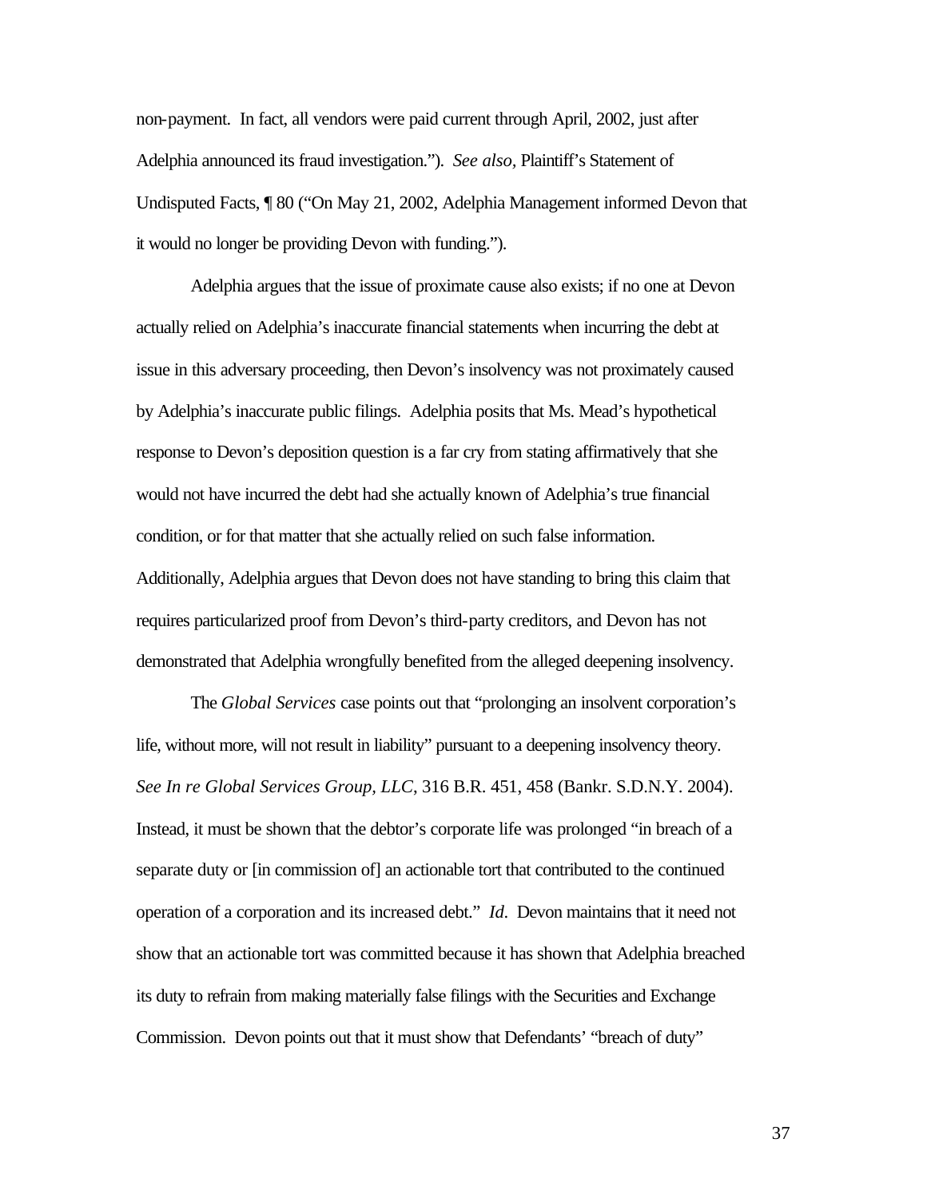non-payment. In fact, all vendors were paid current through April, 2002, just after Adelphia announced its fraud investigation."). *See also,* Plaintiff's Statement of Undisputed Facts, ¶ 80 ("On May 21, 2002, Adelphia Management informed Devon that it would no longer be providing Devon with funding.").

Adelphia argues that the issue of proximate cause also exists; if no one at Devon actually relied on Adelphia's inaccurate financial statements when incurring the debt at issue in this adversary proceeding, then Devon's insolvency was not proximately caused by Adelphia's inaccurate public filings. Adelphia posits that Ms. Mead's hypothetical response to Devon's deposition question is a far cry from stating affirmatively that she would not have incurred the debt had she actually known of Adelphia's true financial condition, or for that matter that she actually relied on such false information. Additionally, Adelphia argues that Devon does not have standing to bring this claim that requires particularized proof from Devon's third-party creditors, and Devon has not demonstrated that Adelphia wrongfully benefited from the alleged deepening insolvency.

The *Global Services* case points out that "prolonging an insolvent corporation's life, without more, will not result in liability" pursuant to a deepening insolvency theory. *See In re Global Services Group, LLC*, 316 B.R. 451, 458 (Bankr. S.D.N.Y. 2004). Instead, it must be shown that the debtor's corporate life was prolonged "in breach of a separate duty or [in commission of] an actionable tort that contributed to the continued operation of a corporation and its increased debt." *Id.* Devon maintains that it need not show that an actionable tort was committed because it has shown that Adelphia breached its duty to refrain from making materially false filings with the Securities and Exchange Commission. Devon points out that it must show that Defendants' "breach of duty"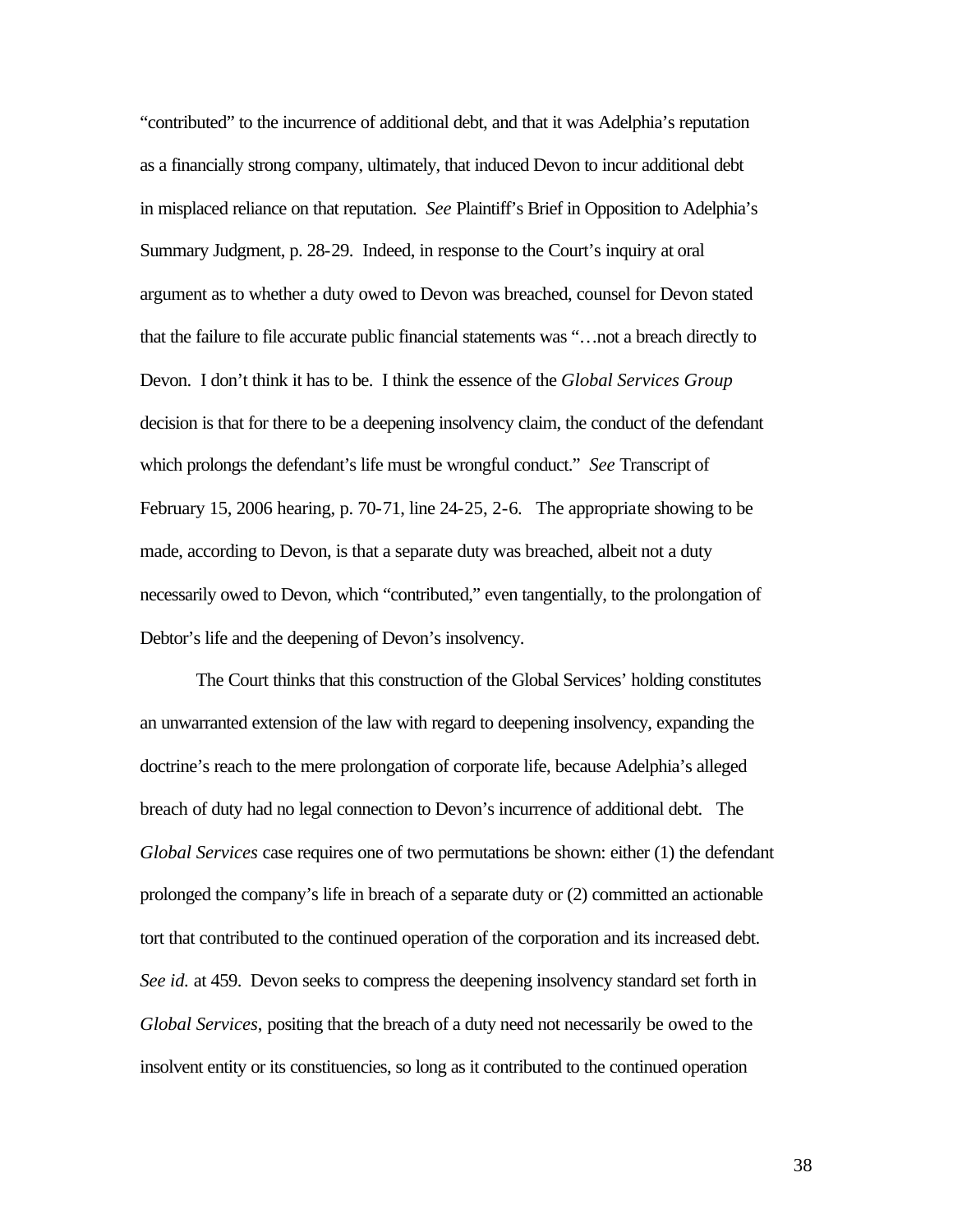"contributed" to the incurrence of additional debt, and that it was Adelphia's reputation as a financially strong company, ultimately, that induced Devon to incur additional debt in misplaced reliance on that reputation. *See* Plaintiff's Brief in Opposition to Adelphia's Summary Judgment, p. 28-29. Indeed, in response to the Court's inquiry at oral argument as to whether a duty owed to Devon was breached, counsel for Devon stated that the failure to file accurate public financial statements was "…not a breach directly to Devon. I don't think it has to be. I think the essence of the *Global Services Group* decision is that for there to be a deepening insolvency claim, the conduct of the defendant which prolongs the defendant's life must be wrongful conduct." *See* Transcript of February 15, 2006 hearing, p. 70-71, line 24-25, 2-6. The appropriate showing to be made, according to Devon, is that a separate duty was breached, albeit not a duty necessarily owed to Devon, which "contributed," even tangentially, to the prolongation of Debtor's life and the deepening of Devon's insolvency.

The Court thinks that this construction of the Global Services' holding constitutes an unwarranted extension of the law with regard to deepening insolvency, expanding the doctrine's reach to the mere prolongation of corporate life, because Adelphia's alleged breach of duty had no legal connection to Devon's incurrence of additional debt. The *Global Services* case requires one of two permutations be shown: either (1) the defendant prolonged the company's life in breach of a separate duty or (2) committed an actionable tort that contributed to the continued operation of the corporation and its increased debt. *See id.* at 459. Devon seeks to compress the deepening insolvency standard set forth in *Global Services*, positing that the breach of a duty need not necessarily be owed to the insolvent entity or its constituencies, so long as it contributed to the continued operation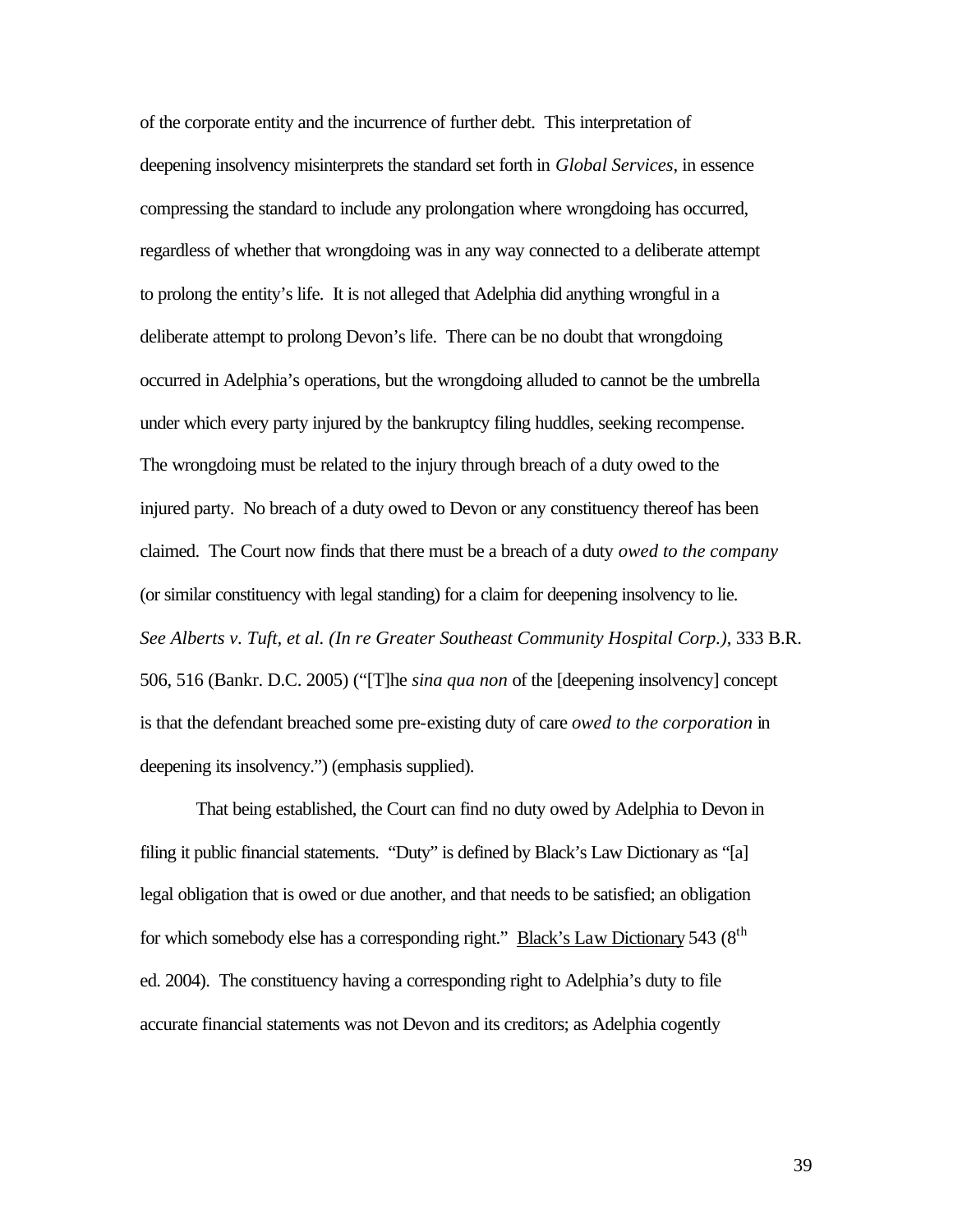of the corporate entity and the incurrence of further debt. This interpretation of deepening insolvency misinterprets the standard set forth in *Global Services*, in essence compressing the standard to include any prolongation where wrongdoing has occurred, regardless of whether that wrongdoing was in any way connected to a deliberate attempt to prolong the entity's life. It is not alleged that Adelphia did anything wrongful in a deliberate attempt to prolong Devon's life. There can be no doubt that wrongdoing occurred in Adelphia's operations, but the wrongdoing alluded to cannot be the umbrella under which every party injured by the bankruptcy filing huddles, seeking recompense. The wrongdoing must be related to the injury through breach of a duty owed to the injured party. No breach of a duty owed to Devon or any constituency thereof has been claimed. The Court now finds that there must be a breach of a duty *owed to the company* (or similar constituency with legal standing) for a claim for deepening insolvency to lie. *See Alberts v. Tuft, et al. (In re Greater Southeast Community Hospital Corp.)*, 333 B.R. 506, 516 (Bankr. D.C. 2005) ("[T]he *sina qua non* of the [deepening insolvency] concept is that the defendant breached some pre-existing duty of care *owed to the corporation* in deepening its insolvency.") (emphasis supplied).

That being established, the Court can find no duty owed by Adelphia to Devon in filing it public financial statements. "Duty" is defined by Black's Law Dictionary as "[a] legal obligation that is owed or due another, and that needs to be satisfied; an obligation for which somebody else has a corresponding right." Black's Law Dictionary 543 (8th ed. 2004). The constituency having a corresponding right to Adelphia's duty to file accurate financial statements was not Devon and its creditors; as Adelphia cogently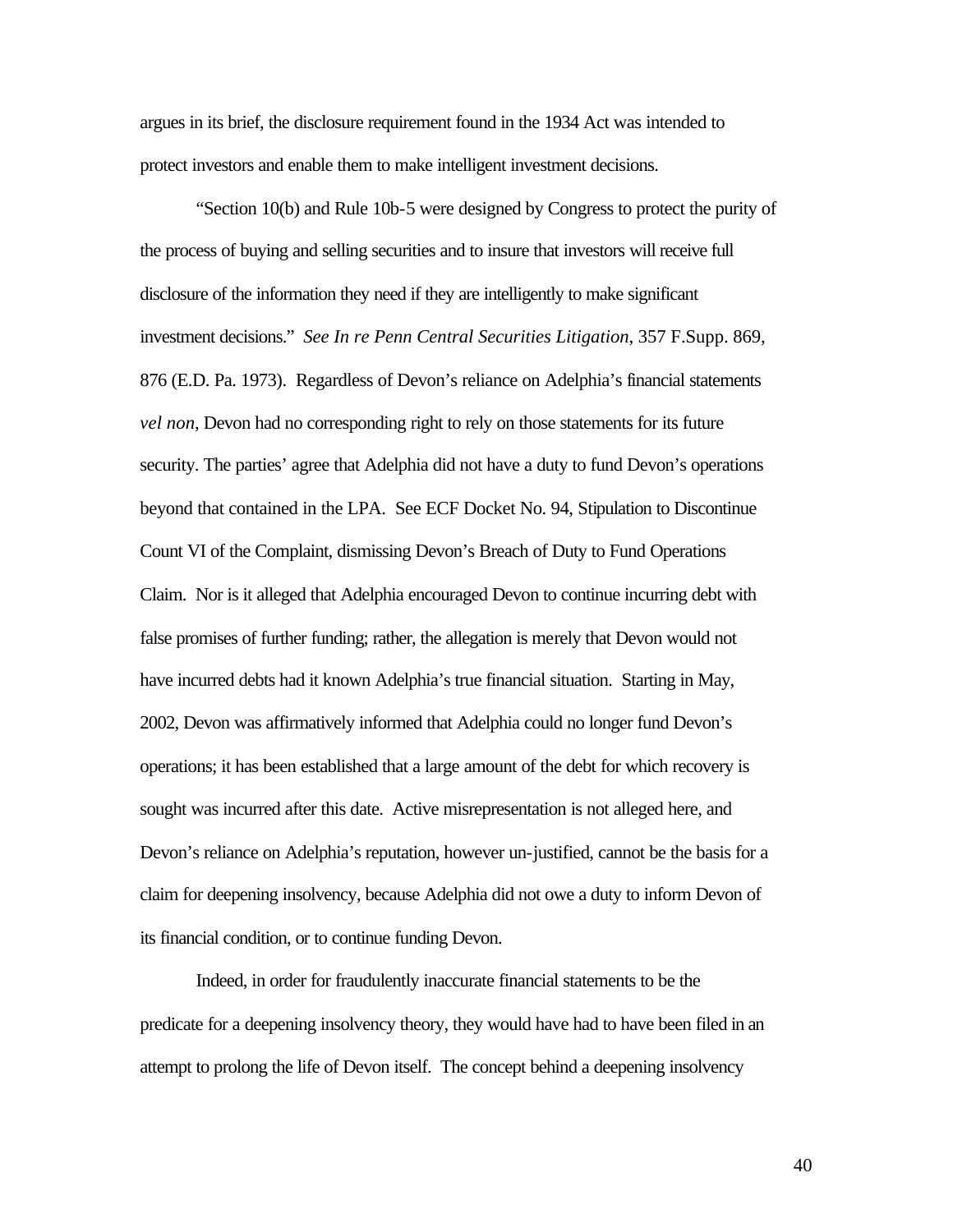argues in its brief, the disclosure requirement found in the 1934 Act was intended to protect investors and enable them to make intelligent investment decisions.

"Section 10(b) and Rule 10b-5 were designed by Congress to protect the purity of the process of buying and selling securities and to insure that investors will receive full disclosure of the information they need if they are intelligently to make significant investment decisions." *See In re Penn Central Securities Litigation*, 357 F.Supp. 869, 876 (E.D. Pa. 1973). Regardless of Devon's reliance on Adelphia's financial statements *vel non*, Devon had no corresponding right to rely on those statements for its future security. The parties' agree that Adelphia did not have a duty to fund Devon's operations beyond that contained in the LPA. See ECF Docket No. 94, Stipulation to Discontinue Count VI of the Complaint, dismissing Devon's Breach of Duty to Fund Operations Claim. Nor is it alleged that Adelphia encouraged Devon to continue incurring debt with false promises of further funding; rather, the allegation is merely that Devon would not have incurred debts had it known Adelphia's true financial situation. Starting in May, 2002, Devon was affirmatively informed that Adelphia could no longer fund Devon's operations; it has been established that a large amount of the debt for which recovery is sought was incurred after this date. Active misrepresentation is not alleged here, and Devon's reliance on Adelphia's reputation, however un-justified, cannot be the basis for a claim for deepening insolvency, because Adelphia did not owe a duty to inform Devon of its financial condition, or to continue funding Devon.

Indeed, in order for fraudulently inaccurate financial statements to be the predicate for a deepening insolvency theory, they would have had to have been filed in an attempt to prolong the life of Devon itself. The concept behind a deepening insolvency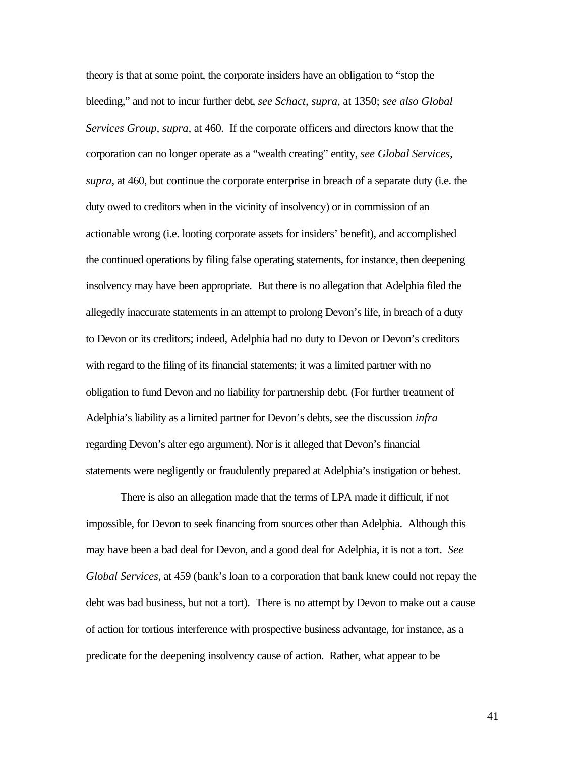theory is that at some point, the corporate insiders have an obligation to "stop the bleeding," and not to incur further debt, *see Schact, supra,* at 1350; *see also Global Services Group, supra,* at 460. If the corporate officers and directors know that the corporation can no longer operate as a "wealth creating" entity, *see Global Services, supra*, at 460, but continue the corporate enterprise in breach of a separate duty (i.e. the duty owed to creditors when in the vicinity of insolvency) or in commission of an actionable wrong (i.e. looting corporate assets for insiders' benefit), and accomplished the continued operations by filing false operating statements, for instance, then deepening insolvency may have been appropriate. But there is no allegation that Adelphia filed the allegedly inaccurate statements in an attempt to prolong Devon's life, in breach of a duty to Devon or its creditors; indeed, Adelphia had no duty to Devon or Devon's creditors with regard to the filing of its financial statements; it was a limited partner with no obligation to fund Devon and no liability for partnership debt. (For further treatment of Adelphia's liability as a limited partner for Devon's debts, see the discussion *infra* regarding Devon's alter ego argument). Nor is it alleged that Devon's financial statements were negligently or fraudulently prepared at Adelphia's instigation or behest.

There is also an allegation made that the terms of LPA made it difficult, if not impossible, for Devon to seek financing from sources other than Adelphia. Although this may have been a bad deal for Devon, and a good deal for Adelphia, it is not a tort. *See Global Services*, at 459 (bank's loan to a corporation that bank knew could not repay the debt was bad business, but not a tort). There is no attempt by Devon to make out a cause of action for tortious interference with prospective business advantage, for instance, as a predicate for the deepening insolvency cause of action. Rather, what appear to be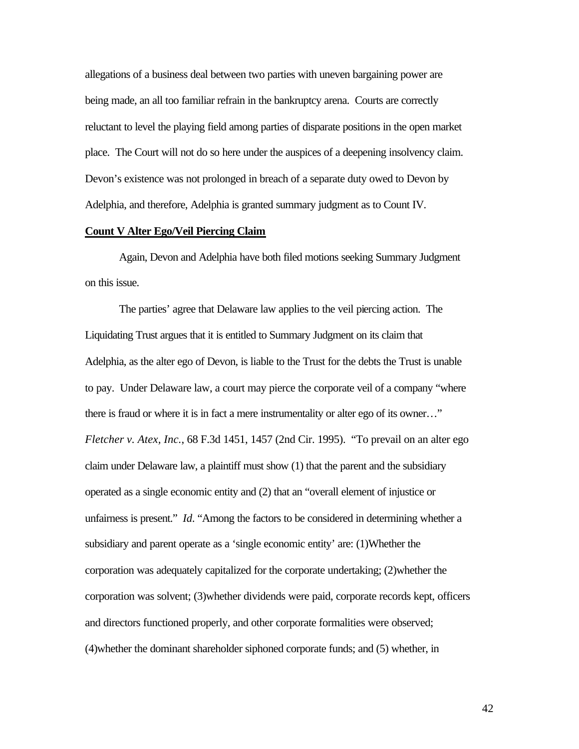allegations of a business deal between two parties with uneven bargaining power are being made, an all too familiar refrain in the bankruptcy arena. Courts are correctly reluctant to level the playing field among parties of disparate positions in the open market place. The Court will not do so here under the auspices of a deepening insolvency claim. Devon's existence was not prolonged in breach of a separate duty owed to Devon by Adelphia, and therefore, Adelphia is granted summary judgment as to Count IV.

**Count V Alter Ego/Veil Piercing Claim**

Again, Devon and Adelphia have both filed motions seeking Summary Judgment on this issue.

The parties' agree that Delaware law applies to the veil piercing action. The Liquidating Trust argues that it is entitled to Summary Judgment on its claim that Adelphia, as the alter ego of Devon, is liable to the Trust for the debts the Trust is unable to pay. Under Delaware law, a court may pierce the corporate veil of a company "where there is fraud or where it is in fact a mere instrumentality or alter ego of its owner…" *Fletcher v. Atex, Inc.*, 68 F.3d 1451, 1457 (2nd Cir. 1995). "To prevail on an alter ego claim under Delaware law, a plaintiff must show (1) that the parent and the subsidiary operated as a single economic entity and (2) that an "overall element of injustice or unfairness is present." *Id*. "Among the factors to be considered in determining whether a subsidiary and parent operate as a 'single economic entity' are: (1)Whether the corporation was adequately capitalized for the corporate undertaking; (2)whether the corporation was solvent; (3)whether dividends were paid, corporate records kept, officers and directors functioned properly, and other corporate formalities were observed; (4)whether the dominant shareholder siphoned corporate funds; and (5) whether, in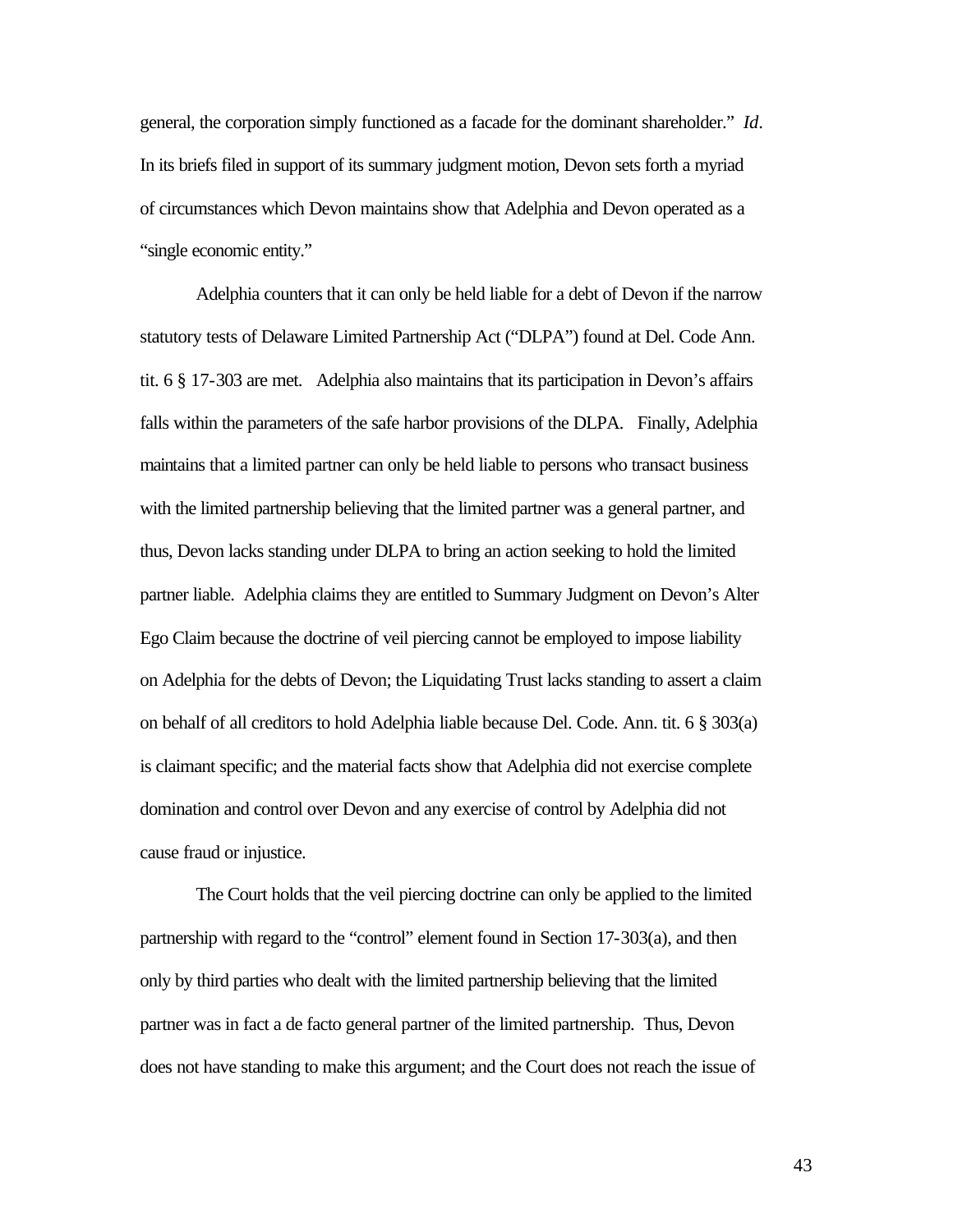general, the corporation simply functioned as a facade for the dominant shareholder." *Id*. In its briefs filed in support of its summary judgment motion, Devon sets forth a myriad of circumstances which Devon maintains show that Adelphia and Devon operated as a "single economic entity."

Adelphia counters that it can only be held liable for a debt of Devon if the narrow statutory tests of Delaware Limited Partnership Act ("DLPA") found at Del. Code Ann. tit. 6 § 17-303 are met. Adelphia also maintains that its participation in Devon's affairs falls within the parameters of the safe harbor provisions of the DLPA. Finally, Adelphia maintains that a limited partner can only be held liable to persons who transact business with the limited partnership believing that the limited partner was a general partner, and thus, Devon lacks standing under DLPA to bring an action seeking to hold the limited partner liable. Adelphia claims they are entitled to Summary Judgment on Devon's Alter Ego Claim because the doctrine of veil piercing cannot be employed to impose liability on Adelphia for the debts of Devon; the Liquidating Trust lacks standing to assert a claim on behalf of all creditors to hold Adelphia liable because Del. Code. Ann. tit. 6 § 303(a) is claimant specific; and the material facts show that Adelphia did not exercise complete domination and control over Devon and any exercise of control by Adelphia did not cause fraud or injustice.

The Court holds that the veil piercing doctrine can only be applied to the limited partnership with regard to the "control" element found in Section 17-303(a), and then only by third parties who dealt with the limited partnership believing that the limited partner was in fact a de facto general partner of the limited partnership. Thus, Devon does not have standing to make this argument; and the Court does not reach the issue of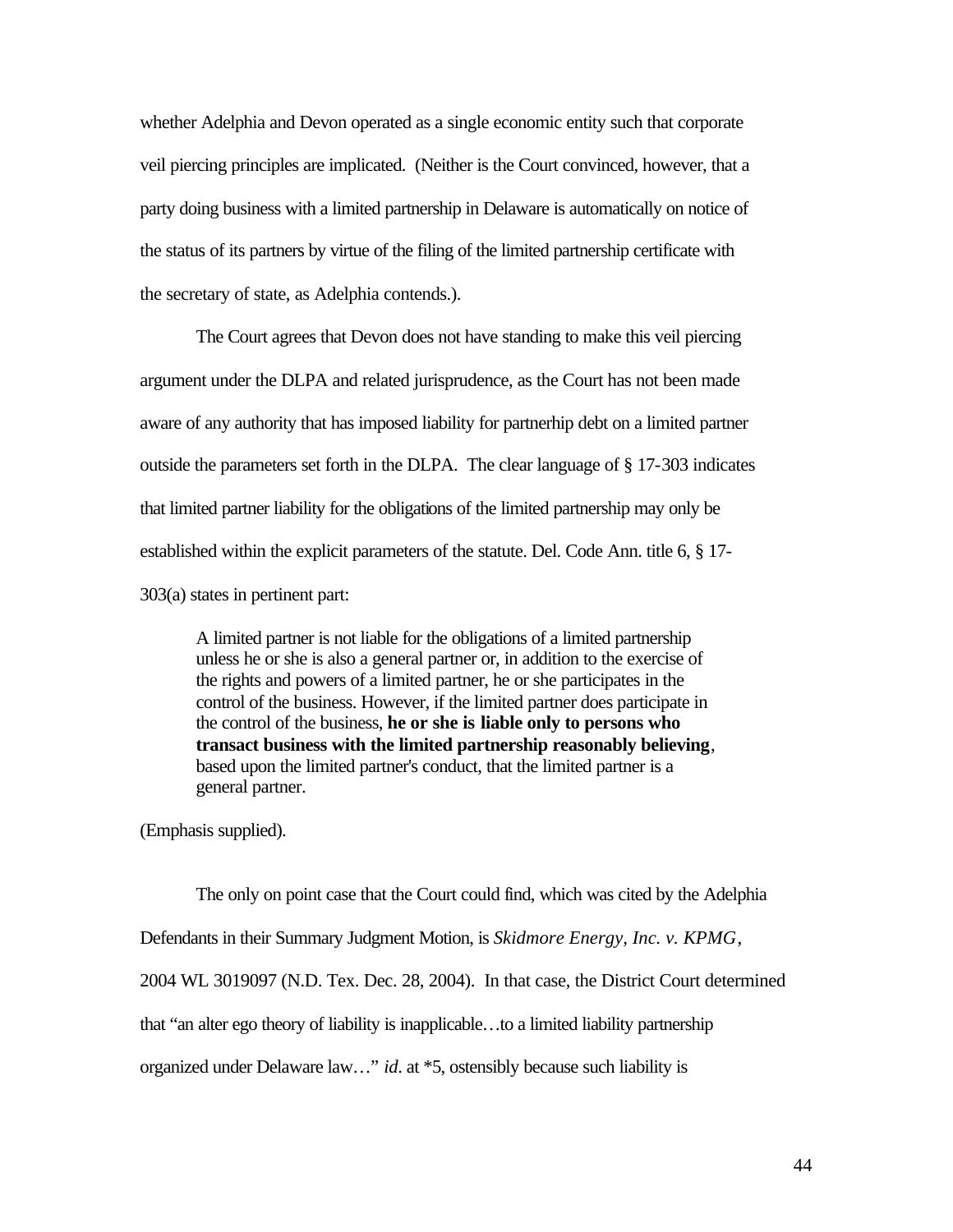whether Adelphia and Devon operated as a single economic entity such that corporate veil piercing principles are implicated. (Neither is the Court convinced, however, that a party doing business with a limited partnership in Delaware is automatically on notice of the status of its partners by virtue of the filing of the limited partnership certificate with the secretary of state, as Adelphia contends.).

The Court agrees that Devon does not have standing to make this veil piercing argument under the DLPA and related jurisprudence, as the Court has not been made aware of any authority that has imposed liability for partnerhip debt on a limited partner outside the parameters set forth in the DLPA. The clear language of § 17-303 indicates that limited partner liability for the obligations of the limited partnership may only be established within the explicit parameters of the statute. Del. Code Ann. title 6, § 17-303(a) states in pertinent part:

> A limited partner is not liable for the obligations of a limited partnership unless he or she is also a general partner or, in addition to the exercise of the rights and powers of a limited partner, he or she participates in the control of the business. However, if the limited partner does participate in the control of the business, **he or she is liable only to persons who transact business with the limited partnership reasonably believing**, based upon the limited partner's conduct, that the limited partner is a general partner.

(Emphasis supplied).

The only on point case that the Court could find, which was cited by the Adelphia Defendants in their Summary Judgment Motion, is *Skidmore Energy, Inc. v. KPMG*, 2004 WL 3019097 (N.D. Tex. Dec. 28, 2004). In that case, the District Court determined that "an alter ego theory of liability is inapplicable…to a limited liability partnership organized under Delaware law…" *id*. at *5, ostensibly because such liability is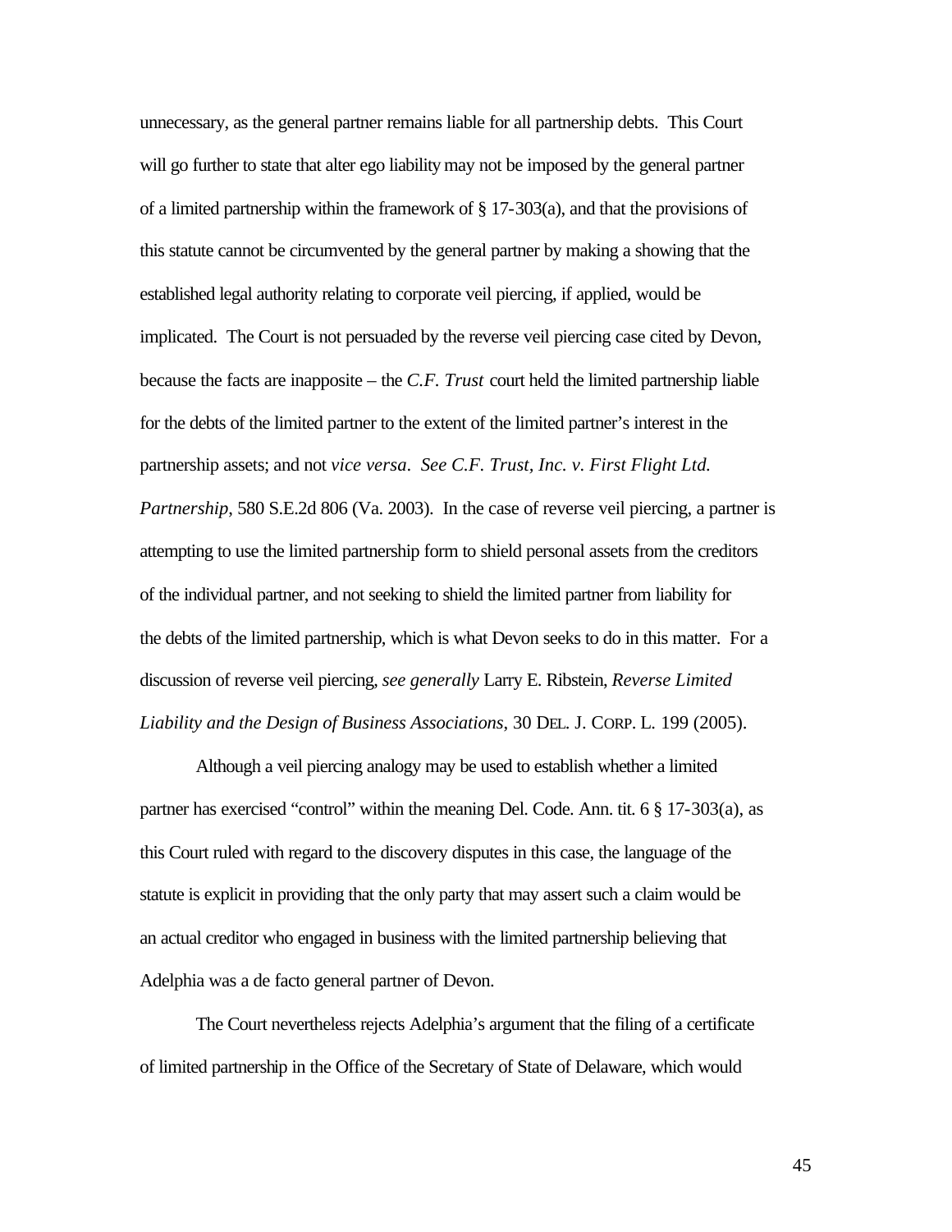unnecessary, as the general partner remains liable for all partnership debts. This Court will go further to state that alter ego liability may not be imposed by the general partner of a limited partnership within the framework of § 17-303(a), and that the provisions of this statute cannot be circumvented by the general partner by making a showing that the established legal authority relating to corporate veil piercing, if applied, would be implicated. The Court is not persuaded by the reverse veil piercing case cited by Devon, because the facts are inapposite – the *C.F. Trust* court held the limited partnership liable for the debts of the limited partner to the extent of the limited partner's interest in the partnership assets; and not *vice versa*. *See C.F. Trust, Inc. v. First Flight Ltd. Partnership*, 580 S.E.2d 806 (Va. 2003). In the case of reverse veil piercing, a partner is attempting to use the limited partnership form to shield personal assets from the creditors of the individual partner, and not seeking to shield the limited partner from liability for the debts of the limited partnership, which is what Devon seeks to do in this matter. For a discussion of reverse veil piercing, *see generally* Larry E. Ribstein, *Reverse Limited Liability and the Design of Business Associations*, 30 DEL. J. CORP. L. 199 (2005).

Although a veil piercing analogy may be used to establish whether a limited partner has exercised "control" within the meaning Del. Code. Ann. tit. 6 § 17-303(a), as this Court ruled with regard to the discovery disputes in this case, the language of the statute is explicit in providing that the only party that may assert such a claim would be an actual creditor who engaged in business with the limited partnership believing that Adelphia was a de facto general partner of Devon.

The Court nevertheless rejects Adelphia's argument that the filing of a certificate of limited partnership in the Office of the Secretary of State of Delaware, which would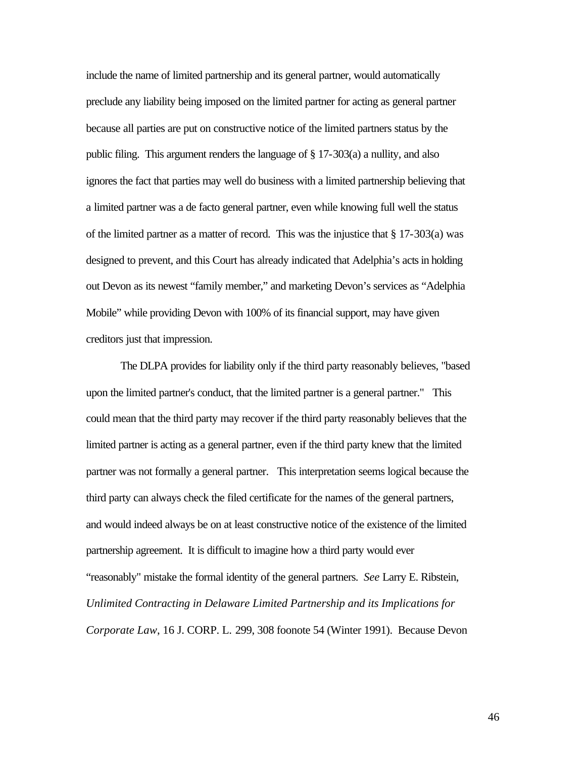include the name of limited partnership and its general partner, would automatically preclude any liability being imposed on the limited partner for acting as general partner because all parties are put on constructive notice of the limited partners status by the public filing. This argument renders the language of § 17-303(a) a nullity, and also ignores the fact that parties may well do business with a limited partnership believing that a limited partner was a de facto general partner, even while knowing full well the status of the limited partner as a matter of record. This was the injustice that § 17-303(a) was designed to prevent, and this Court has already indicated that Adelphia's acts in holding out Devon as its newest "family member," and marketing Devon's services as "Adelphia Mobile" while providing Devon with 100% of its financial support, may have given creditors just that impression.

The DLPA provides for liability only if the third party reasonably believes, "based upon the limited partner's conduct, that the limited partner is a general partner." This could mean that the third party may recover if the third party reasonably believes that the limited partner is acting as a general partner, even if the third party knew that the limited partner was not formally a general partner. This interpretation seems logical because the third party can always check the filed certificate for the names of the general partners, and would indeed always be on at least constructive notice of the existence of the limited partnership agreement. It is difficult to imagine how a third party would ever "reasonably" mistake the formal identity of the general partners. *See* Larry E. Ribstein, *Unlimited Contracting in Delaware Limited Partnership and its Implications for Corporate Law*, 16 J. CORP. L. 299, 308 foonote 54 (Winter 1991). Because Devon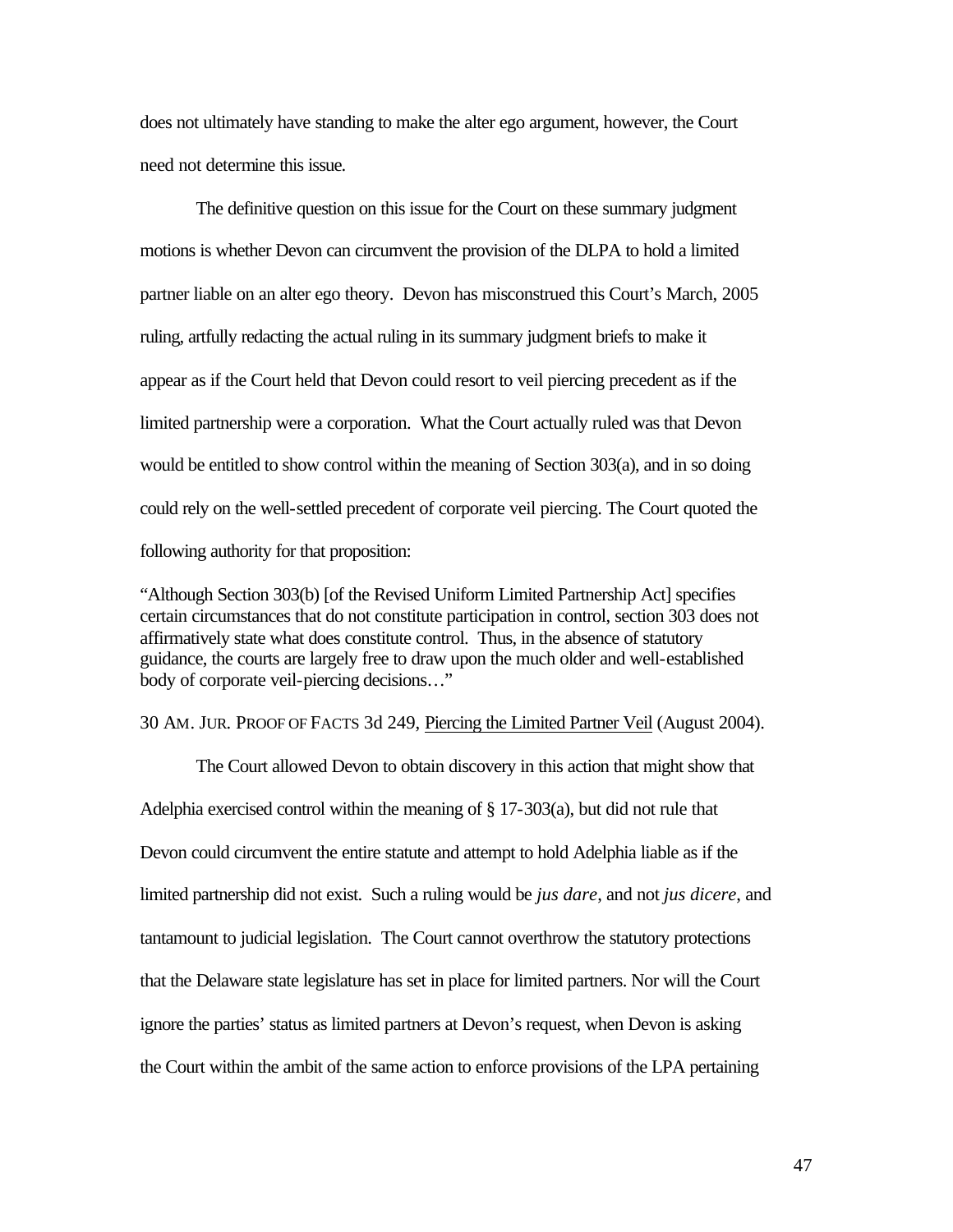does not ultimately have standing to make the alter ego argument, however, the Court need not determine this issue.

The definitive question on this issue for the Court on these summary judgment motions is whether Devon can circumvent the provision of the DLPA to hold a limited partner liable on an alter ego theory. Devon has misconstrued this Court's March, 2005 ruling, artfully redacting the actual ruling in its summary judgment briefs to make it appear as if the Court held that Devon could resort to veil piercing precedent as if the limited partnership were a corporation. What the Court actually ruled was that Devon would be entitled to show control within the meaning of Section 303(a), and in so doing could rely on the well-settled precedent of corporate veil piercing. The Court quoted the following authority for that proposition:

> "Although Section 303(b) [of the Revised Uniform Limited Partnership Act] specifies certain circumstances that do not constitute participation in control, section 303 does not affirmatively state what does constitute control. Thus, in the absence of statutory guidance, the courts are largely free to draw upon the much older and well-established body of corporate veil-piercing decisions…"

30 AM. JUR. PROOF OF FACTS 3d 249, Piercing the Limited Partner Veil (August 2004).

The Court allowed Devon to obtain discovery in this action that might show that Adelphia exercised control within the meaning of § 17-303(a), but did not rule that Devon could circumvent the entire statute and attempt to hold Adelphia liable as if the limited partnership did not exist. Such a ruling would be *jus dare*, and not *jus dicere*, and tantamount to judicial legislation. The Court cannot overthrow the statutory protections that the Delaware state legislature has set in place for limited partners. Nor will the Court ignore the parties' status as limited partners at Devon's request, when Devon is asking the Court within the ambit of the same action to enforce provisions of the LPA pertaining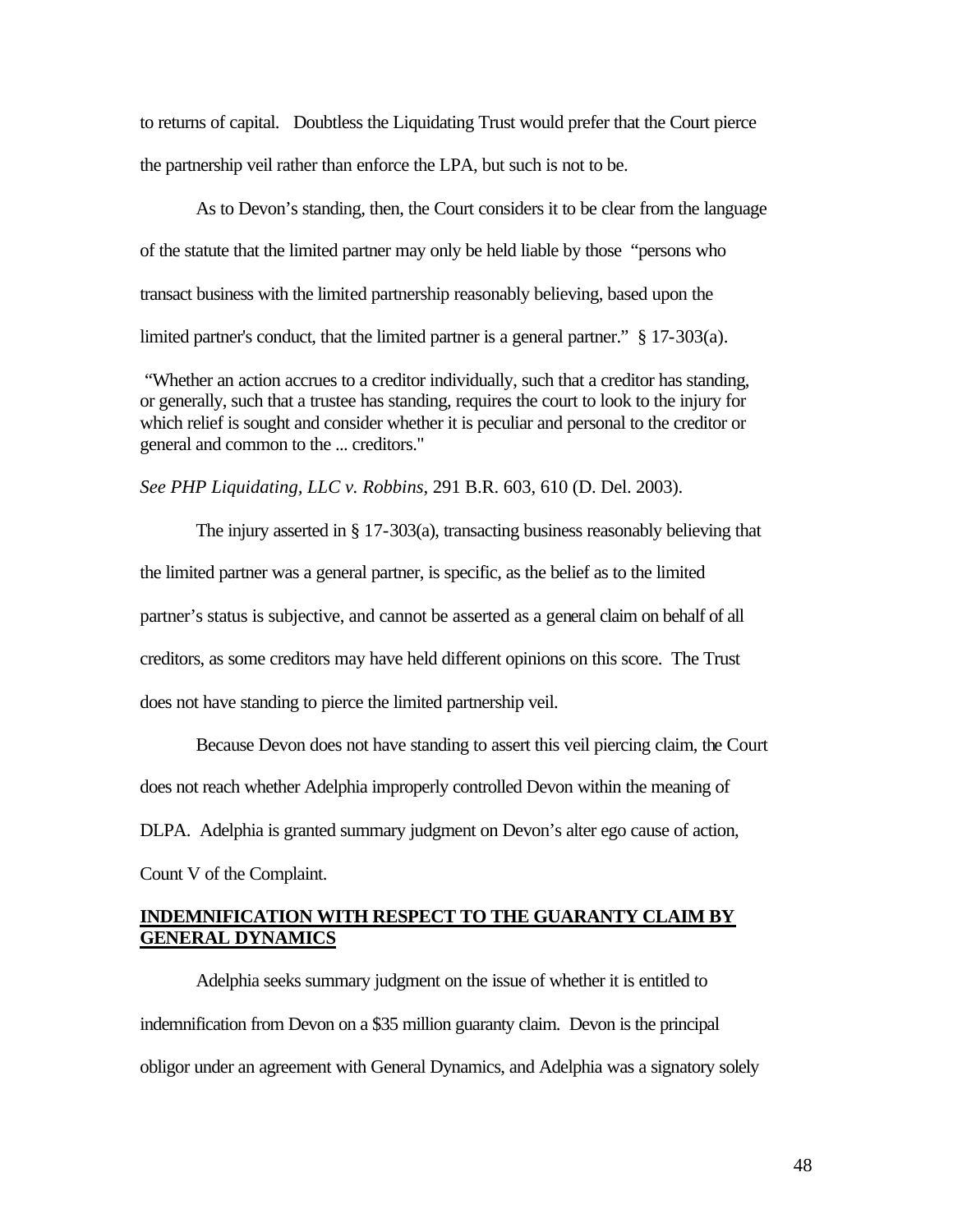to returns of capital. Doubtless the Liquidating Trust would prefer that the Court pierce the partnership veil rather than enforce the LPA, but such is not to be.

As to Devon's standing, then, the Court considers it to be clear from the language of the statute that the limited partner may only be held liable by those "persons who transact business with the limited partnership reasonably believing, based upon the limited partner's conduct, that the limited partner is a general partner." § 17-303(a).

> "Whether an action accrues to a creditor individually, such that a creditor has standing, or generally, such that a trustee has standing, requires the court to look to the injury for which relief is sought and consider whether it is peculiar and personal to the creditor or general and common to the ... creditors."

*See PHP Liquidating, LLC v. Robbins*, 291 B.R. 603, 610 (D. Del. 2003).

The injury asserted in § 17-303(a), transacting business reasonably believing that the limited partner was a general partner, is specific, as the belief as to the limited partner's status is subjective, and cannot be asserted as a general claim on behalf of all creditors, as some creditors may have held different opinions on this score. The Trust does not have standing to pierce the limited partnership veil.

Because Devon does not have standing to assert this veil piercing claim, the Court does not reach whether Adelphia improperly controlled Devon within the meaning of DLPA. Adelphia is granted summary judgment on Devon's alter ego cause of action, Count V of the Complaint.

**INDEMNIFICATION WITH RESPECT TO THE GUARANTY CLAIM BY GENERAL DYNAMICS**

Adelphia seeks summary judgment on the issue of whether it is entitled to indemnification from Devon on a $35 million guaranty claim. Devon is the principal obligor under an agreement with General Dynamics, and Adelphia was a signatory solely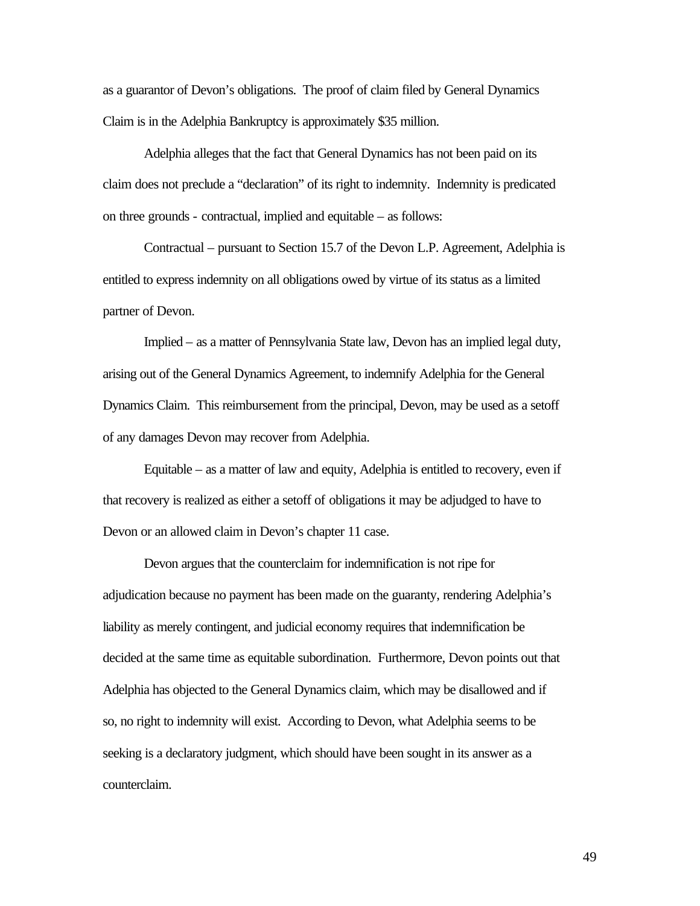as a guarantor of Devon's obligations. The proof of claim filed by General Dynamics Claim is in the Adelphia Bankruptcy is approximately $35 million.

Adelphia alleges that the fact that General Dynamics has not been paid on its claim does not preclude a "declaration" of its right to indemnity. Indemnity is predicated on three grounds - contractual, implied and equitable – as follows:

Contractual – pursuant to Section 15.7 of the Devon L.P. Agreement, Adelphia is entitled to express indemnity on all obligations owed by virtue of its status as a limited partner of Devon.

Implied – as a matter of Pennsylvania State law, Devon has an implied legal duty, arising out of the General Dynamics Agreement, to indemnify Adelphia for the General Dynamics Claim. This reimbursement from the principal, Devon, may be used as a setoff of any damages Devon may recover from Adelphia.

Equitable – as a matter of law and equity, Adelphia is entitled to recovery, even if that recovery is realized as either a setoff of obligations it may be adjudged to have to Devon or an allowed claim in Devon's chapter 11 case.

Devon argues that the counterclaim for indemnification is not ripe for adjudication because no payment has been made on the guaranty, rendering Adelphia's liability as merely contingent, and judicial economy requires that indemnification be decided at the same time as equitable subordination. Furthermore, Devon points out that Adelphia has objected to the General Dynamics claim, which may be disallowed and if so, no right to indemnity will exist. According to Devon, what Adelphia seems to be seeking is a declaratory judgment, which should have been sought in its answer as a counterclaim.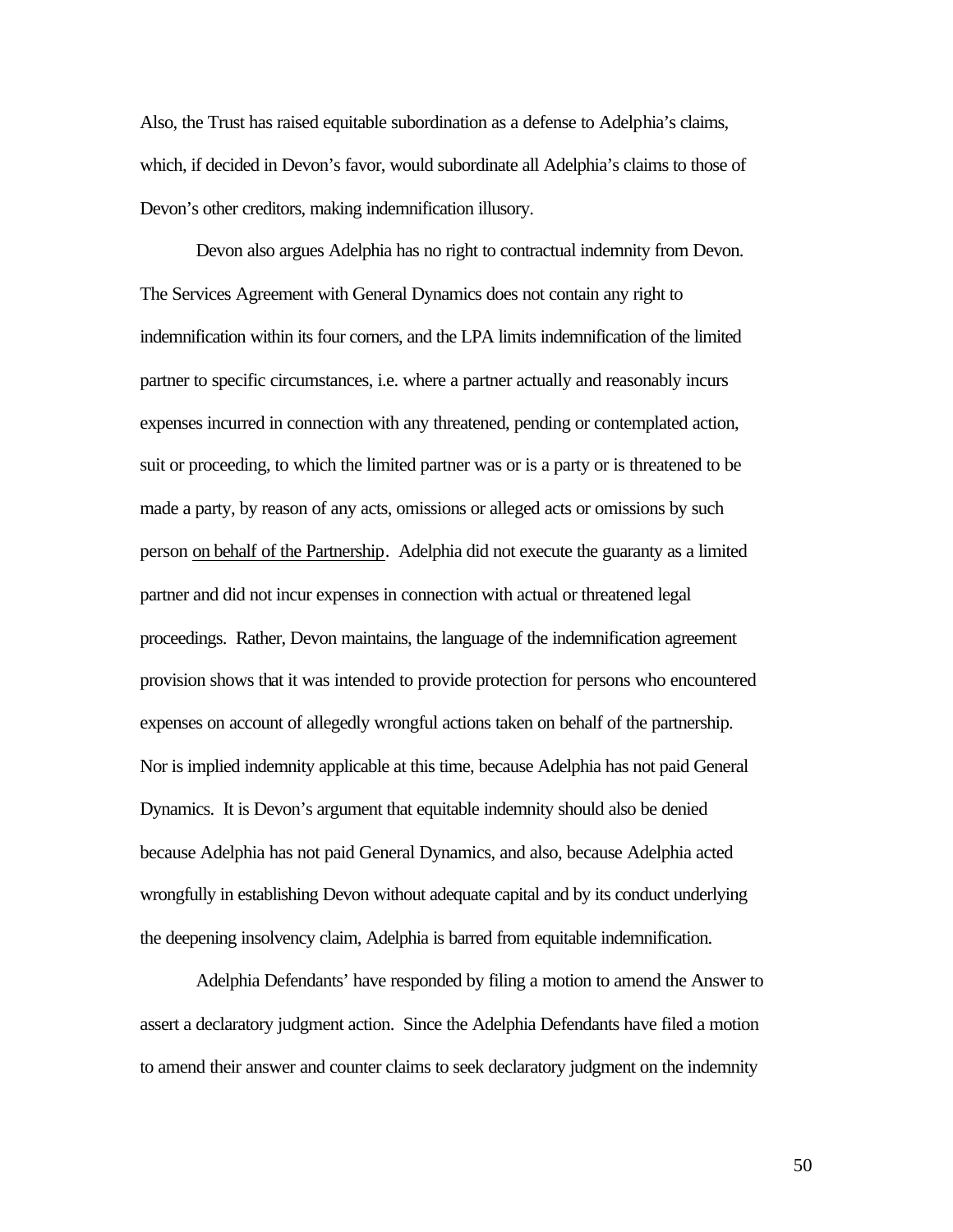Also, the Trust has raised equitable subordination as a defense to Adelphia's claims, which, if decided in Devon's favor, would subordinate all Adelphia's claims to those of Devon's other creditors, making indemnification illusory.

Devon also argues Adelphia has no right to contractual indemnity from Devon. The Services Agreement with General Dynamics does not contain any right to indemnification within its four corners, and the LPA limits indemnification of the limited partner to specific circumstances, i.e. where a partner actually and reasonably incurs expenses incurred in connection with any threatened, pending or contemplated action, suit or proceeding, to which the limited partner was or is a party or is threatened to be made a party, by reason of any acts, omissions or alleged acts or omissions by such person <u>on behalf of the Partnership</u>. Adelphia did not execute the guaranty as a limited partner and did not incur expenses in connection with actual or threatened legal proceedings. Rather, Devon maintains, the language of the indemnification agreement provision shows that it was intended to provide protection for persons who encountered expenses on account of allegedly wrongful actions taken on behalf of the partnership. Nor is implied indemnity applicable at this time, because Adelphia has not paid General Dynamics. It is Devon's argument that equitable indemnity should also be denied because Adelphia has not paid General Dynamics, and also, because Adelphia acted wrongfully in establishing Devon without adequate capital and by its conduct underlying the deepening insolvency claim, Adelphia is barred from equitable indemnification.

Adelphia Defendants' have responded by filing a motion to amend the Answer to assert a declaratory judgment action. Since the Adelphia Defendants have filed a motion to amend their answer and counter claims to seek declaratory judgment on the indemnity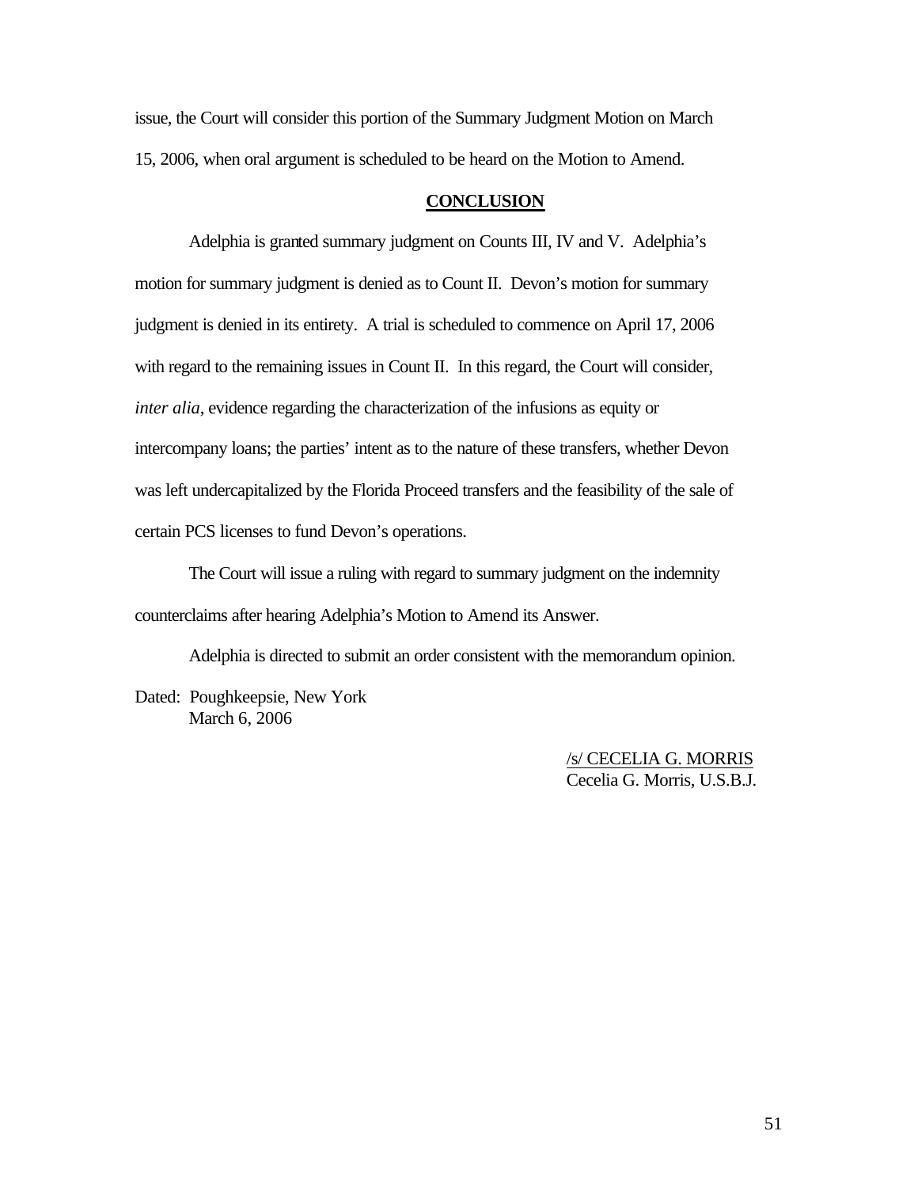issue, the Court will consider this portion of the Summary Judgment Motion on March 15, 2006, when oral argument is scheduled to be heard on the Motion to Amend.

## CONCLUSION

Adelphia is granted summary judgment on Counts III, IV and V. Adelphia's motion for summary judgment is denied as to Count II. Devon's motion for summary judgment is denied in its entirety. A trial is scheduled to commence on April 17, 2006 with regard to the remaining issues in Count II. In this regard, the Court will consider, *inter alia*, evidence regarding the characterization of the infusions as equity or intercompany loans; the parties' intent as to the nature of these transfers, whether Devon was left undercapitalized by the Florida Proceed transfers and the feasibility of the sale of certain PCS licenses to fund Devon's operations.

The Court will issue a ruling with regard to summary judgment on the indemnity counterclaims after hearing Adelphia's Motion to Amend its Answer.

Adelphia is directed to submit an order consistent with the memorandum opinion.

Dated: Poughkeepsie, New York
March 6, 2006

/s/ CECELIA G. MORRIS
Cecelia G. Morris, U.S.B.J.